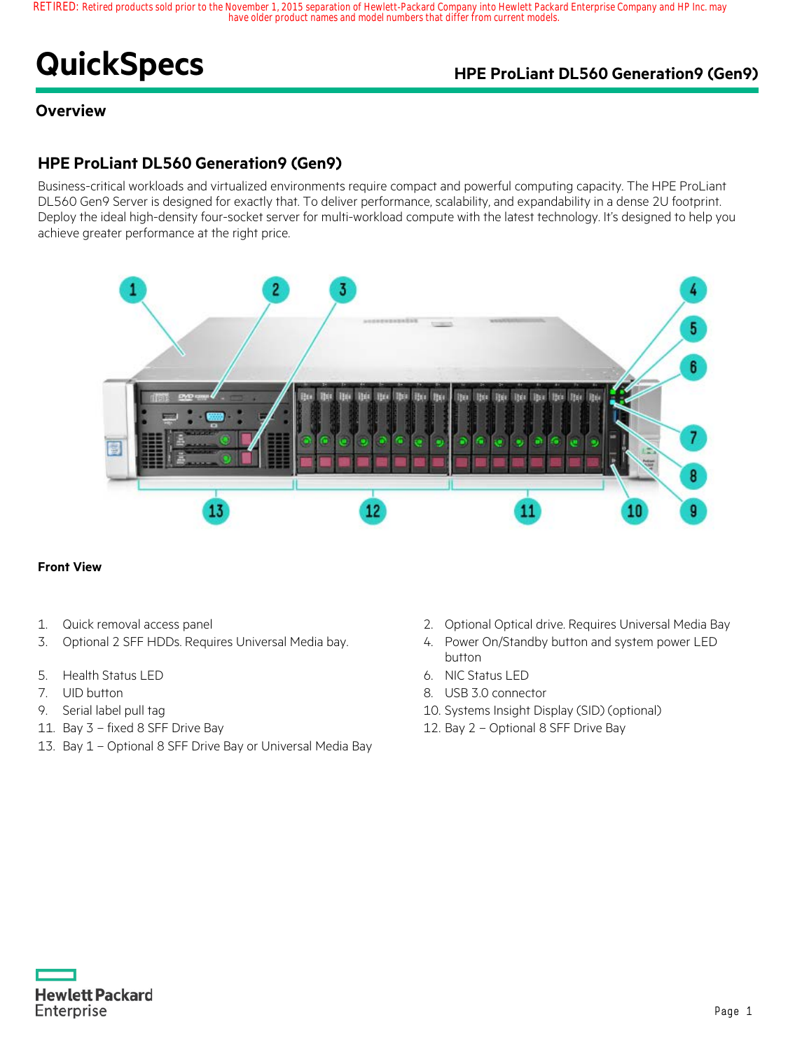RETIRED: Retired products sold prior to the November 1, 2015 separation of Hewlett-Packard Company into Hewlett Packard Enterprise Company and HP Inc. may have older product names and model numbers that differ from current models.

# QuickSpecs

## HPE ProLiant DL560 Generation9 (Gen9)

### Overview

### HPE ProLiant DL560 Generation9 (Gen9)

Business-critical workloads and virtualized environments require compact and powerful computing capacity. The HPE ProLiant DL560 Gen9 Server is designed for exactly that. To deliver performance, scalability, and expandability in a dense 2U footprint. Deploy the ideal high-density four-socket server for multi-workload compute with the latest technology. It's designed to help you achieve greater performance at the right price.

**Front View**

1. Quick removal access panel
2. Optional Optical drive. Requires Universal Media Bay
3. Optional 2 SFF HDDs. Requires Universal Media bay.
4. Power On/Standby button and system power LED button
5. Health Status LED
6. NIC Status LED
7. UID button
8. USB 3.0 connector
9. Serial label pull tag
10. Systems Insight Display (SID) (optional)
11. Bay 3 – fixed 8 SFF Drive Bay
12. Bay 2 – Optional 8 SFF Drive Bay
13. Bay 1 – Optional 8 SFF Drive Bay or Universal Media Bay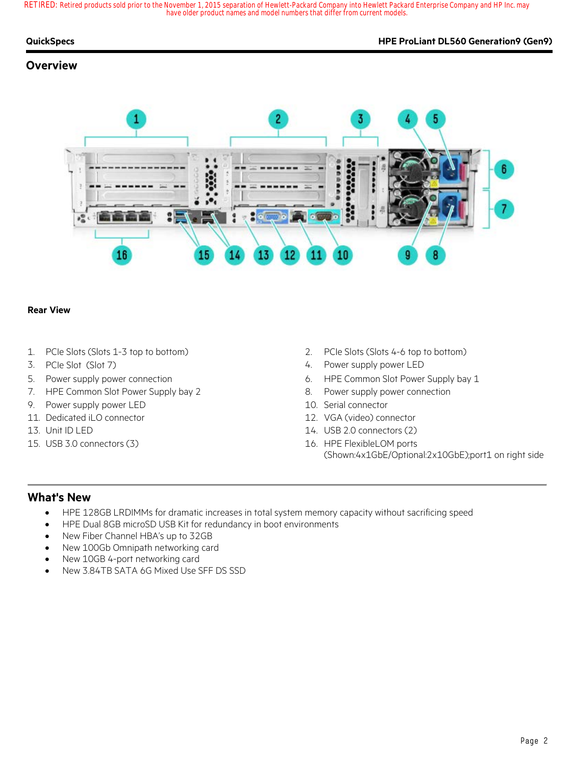RETIRED: Retired products sold prior to the November 1, 2015 separation of Hewlett-Packard Company into Hewlett Packard Enterprise Company and HP Inc. may have older product names and model numbers that differ from current models.

## Overview

**Rear View**

1. PCIe Slots (Slots 1-3 top to bottom)
2. PCIe Slots (Slots 4-6 top to bottom)
3. PCIe Slot (Slot 7)
4. Power supply power LED
5. Power supply power connection
6. HPE Common Slot Power Supply bay 1
7. HPE Common Slot Power Supply bay 2
8. Power supply power connection
9. Power supply power LED
10. Serial connector
11. Dedicated iLO connector
12. VGA (video) connector
13. Unit ID LED
14. USB 2.0 connectors (2)
15. USB 3.0 connectors (3)
16. HPE FlexibleLOM ports (Shown:4x1GbE/Optional:2x10GbE);port1 on right side

## What's New

- HPE 128GB LRDIMMs for dramatic increases in total system memory capacity without sacrificing speed
- HPE Dual 8GB microSD USB Kit for redundancy in boot environments
- New Fiber Channel HBA's up to 32GB
- New 100Gb Omnipath networking card
- New 10GB 4-port networking card
- New 3.84TB SATA 6G Mixed Use SFF DS SSD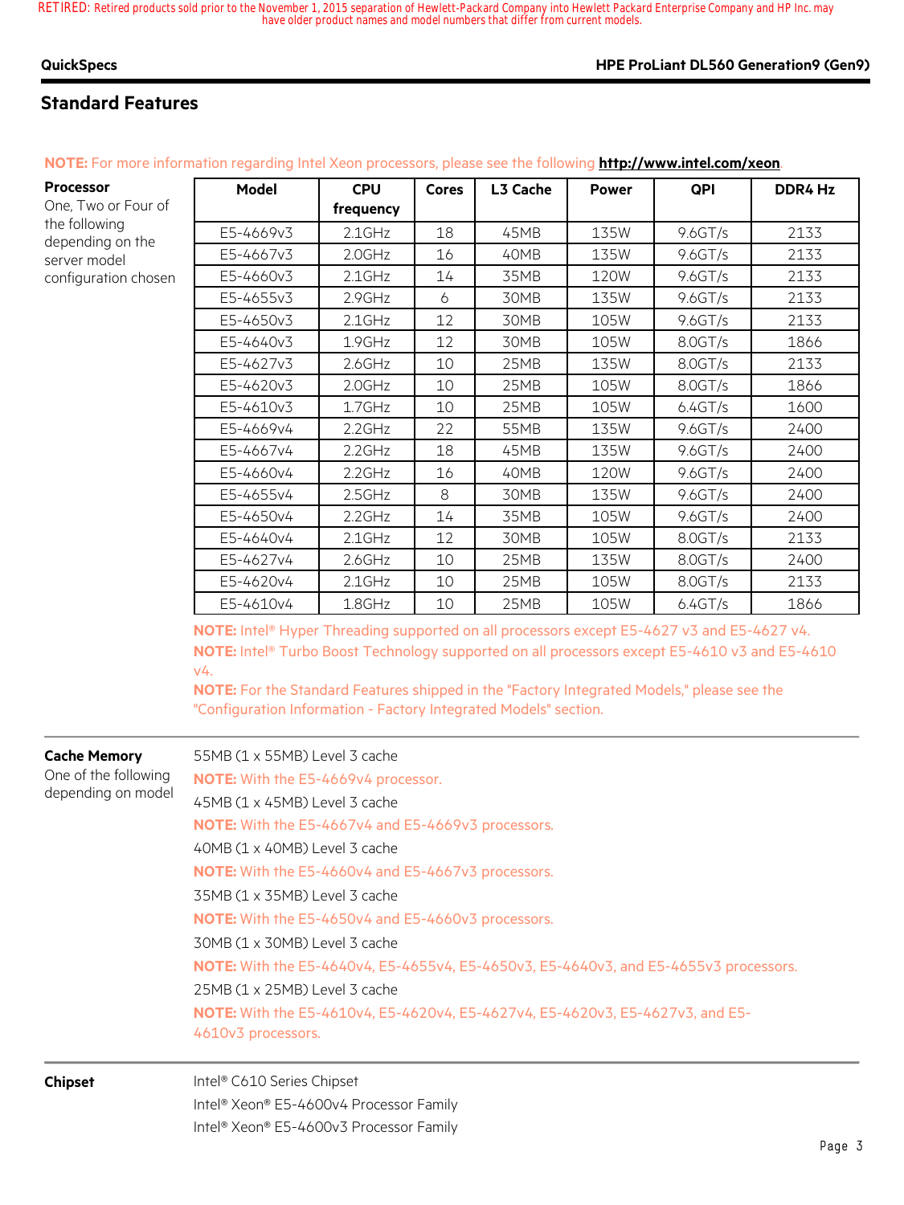RETIRED: Retired products sold prior to the November 1, 2015 separation of Hewlett-Packard Company into Hewlett Packard Enterprise Company and HP Inc. may have older product names and model numbers that differ from current models.

## Standard Features

**NOTE:** For more information regarding Intel Xeon processors, please see the following **http://www.intel.com/xeon**.

**Processor**
One, Two or Four of the following depending on the server model configuration chosen

| Model | CPU frequency | Cores | L3 Cache | Power | QPI | DDR4 Hz |
|---|---|---|---|---|---|---|
| E5-4669v3 | 2.1GHz | 18 | 45MB | 135W | 9.6GT/s | 2133 |
| E5-4667v3 | 2.0GHz | 16 | 40MB | 135W | 9.6GT/s | 2133 |
| E5-4660v3 | 2.1GHz | 14 | 35MB | 120W | 9.6GT/s | 2133 |
| E5-4655v3 | 2.9GHz | 6 | 30MB | 135W | 9.6GT/s | 2133 |
| E5-4650v3 | 2.1GHz | 12 | 30MB | 105W | 9.6GT/s | 2133 |
| E5-4640v3 | 1.9GHz | 12 | 30MB | 105W | 8.0GT/s | 1866 |
| E5-4627v3 | 2.6GHz | 10 | 25MB | 135W | 8.0GT/s | 2133 |
| E5-4620v3 | 2.0GHz | 10 | 25MB | 105W | 8.0GT/s | 1866 |
| E5-4610v3 | 1.7GHz | 10 | 25MB | 105W | 6.4GT/s | 1600 |
| E5-4669v4 | 2.2GHz | 22 | 55MB | 135W | 9.6GT/s | 2400 |
| E5-4667v4 | 2.2GHz | 18 | 45MB | 135W | 9.6GT/s | 2400 |
| E5-4660v4 | 2.2GHz | 16 | 40MB | 120W | 9.6GT/s | 2400 |
| E5-4655v4 | 2.5GHz | 8 | 30MB | 135W | 9.6GT/s | 2400 |
| E5-4650v4 | 2.2GHz | 14 | 35MB | 105W | 9.6GT/s | 2400 |
| E5-4640v4 | 2.1GHz | 12 | 30MB | 105W | 8.0GT/s | 2133 |
| E5-4627v4 | 2.6GHz | 10 | 25MB | 135W | 8.0GT/s | 2400 |
| E5-4620v4 | 2.1GHz | 10 | 25MB | 105W | 8.0GT/s | 2133 |
| E5-4610v4 | 1.8GHz | 10 | 25MB | 105W | 6.4GT/s | 1866 |

**NOTE:** Intel® Hyper Threading supported on all processors except E5-4627 v3 and E5-4627 v4.
**NOTE:** Intel® Turbo Boost Technology supported on all processors except E5-4610 v3 and E5-4610 v4.
**NOTE:** For the Standard Features shipped in the "Factory Integrated Models," please see the "Configuration Information - Factory Integrated Models" section.

**Cache Memory**
One of the following depending on model

55MB (1 x 55MB) Level 3 cache
**NOTE:** With the E5-4669v4 processor.

45MB (1 x 45MB) Level 3 cache
**NOTE:** With the E5-4667v4 and E5-4669v3 processors.

40MB (1 x 40MB) Level 3 cache
**NOTE:** With the E5-4660v4 and E5-4667v3 processors.

35MB (1 x 35MB) Level 3 cache
**NOTE:** With the E5-4650v4 and E5-4660v3 processors.

30MB (1 x 30MB) Level 3 cache
**NOTE:** With the E5-4640v4, E5-4655v4, E5-4650v3, E5-4640v3, and E5-4655v3 processors.

25MB (1 x 25MB) Level 3 cache
**NOTE:** With the E5-4610v4, E5-4620v4, E5-4627v4, E5-4620v3, E5-4627v3, and E5-4610v3 processors.

**Chipset**

Intel® C610 Series Chipset
Intel® Xeon® E5-4600v4 Processor Family
Intel® Xeon® E5-4600v3 Processor Family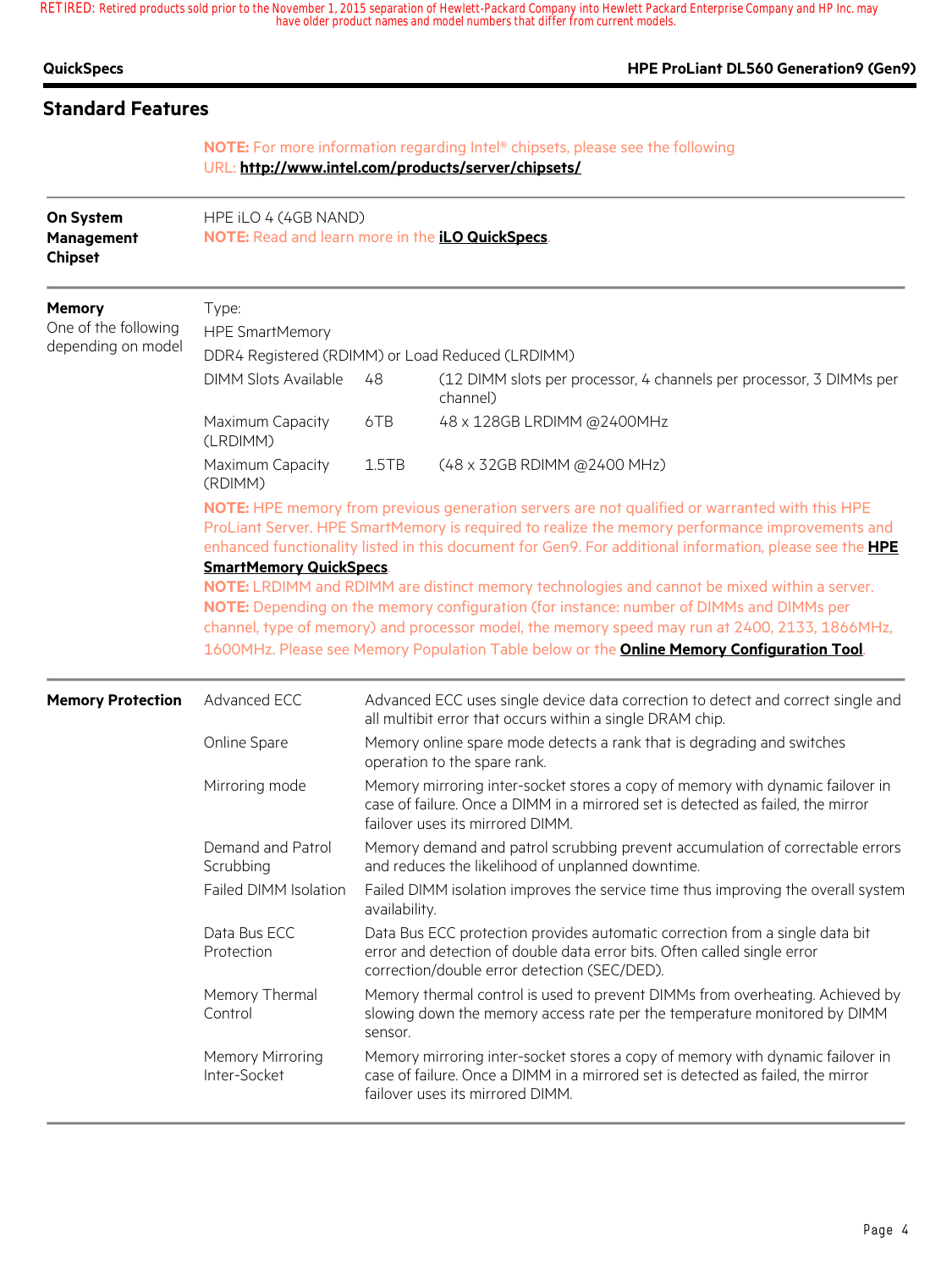## Standard Features

**NOTE:** For more information regarding Intel® chipsets, please see the following URL: **http://www.intel.com/products/server/chipsets/**

| | |
|---|---|
| **On System Management Chipset** | HPE iLO 4 (4GB NAND)<br>**NOTE:** Read and learn more in the **iLO QuickSpecs**. |

**Memory**
One of the following depending on model

Type:
HPE SmartMemory
DDR4 Registered (RDIMM) or Load Reduced (LRDIMM)

| | | |
|---|---|---|
| DIMM Slots Available | 48 | (12 DIMM slots per processor, 4 channels per processor, 3 DIMMs per channel) |
| Maximum Capacity (LRDIMM) | 6TB | 48 x 128GB LRDIMM @2400MHz |
| Maximum Capacity (RDIMM) | 1.5TB | (48 x 32GB RDIMM @2400 MHz) |

**NOTE:** HPE memory from previous generation servers are not qualified or warranted with this HPE ProLiant Server. HPE SmartMemory is required to realize the memory performance improvements and enhanced functionality listed in this document for Gen9. For additional information, please see the **HPE SmartMemory QuickSpecs**.
**NOTE:** LRDIMM and RDIMM are distinct memory technologies and cannot be mixed within a server.
**NOTE:** Depending on the memory configuration (for instance: number of DIMMs and DIMMs per channel, type of memory) and processor model, the memory speed may run at 2400, 2133, 1866MHz, 1600MHz. Please see Memory Population Table below or the **Online Memory Configuration Tool**.

**Memory Protection**

| | |
|---|---|
| Advanced ECC | Advanced ECC uses single device data correction to detect and correct single and all multibit error that occurs within a single DRAM chip. |
| Online Spare | Memory online spare mode detects a rank that is degrading and switches operation to the spare rank. |
| Mirroring mode | Memory mirroring inter-socket stores a copy of memory with dynamic failover in case of failure. Once a DIMM in a mirrored set is detected as failed, the mirror failover uses its mirrored DIMM. |
| Demand and Patrol Scrubbing | Memory demand and patrol scrubbing prevent accumulation of correctable errors and reduces the likelihood of unplanned downtime. |
| Failed DIMM Isolation | Failed DIMM isolation improves the service time thus improving the overall system availability. |
| Data Bus ECC Protection | Data Bus ECC protection provides automatic correction from a single data bit error and detection of double data error bits. Often called single error correction/double error detection (SEC/DED). |
| Memory Thermal Control | Memory thermal control is used to prevent DIMMs from overheating. Achieved by slowing down the memory access rate per the temperature monitored by DIMM sensor. |
| Memory Mirroring Inter-Socket | Memory mirroring inter-socket stores a copy of memory with dynamic failover in case of failure. Once a DIMM in a mirrored set is detected as failed, the mirror failover uses its mirrored DIMM. |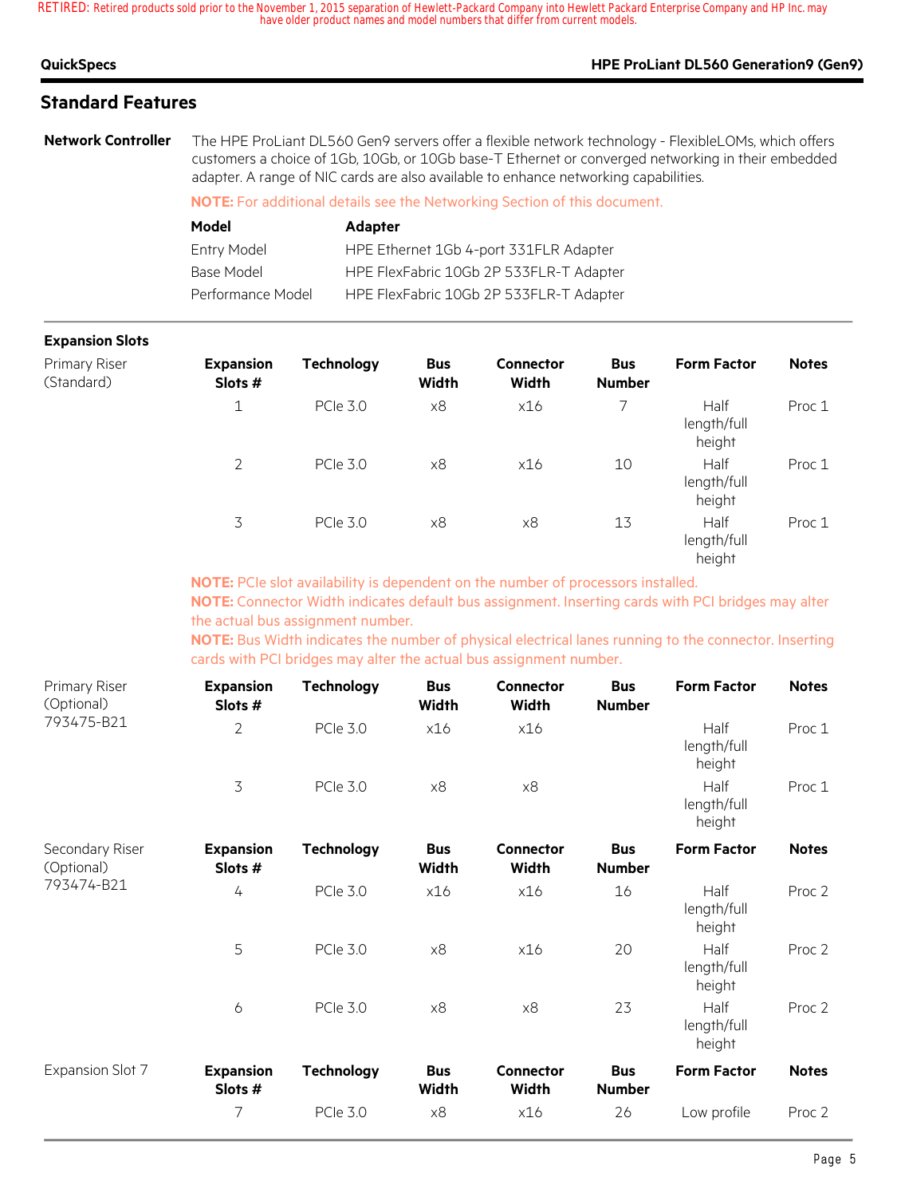## Standard Features

**Network Controller**

The HPE ProLiant DL560 Gen9 servers offer a flexible network technology - FlexibleLOMs, which offers customers a choice of 1Gb, 10Gb, or 10Gb base-T Ethernet or converged networking in their embedded adapter. A range of NIC cards are also available to enhance networking capabilities.

**NOTE:** For additional details see the Networking Section of this document.

| Model | Adapter |
|---|---|
| Entry Model | HPE Ethernet 1Gb 4-port 331FLR Adapter |
| Base Model | HPE FlexFabric 10Gb 2P 533FLR-T Adapter |
| Performance Model | HPE FlexFabric 10Gb 2P 533FLR-T Adapter |

**Expansion Slots**

Primary Riser (Standard)

| Expansion Slots # | Technology | Bus Width | Connector Width | Bus Number | Form Factor | Notes |
|---|---|---|---|---|---|---|
| 1 | PCIe 3.0 | x8 | x16 | 7 | Half length/full height | Proc 1 |
| 2 | PCIe 3.0 | x8 | x16 | 10 | Half length/full height | Proc 1 |
| 3 | PCIe 3.0 | x8 | x8 | 13 | Half length/full height | Proc 1 |

**NOTE:** PCIe slot availability is dependent on the number of processors installed.
**NOTE:** Connector Width indicates default bus assignment. Inserting cards with PCI bridges may alter the actual bus assignment number.
**NOTE:** Bus Width indicates the number of physical electrical lanes running to the connector. Inserting cards with PCI bridges may alter the actual bus assignment number.

Primary Riser (Optional) 793475-B21

| Expansion Slots # | Technology | Bus Width | Connector Width | Bus Number | Form Factor | Notes |
|---|---|---|---|---|---|---|
| 2 | PCIe 3.0 | x16 | x16 | | Half length/full height | Proc 1 |
| 3 | PCIe 3.0 | x8 | x8 | | Half length/full height | Proc 1 |

Secondary Riser (Optional) 793474-B21

| Expansion Slots # | Technology | Bus Width | Connector Width | Bus Number | Form Factor | Notes |
|---|---|---|---|---|---|---|
| 4 | PCIe 3.0 | x16 | x16 | 16 | Half length/full height | Proc 2 |
| 5 | PCIe 3.0 | x8 | x16 | 20 | Half length/full height | Proc 2 |
| 6 | PCIe 3.0 | x8 | x8 | 23 | Half length/full height | Proc 2 |

Expansion Slot 7

| Expansion Slots # | Technology | Bus Width | Connector Width | Bus Number | Form Factor | Notes |
|---|---|---|---|---|---|---|
| 7 | PCIe 3.0 | x8 | x16 | 26 | Low profile | Proc 2 |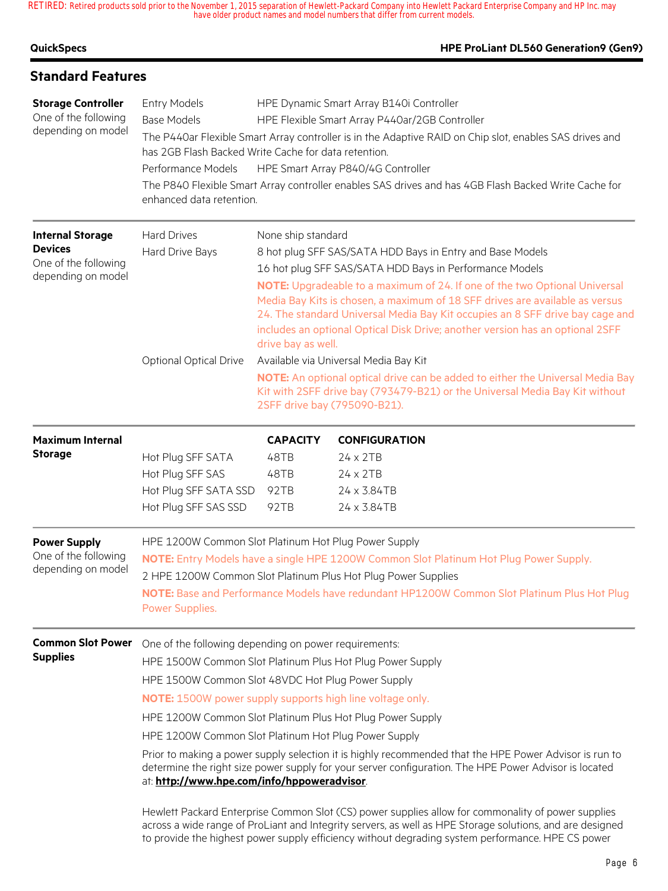## Standard Features

**Storage Controller**
One of the following depending on model

| | |
|---|---|
| Entry Models | HPE Dynamic Smart Array B140i Controller |
| Base Models | HPE Flexible Smart Array P440ar/2GB Controller |

The P440ar Flexible Smart Array controller is in the Adaptive RAID on Chip slot, enables SAS drives and has 2GB Flash Backed Write Cache for data retention.

| | |
|---|---|
| Performance Models | HPE Smart Array P840/4G Controller |

The P840 Flexible Smart Array controller enables SAS drives and has 4GB Flash Backed Write Cache for enhanced data retention.

**Internal Storage Devices**
One of the following depending on model

| | |
|---|---|
| Hard Drives | None ship standard |
| Hard Drive Bays | 8 hot plug SFF SAS/SATA HDD Bays in Entry and Base Models |
| | 16 hot plug SFF SAS/SATA HDD Bays in Performance Models |

**NOTE:** Upgradeable to a maximum of 24. If one of the two Optional Universal Media Bay Kits is chosen, a maximum of 18 SFF drives are available as versus 24. The standard Universal Media Bay Kit occupies an 8 SFF drive bay cage and includes an optional Optical Disk Drive; another version has an optional 2SFF drive bay as well.

| | |
|---|---|
| Optional Optical Drive | Available via Universal Media Bay Kit |

**NOTE:** An optional optical drive can be added to either the Universal Media Bay Kit with 2SFF drive bay (793479-B21) or the Universal Media Bay Kit without 2SFF drive bay (795090-B21).

**Maximum Internal Storage**

| | CAPACITY | CONFIGURATION |
|---|---|---|
| Hot Plug SFF SATA | 48TB | 24 x 2TB |
| Hot Plug SFF SAS | 48TB | 24 x 2TB |
| Hot Plug SFF SATA SSD | 92TB | 24 x 3.84TB |
| Hot Plug SFF SAS SSD | 92TB | 24 x 3.84TB |

**Power Supply**
One of the following depending on model

HPE 1200W Common Slot Platinum Hot Plug Power Supply

**NOTE:** Entry Models have a single HPE 1200W Common Slot Platinum Hot Plug Power Supply.

2 HPE 1200W Common Slot Platinum Plus Hot Plug Power Supplies

**NOTE:** Base and Performance Models have redundant HP1200W Common Slot Platinum Plus Hot Plug Power Supplies.

**Common Slot Power Supplies**

One of the following depending on power requirements:

HPE 1500W Common Slot Platinum Plus Hot Plug Power Supply

HPE 1500W Common Slot 48VDC Hot Plug Power Supply

**NOTE:** 1500W power supply supports high line voltage only.

HPE 1200W Common Slot Platinum Plus Hot Plug Power Supply

HPE 1200W Common Slot Platinum Hot Plug Power Supply

Prior to making a power supply selection it is highly recommended that the HPE Power Advisor is run to determine the right size power supply for your server configuration. The HPE Power Advisor is located at: **http://www.hpe.com/info/hppoweradvisor**.

Hewlett Packard Enterprise Common Slot (CS) power supplies allow for commonality of power supplies across a wide range of ProLiant and Integrity servers, as well as HPE Storage solutions, and are designed to provide the highest power supply efficiency without degrading system performance. HPE CS power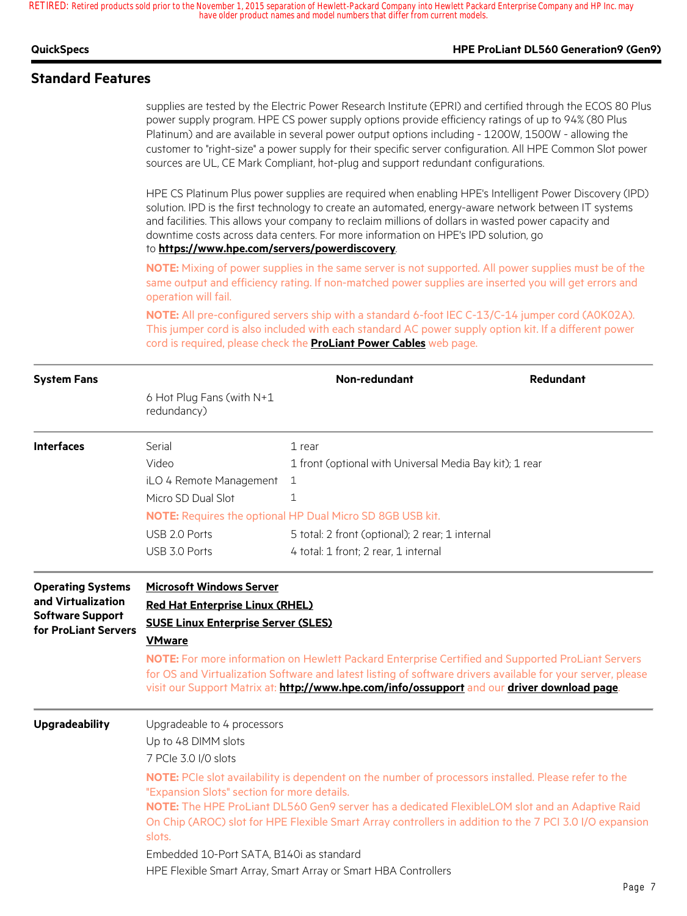## Standard Features

supplies are tested by the Electric Power Research Institute (EPRI) and certified through the ECOS 80 Plus power supply program. HPE CS power supply options provide efficiency ratings of up to 94% (80 Plus Platinum) and are available in several power output options including - 1200W, 1500W - allowing the customer to "right-size" a power supply for their specific server configuration. All HPE Common Slot power sources are UL, CE Mark Compliant, hot-plug and support redundant configurations.

HPE CS Platinum Plus power supplies are required when enabling HPE's Intelligent Power Discovery (IPD) solution. IPD is the first technology to create an automated, energy-aware network between IT systems and facilities. This allows your company to reclaim millions of dollars in wasted power capacity and downtime costs across data centers. For more information on HPE's IPD solution, go to **https://www.hpe.com/servers/powerdiscovery**.

**NOTE:** Mixing of power supplies in the same server is not supported. All power supplies must be of the same output and efficiency rating. If non-matched power supplies are inserted you will get errors and operation will fail.

**NOTE:** All pre-configured servers ship with a standard 6-foot IEC C-13/C-14 jumper cord (A0K02A). This jumper cord is also included with each standard AC power supply option kit. If a different power cord is required, please check the **ProLiant Power Cables** web page.

### System Fans

| | Non-redundant | Redundant |
|---|---|---|
| 6 Hot Plug Fans (with N+1 redundancy) | | |

### Interfaces

| | |
|---|---|
| Serial | 1 rear |
| Video | 1 front (optional with Universal Media Bay kit); 1 rear |
| iLO 4 Remote Management | 1 |
| Micro SD Dual Slot | 1 |

**NOTE:** Requires the optional HP Dual Micro SD 8GB USB kit.

| | |
|---|---|
| USB 2.0 Ports | 5 total: 2 front (optional); 2 rear; 1 internal |
| USB 3.0 Ports | 4 total: 1 front; 2 rear, 1 internal |

### Operating Systems and Virtualization Software Support for ProLiant Servers

**Microsoft Windows Server**

**Red Hat Enterprise Linux (RHEL)**

**SUSE Linux Enterprise Server (SLES)**

**VMware**

**NOTE:** For more information on Hewlett Packard Enterprise Certified and Supported ProLiant Servers for OS and Virtualization Software and latest listing of software drivers available for your server, please visit our Support Matrix at: **http://www.hpe.com/info/ossupport** and our **driver download page**.

### Upgradeability

Upgradeable to 4 processors

Up to 48 DIMM slots

7 PCIe 3.0 I/O slots

**NOTE:** PCIe slot availability is dependent on the number of processors installed. Please refer to the "Expansion Slots" section for more details.

**NOTE:** The HPE ProLiant DL560 Gen9 server has a dedicated FlexibleLOM slot and an Adaptive Raid On Chip (AROC) slot for HPE Flexible Smart Array controllers in addition to the 7 PCI 3.0 I/O expansion slots.

Embedded 10-Port SATA, B140i as standard

HPE Flexible Smart Array, Smart Array or Smart HBA Controllers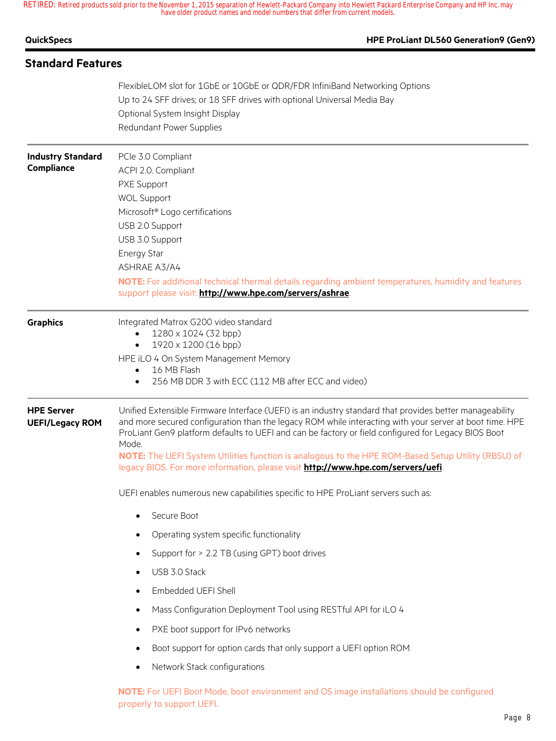## Standard Features

FlexibleLOM slot for 1GbE or 10GbE or QDR/FDR InfiniBand Networking Options
Up to 24 SFF drives; or 18 SFF drives with optional Universal Media Bay
Optional System Insight Display
Redundant Power Supplies

**Industry Standard Compliance**

PCIe 3.0 Compliant
ACPI 2.0. Compliant
PXE Support
WOL Support
Microsoft® Logo certifications
USB 2.0 Support
USB 3.0 Support
Energy Star
ASHRAE A3/A4

**NOTE:** For additional technical thermal details regarding ambient temperatures, humidity and features support please visit: **http://www.hpe.com/servers/ashrae**.

**Graphics**

Integrated Matrox G200 video standard

- 1280 x 1024 (32 bpp)
- 1920 x 1200 (16 bpp)

HPE iLO 4 On System Management Memory

- 16 MB Flash
- 256 MB DDR 3 with ECC (112 MB after ECC and video)

**HPE Server UEFI/Legacy ROM**

Unified Extensible Firmware Interface (UEFI) is an industry standard that provides better manageability and more secured configuration than the legacy ROM while interacting with your server at boot time. HPE ProLiant Gen9 platform defaults to UEFI and can be factory or field configured for Legacy BIOS Boot Mode.

**NOTE:** The UEFI System Utilities function is analogous to the HPE ROM-Based Setup Utility (RBSU) of legacy BIOS. For more information, please visit **http://www.hpe.com/servers/uefi**.

UEFI enables numerous new capabilities specific to HPE ProLiant servers such as:

- Secure Boot
- Operating system specific functionality
- Support for > 2.2 TB (using GPT) boot drives
- USB 3.0 Stack
- Embedded UEFI Shell
- Mass Configuration Deployment Tool using RESTful API for iLO 4
- PXE boot support for IPv6 networks
- Boot support for option cards that only support a UEFI option ROM
- Network Stack configurations

**NOTE:** For UEFI Boot Mode, boot environment and OS image installations should be configured properly to support UEFI.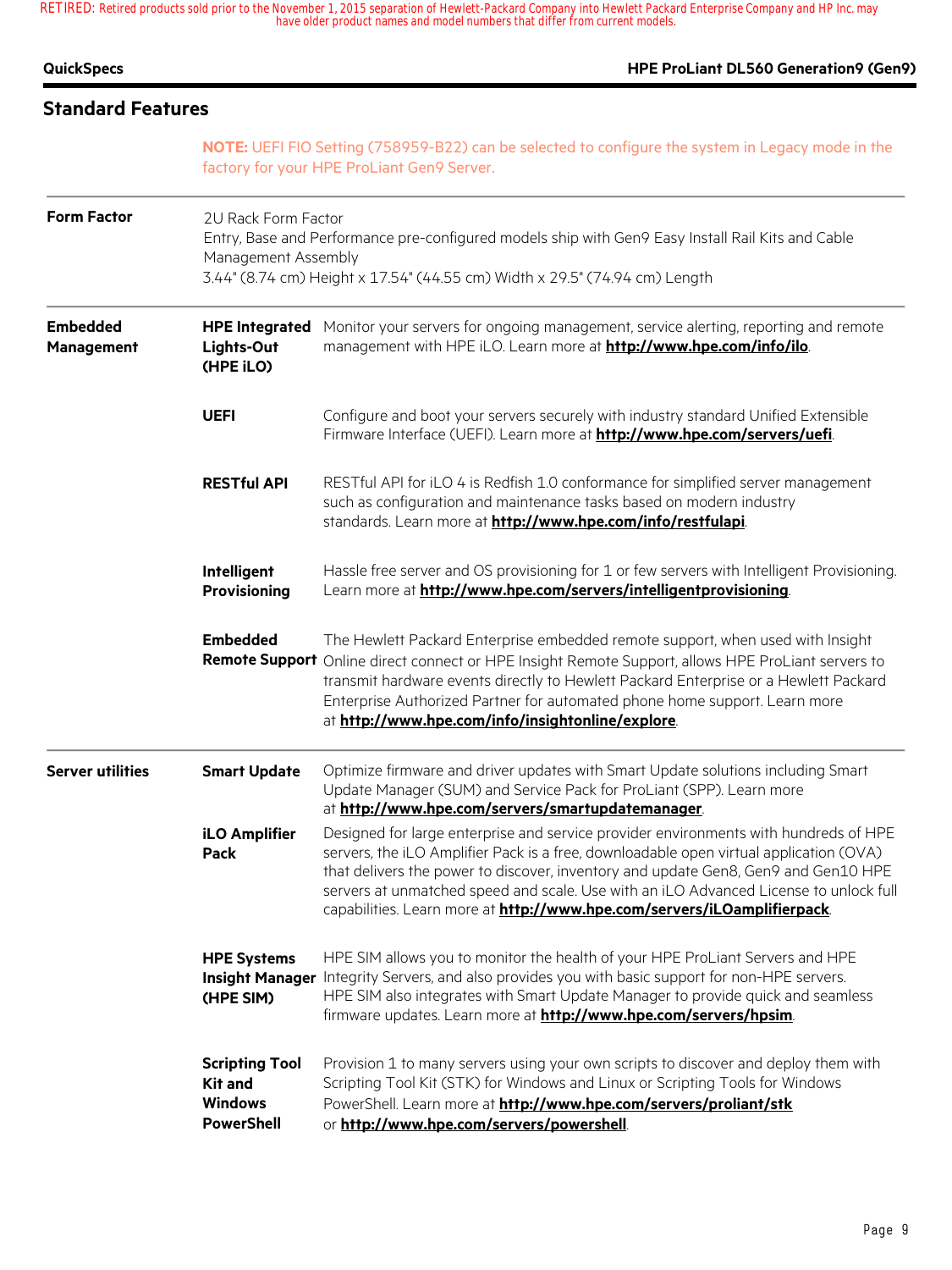## Standard Features

**NOTE:** UEFI FIO Setting (758959-B22) can be selected to configure the system in Legacy mode in the factory for your HPE ProLiant Gen9 Server.

| | | |
|---|---|---|
| **Form Factor** | 2U Rack Form Factor<br>Entry, Base and Performance pre-configured models ship with Gen9 Easy Install Rail Kits and Cable Management Assembly<br>3.44" (8.74 cm) Height x 17.54" (44.55 cm) Width x 29.5" (74.94 cm) Length | |
| **Embedded Management** | **HPE Integrated Lights-Out (HPE iLO)** | Monitor your servers for ongoing management, service alerting, reporting and remote management with HPE iLO. Learn more at **http://www.hpe.com/info/ilo**. |
| | **UEFI** | Configure and boot your servers securely with industry standard Unified Extensible Firmware Interface (UEFI). Learn more at **http://www.hpe.com/servers/uefi**. |
| | **RESTful API** | RESTful API for iLO 4 is Redfish 1.0 conformance for simplified server management such as configuration and maintenance tasks based on modern industry standards. Learn more at **http://www.hpe.com/info/restfulapi**. |
| | **Intelligent Provisioning** | Hassle free server and OS provisioning for 1 or few servers with Intelligent Provisioning. Learn more at **http://www.hpe.com/servers/intelligentprovisioning**. |
| | **Embedded Remote Support** | The Hewlett Packard Enterprise embedded remote support, when used with Insight Online direct connect or HPE Insight Remote Support, allows HPE ProLiant servers to transmit hardware events directly to Hewlett Packard Enterprise or a Hewlett Packard Enterprise Authorized Partner for automated phone home support. Learn more at **http://www.hpe.com/info/insightonline/explore**. |
| **Server utilities** | **Smart Update** | Optimize firmware and driver updates with Smart Update solutions including Smart Update Manager (SUM) and Service Pack for ProLiant (SPP). Learn more at **http://www.hpe.com/servers/smartupdatemanager**. |
| | **iLO Amplifier Pack** | Designed for large enterprise and service provider environments with hundreds of HPE servers, the iLO Amplifier Pack is a free, downloadable open virtual application (OVA) that delivers the power to discover, inventory and update Gen8, Gen9 and Gen10 HPE servers at unmatched speed and scale. Use with an iLO Advanced License to unlock full capabilities. Learn more at **http://www.hpe.com/servers/iLOamplifierpack**. |
| | **HPE Systems Insight Manager (HPE SIM)** | HPE SIM allows you to monitor the health of your HPE ProLiant Servers and HPE Integrity Servers, and also provides you with basic support for non-HPE servers. HPE SIM also integrates with Smart Update Manager to provide quick and seamless firmware updates. Learn more at **http://www.hpe.com/servers/hpsim**. |
| | **Scripting Tool Kit and Windows PowerShell** | Provision 1 to many servers using your own scripts to discover and deploy them with Scripting Tool Kit (STK) for Windows and Linux or Scripting Tools for Windows PowerShell. Learn more at **http://www.hpe.com/servers/proliant/stk** or **http://www.hpe.com/servers/powershell**. |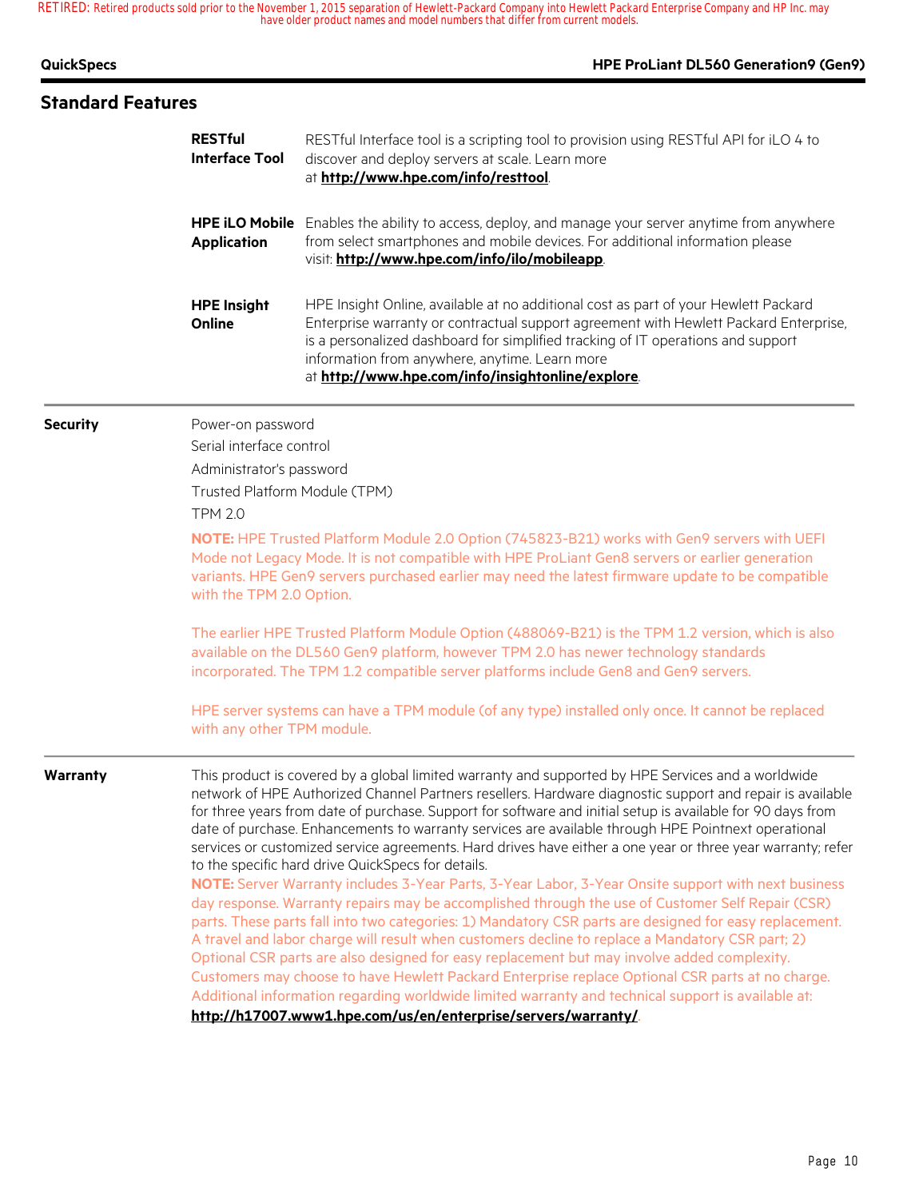## Standard Features

**RESTful Interface Tool**

RESTful Interface tool is a scripting tool to provision using RESTful API for iLO 4 to discover and deploy servers at scale. Learn more at **http://www.hpe.com/info/resttool**.

**HPE iLO Mobile Application**

Enables the ability to access, deploy, and manage your server anytime from anywhere from select smartphones and mobile devices. For additional information please visit: **http://www.hpe.com/info/ilo/mobileapp**.

**HPE Insight Online**

HPE Insight Online, available at no additional cost as part of your Hewlett Packard Enterprise warranty or contractual support agreement with Hewlett Packard Enterprise, is a personalized dashboard for simplified tracking of IT operations and support information from anywhere, anytime. Learn more at **http://www.hpe.com/info/insightonline/explore**.

### Security

Power-on password

Serial interface control

Administrator's password

Trusted Platform Module (TPM)

TPM 2.0

**NOTE:** HPE Trusted Platform Module 2.0 Option (745823-B21) works with Gen9 servers with UEFI Mode not Legacy Mode. It is not compatible with HPE ProLiant Gen8 servers or earlier generation variants. HPE Gen9 servers purchased earlier may need the latest firmware update to be compatible with the TPM 2.0 Option.

The earlier HPE Trusted Platform Module Option (488069-B21) is the TPM 1.2 version, which is also available on the DL560 Gen9 platform, however TPM 2.0 has newer technology standards incorporated. The TPM 1.2 compatible server platforms include Gen8 and Gen9 servers.

HPE server systems can have a TPM module (of any type) installed only once. It cannot be replaced with any other TPM module.

### Warranty

This product is covered by a global limited warranty and supported by HPE Services and a worldwide network of HPE Authorized Channel Partners resellers. Hardware diagnostic support and repair is available for three years from date of purchase. Support for software and initial setup is available for 90 days from date of purchase. Enhancements to warranty services are available through HPE Pointnext operational services or customized service agreements. Hard drives have either a one year or three year warranty; refer to the specific hard drive QuickSpecs for details.

**NOTE:** Server Warranty includes 3-Year Parts, 3-Year Labor, 3-Year Onsite support with next business day response. Warranty repairs may be accomplished through the use of Customer Self Repair (CSR) parts. These parts fall into two categories: 1) Mandatory CSR parts are designed for easy replacement. A travel and labor charge will result when customers decline to replace a Mandatory CSR part; 2) Optional CSR parts are also designed for easy replacement but may involve added complexity. Customers may choose to have Hewlett Packard Enterprise replace Optional CSR parts at no charge. Additional information regarding worldwide limited warranty and technical support is available at: **http://h17007.www1.hpe.com/us/en/enterprise/servers/warranty/**.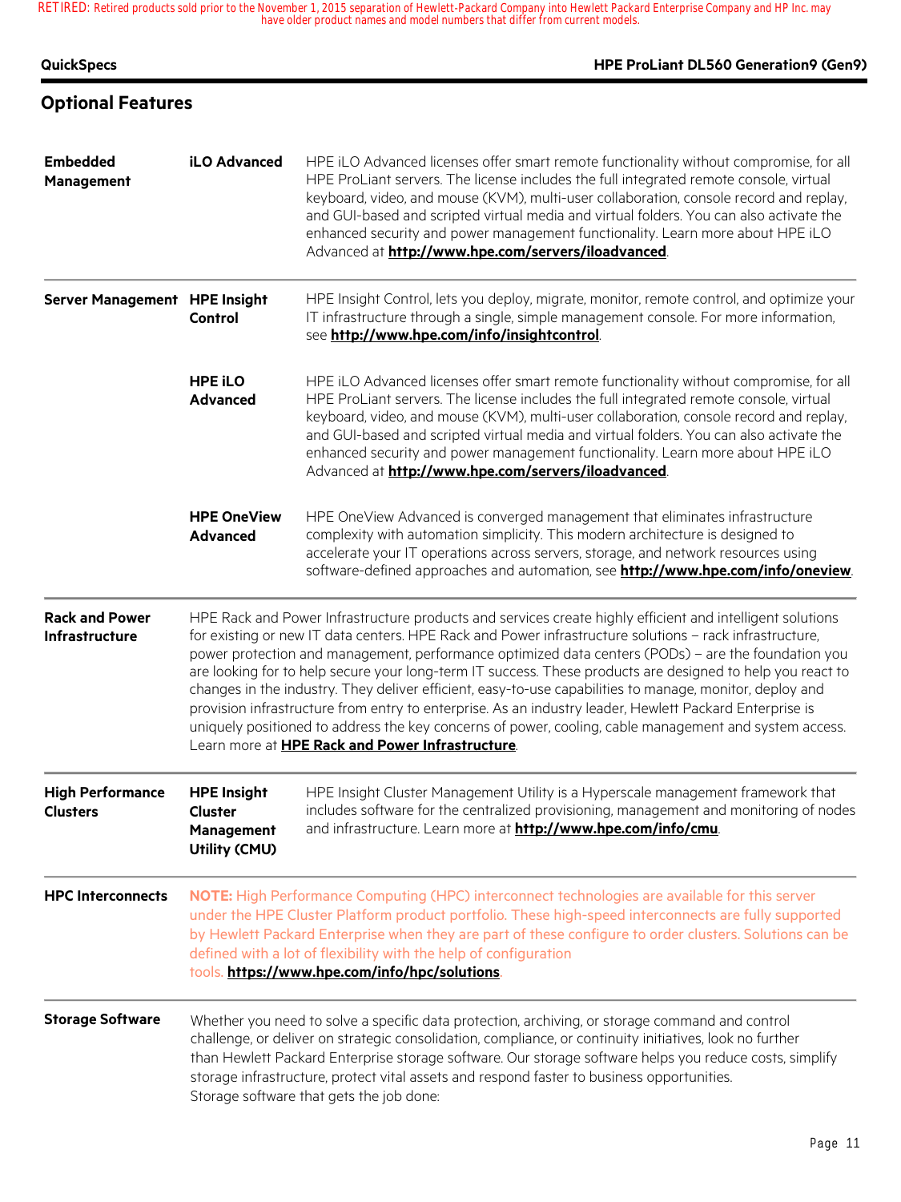## Optional Features

| | | |
|---|---|---|
| **Embedded Management** | **iLO Advanced** | HPE iLO Advanced licenses offer smart remote functionality without compromise, for all HPE ProLiant servers. The license includes the full integrated remote console, virtual keyboard, video, and mouse (KVM), multi-user collaboration, console record and replay, and GUI-based and scripted virtual media and virtual folders. You can also activate the enhanced security and power management functionality. Learn more about HPE iLO Advanced at **http://www.hpe.com/servers/iloadvanced**. |
| **Server Management** | **HPE Insight Control** | HPE Insight Control, lets you deploy, migrate, monitor, remote control, and optimize your IT infrastructure through a single, simple management console. For more information, see **http://www.hpe.com/info/insightcontrol**. |
| | **HPE iLO Advanced** | HPE iLO Advanced licenses offer smart remote functionality without compromise, for all HPE ProLiant servers. The license includes the full integrated remote console, virtual keyboard, video, and mouse (KVM), multi-user collaboration, console record and replay, and GUI-based and scripted virtual media and virtual folders. You can also activate the enhanced security and power management functionality. Learn more about HPE iLO Advanced at **http://www.hpe.com/servers/iloadvanced**. |
| | **HPE OneView Advanced** | HPE OneView Advanced is converged management that eliminates infrastructure complexity with automation simplicity. This modern architecture is designed to accelerate your IT operations across servers, storage, and network resources using software-defined approaches and automation, see **http://www.hpe.com/info/oneview**. |

**Rack and Power Infrastructure**

HPE Rack and Power Infrastructure products and services create highly efficient and intelligent solutions for existing or new IT data centers. HPE Rack and Power infrastructure solutions – rack infrastructure, power protection and management, performance optimized data centers (PODs) – are the foundation you are looking for to help secure your long-term IT success. These products are designed to help you react to changes in the industry. They deliver efficient, easy-to-use capabilities to manage, monitor, deploy and provision infrastructure from entry to enterprise. As an industry leader, Hewlett Packard Enterprise is uniquely positioned to address the key concerns of power, cooling, cable management and system access. Learn more at **HPE Rack and Power Infrastructure**.

| | | |
|---|---|---|
| **High Performance Clusters** | **HPE Insight Cluster Management Utility (CMU)** | HPE Insight Cluster Management Utility is a Hyperscale management framework that includes software for the centralized provisioning, management and monitoring of nodes and infrastructure. Learn more at **http://www.hpe.com/info/cmu**. |

**HPC Interconnects**

**NOTE:** High Performance Computing (HPC) interconnect technologies are available for this server under the HPE Cluster Platform product portfolio. These high-speed interconnects are fully supported by Hewlett Packard Enterprise when they are part of these configure to order clusters. Solutions can be defined with a lot of flexibility with the help of configuration tools. **https://www.hpe.com/info/hpc/solutions**.

**Storage Software**

Whether you need to solve a specific data protection, archiving, or storage command and control challenge, or deliver on strategic consolidation, compliance, or continuity initiatives, look no further than Hewlett Packard Enterprise storage software. Our storage software helps you reduce costs, simplify storage infrastructure, protect vital assets and respond faster to business opportunities.
Storage software that gets the job done: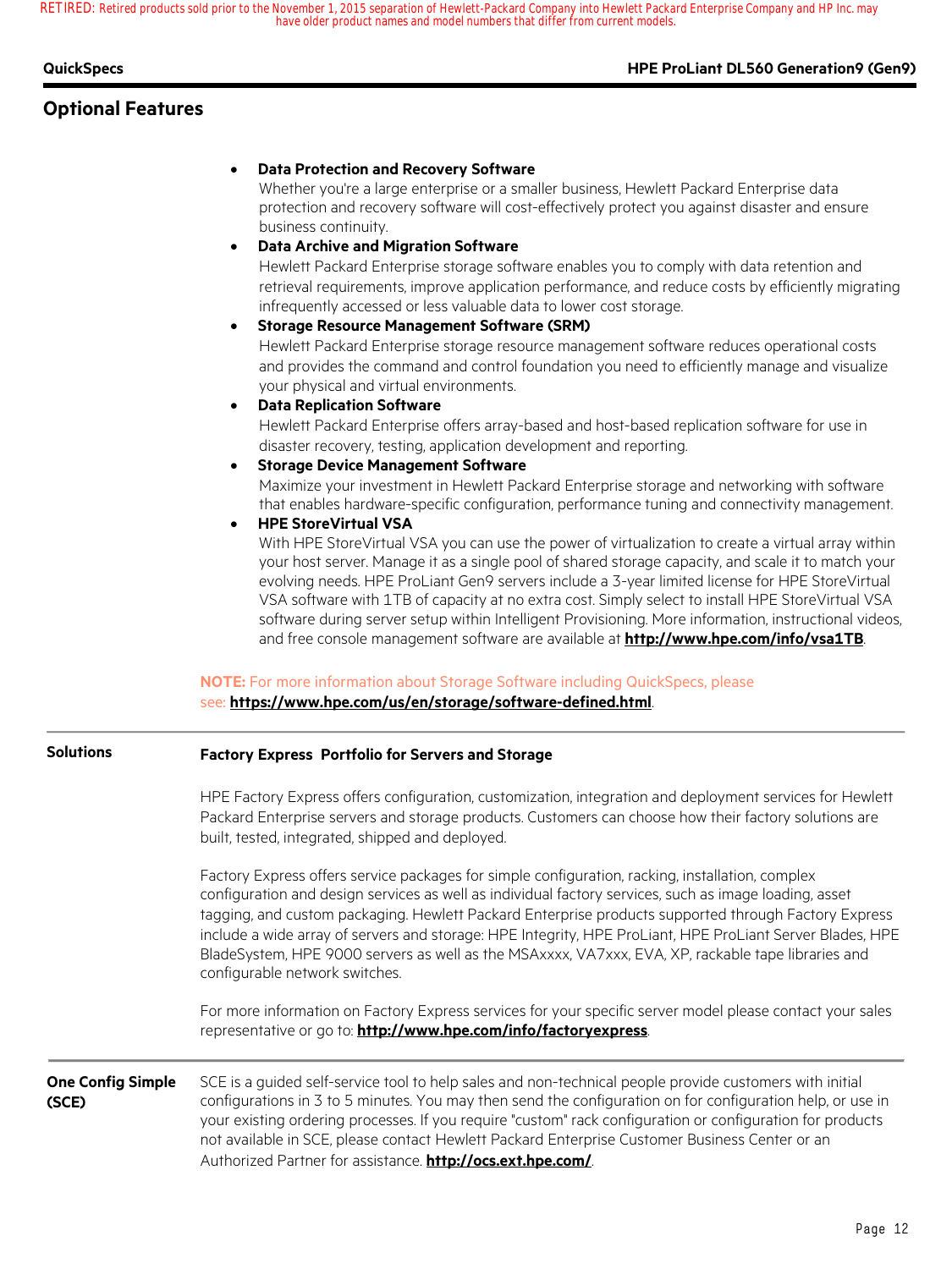## Optional Features

- **Data Protection and Recovery Software**
  Whether you're a large enterprise or a smaller business, Hewlett Packard Enterprise data protection and recovery software will cost-effectively protect you against disaster and ensure business continuity.
- **Data Archive and Migration Software**
  Hewlett Packard Enterprise storage software enables you to comply with data retention and retrieval requirements, improve application performance, and reduce costs by efficiently migrating infrequently accessed or less valuable data to lower cost storage.
- **Storage Resource Management Software (SRM)**
  Hewlett Packard Enterprise storage resource management software reduces operational costs and provides the command and control foundation you need to efficiently manage and visualize your physical and virtual environments.
- **Data Replication Software**
  Hewlett Packard Enterprise offers array-based and host-based replication software for use in disaster recovery, testing, application development and reporting.
- **Storage Device Management Software**
  Maximize your investment in Hewlett Packard Enterprise storage and networking with software that enables hardware-specific configuration, performance tuning and connectivity management.
- **HPE StoreVirtual VSA**
  With HPE StoreVirtual VSA you can use the power of virtualization to create a virtual array within your host server. Manage it as a single pool of shared storage capacity, and scale it to match your evolving needs. HPE ProLiant Gen9 servers include a 3-year limited license for HPE StoreVirtual VSA software with 1TB of capacity at no extra cost. Simply select to install HPE StoreVirtual VSA software during server setup within Intelligent Provisioning. More information, instructional videos, and free console management software are available at **http://www.hpe.com/info/vsa1TB**.

**NOTE:** For more information about Storage Software including QuickSpecs, please see: **https://www.hpe.com/us/en/storage/software-defined.html**.

### Solutions

**Factory Express Portfolio for Servers and Storage**

HPE Factory Express offers configuration, customization, integration and deployment services for Hewlett Packard Enterprise servers and storage products. Customers can choose how their factory solutions are built, tested, integrated, shipped and deployed.

Factory Express offers service packages for simple configuration, racking, installation, complex configuration and design services as well as individual factory services, such as image loading, asset tagging, and custom packaging. Hewlett Packard Enterprise products supported through Factory Express include a wide array of servers and storage: HPE Integrity, HPE ProLiant, HPE ProLiant Server Blades, HPE BladeSystem, HPE 9000 servers as well as the MSAxxxx, VA7xxx, EVA, XP, rackable tape libraries and configurable network switches.

For more information on Factory Express services for your specific server model please contact your sales representative or go to: **http://www.hpe.com/info/factoryexpress**.

### One Config Simple (SCE)

SCE is a guided self-service tool to help sales and non-technical people provide customers with initial configurations in 3 to 5 minutes. You may then send the configuration on for configuration help, or use in your existing ordering processes. If you require "custom" rack configuration or configuration for products not available in SCE, please contact Hewlett Packard Enterprise Customer Business Center or an Authorized Partner for assistance. **http://ocs.ext.hpe.com/**.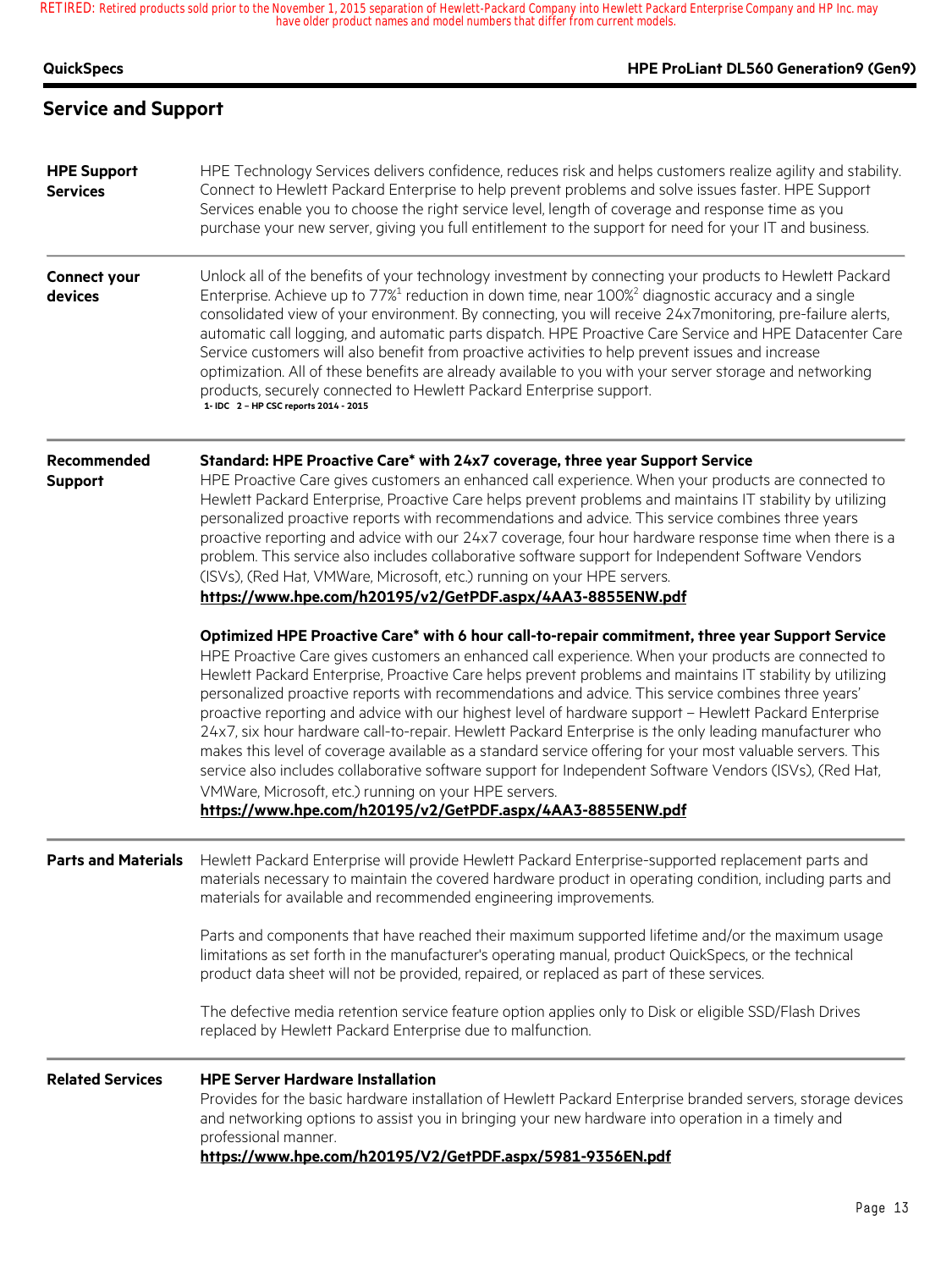## Service and Support

**HPE Support Services**

HPE Technology Services delivers confidence, reduces risk and helps customers realize agility and stability. Connect to Hewlett Packard Enterprise to help prevent problems and solve issues faster. HPE Support Services enable you to choose the right service level, length of coverage and response time as you purchase your new server, giving you full entitlement to the support for need for your IT and business.

**Connect your devices**

Unlock all of the benefits of your technology investment by connecting your products to Hewlett Packard Enterprise. Achieve up to 77%[1] reduction in down time, near 100%[2] diagnostic accuracy and a single consolidated view of your environment. By connecting, you will receive 24x7monitoring, pre-failure alerts, automatic call logging, and automatic parts dispatch. HPE Proactive Care Service and HPE Datacenter Care Service customers will also benefit from proactive activities to help prevent issues and increase optimization. All of these benefits are already available to you with your server storage and networking products, securely connected to Hewlett Packard Enterprise support.

1- IDC 2 – HP CSC reports 2014 - 2015

**Recommended Support**

**Standard: HPE Proactive Care* with 24x7 coverage, three year Support Service**

HPE Proactive Care gives customers an enhanced call experience. When your products are connected to Hewlett Packard Enterprise, Proactive Care helps prevent problems and maintains IT stability by utilizing personalized proactive reports with recommendations and advice. This service combines three years proactive reporting and advice with our 24x7 coverage, four hour hardware response time when there is a problem. This service also includes collaborative software support for Independent Software Vendors (ISVs), (Red Hat, VMWare, Microsoft, etc.) running on your HPE servers.

**https://www.hpe.com/h20195/v2/GetPDF.aspx/4AA3-8855ENW.pdf**

**Optimized HPE Proactive Care* with 6 hour call-to-repair commitment, three year Support Service**

HPE Proactive Care gives customers an enhanced call experience. When your products are connected to Hewlett Packard Enterprise, Proactive Care helps prevent problems and maintains IT stability by utilizing personalized proactive reports with recommendations and advice. This service combines three years' proactive reporting and advice with our highest level of hardware support – Hewlett Packard Enterprise 24x7, six hour hardware call-to-repair. Hewlett Packard Enterprise is the only leading manufacturer who makes this level of coverage available as a standard service offering for your most valuable servers. This service also includes collaborative software support for Independent Software Vendors (ISVs), (Red Hat, VMWare, Microsoft, etc.) running on your HPE servers.

**https://www.hpe.com/h20195/v2/GetPDF.aspx/4AA3-8855ENW.pdf**

**Parts and Materials**

Hewlett Packard Enterprise will provide Hewlett Packard Enterprise-supported replacement parts and materials necessary to maintain the covered hardware product in operating condition, including parts and materials for available and recommended engineering improvements.

Parts and components that have reached their maximum supported lifetime and/or the maximum usage limitations as set forth in the manufacturer's operating manual, product QuickSpecs, or the technical product data sheet will not be provided, repaired, or replaced as part of these services.

The defective media retention service feature option applies only to Disk or eligible SSD/Flash Drives replaced by Hewlett Packard Enterprise due to malfunction.

**Related Services**

**HPE Server Hardware Installation**

Provides for the basic hardware installation of Hewlett Packard Enterprise branded servers, storage devices and networking options to assist you in bringing your new hardware into operation in a timely and professional manner.

**https://www.hpe.com/h20195/V2/GetPDF.aspx/5981-9356EN.pdf**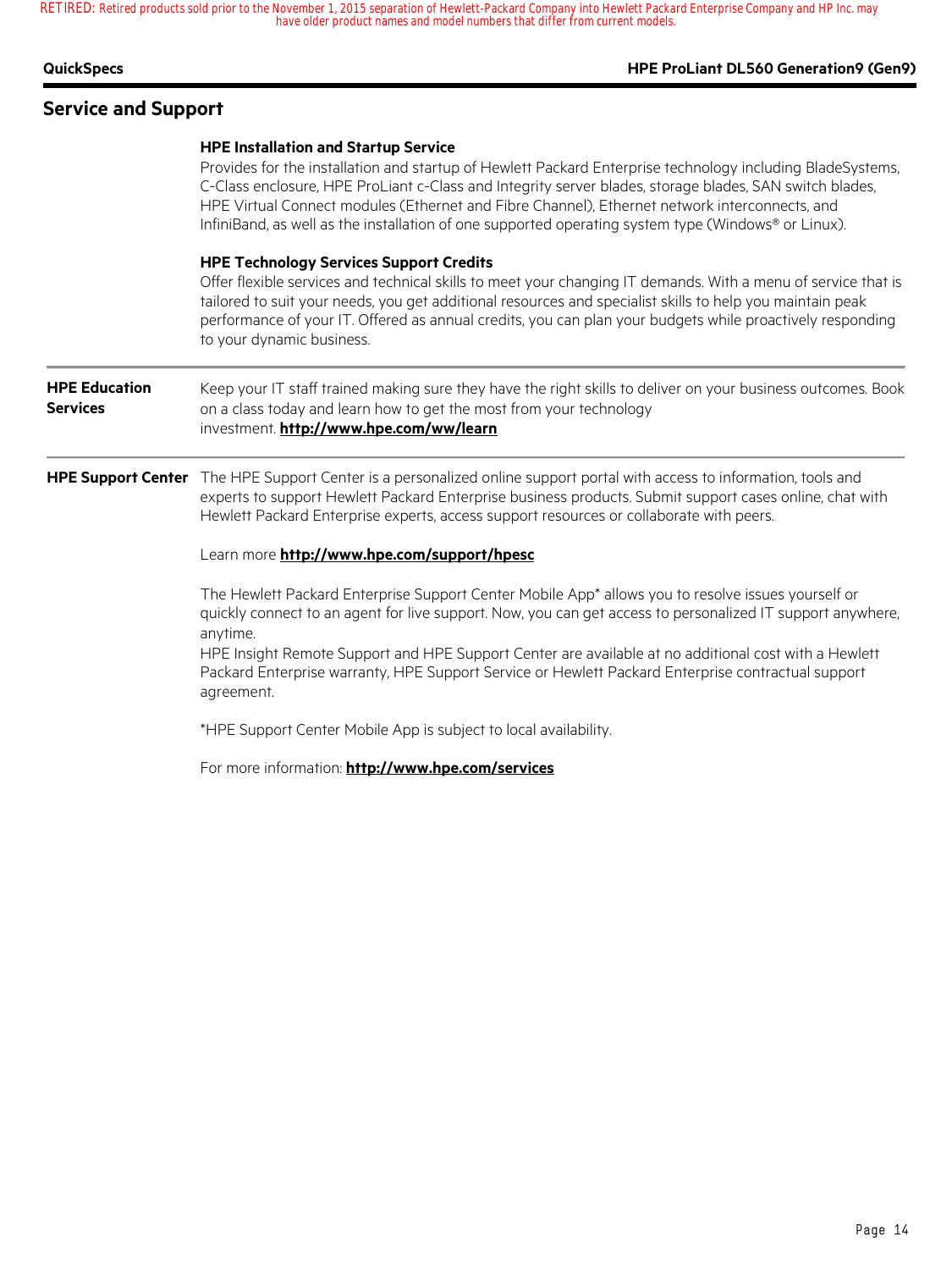## Service and Support

**HPE Installation and Startup Service**

Provides for the installation and startup of Hewlett Packard Enterprise technology including BladeSystems, C-Class enclosure, HPE ProLiant c-Class and Integrity server blades, storage blades, SAN switch blades, HPE Virtual Connect modules (Ethernet and Fibre Channel), Ethernet network interconnects, and InfiniBand, as well as the installation of one supported operating system type (Windows® or Linux).

**HPE Technology Services Support Credits**

Offer flexible services and technical skills to meet your changing IT demands. With a menu of service that is tailored to suit your needs, you get additional resources and specialist skills to help you maintain peak performance of your IT. Offered as annual credits, you can plan your budgets while proactively responding to your dynamic business.

### HPE Education Services

Keep your IT staff trained making sure they have the right skills to deliver on your business outcomes. Book on a class today and learn how to get the most from your technology investment. **http://www.hpe.com/ww/learn**

### HPE Support Center

The HPE Support Center is a personalized online support portal with access to information, tools and experts to support Hewlett Packard Enterprise business products. Submit support cases online, chat with Hewlett Packard Enterprise experts, access support resources or collaborate with peers.

Learn more **http://www.hpe.com/support/hpesc**

The Hewlett Packard Enterprise Support Center Mobile App* allows you to resolve issues yourself or quickly connect to an agent for live support. Now, you can get access to personalized IT support anywhere, anytime.

HPE Insight Remote Support and HPE Support Center are available at no additional cost with a Hewlett Packard Enterprise warranty, HPE Support Service or Hewlett Packard Enterprise contractual support agreement.

*HPE Support Center Mobile App is subject to local availability.

For more information: **http://www.hpe.com/services**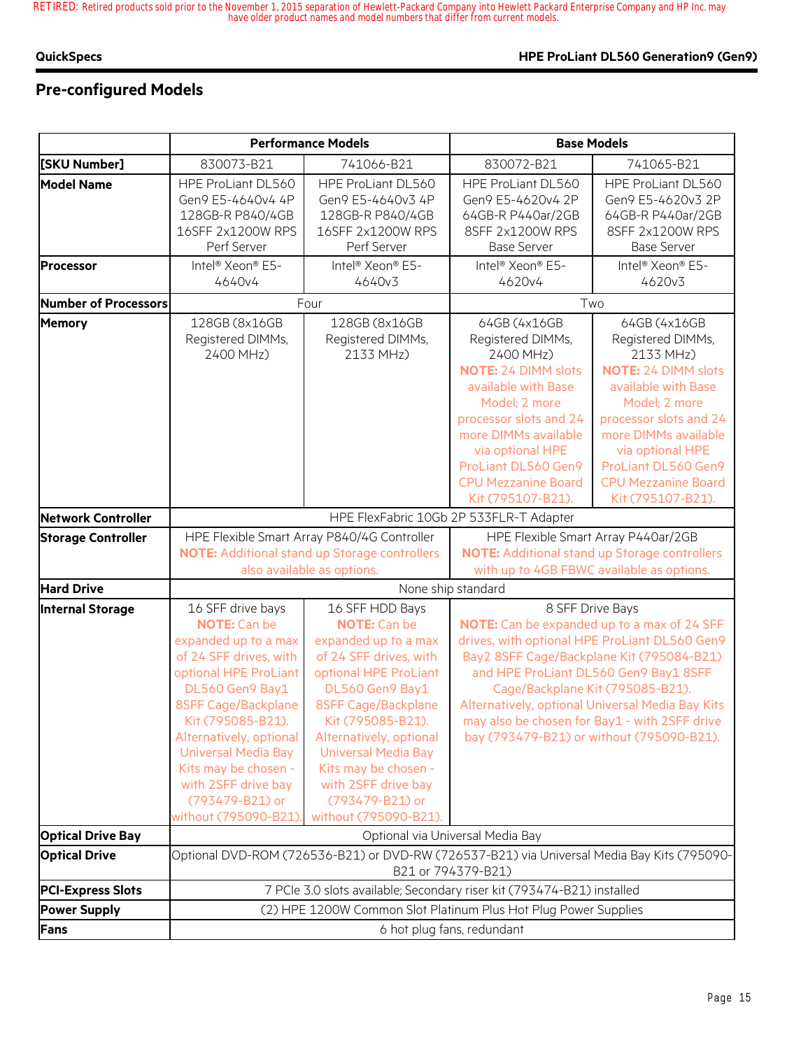## Pre-configured Models

| | Performance Models | | Base Models | |
|---|---|---|---|---|
| [SKU Number] | 830073-B21 | 741066-B21 | 830072-B21 | 741065-B21 |
| Model Name | HPE ProLiant DL560 Gen9 E5-4640v4 4P 128GB-R P840/4GB 16SFF 2x1200W RPS Perf Server | HPE ProLiant DL560 Gen9 E5-4640v3 4P 128GB-R P840/4GB 16SFF 2x1200W RPS Perf Server | HPE ProLiant DL560 Gen9 E5-4620v4 2P 64GB-R P440ar/2GB 8SFF 2x1200W RPS Base Server | HPE ProLiant DL560 Gen9 E5-4620v3 2P 64GB-R P440ar/2GB 8SFF 2x1200W RPS Base Server |
| Processor | Intel® Xeon® E5-4640v4 | Intel® Xeon® E5-4640v3 | Intel® Xeon® E5-4620v4 | Intel® Xeon® E5-4620v3 |
| Number of Processors | Four | | Two | |
| Memory | 128GB (8x16GB Registered DIMMs, 2400 MHz) | 128GB (8x16GB Registered DIMMs, 2133 MHz) | 64GB (4x16GB Registered DIMMs, 2400 MHz) **NOTE:** 24 DIMM slots available with Base Model; 2 more processor slots and 24 more DIMMs available via optional HPE ProLiant DL560 Gen9 CPU Mezzanine Board Kit (795107-B21). | 64GB (4x16GB Registered DIMMs, 2133 MHz) **NOTE:** 24 DIMM slots available with Base Model; 2 more processor slots and 24 more DIMMs available via optional HPE ProLiant DL560 Gen9 CPU Mezzanine Board Kit (795107-B21). |
| Network Controller | HPE FlexFabric 10Gb 2P 533FLR-T Adapter | | | |
| Storage Controller | HPE Flexible Smart Array P840/4G Controller **NOTE:** Additional stand up Storage controllers also available as options. | | HPE Flexible Smart Array P440ar/2GB **NOTE:** Additional stand up Storage controllers with up to 4GB FBWC available as options. | |
| Hard Drive | None ship standard | | | |
| Internal Storage | 16 SFF drive bays **NOTE:** Can be expanded up to a max of 24 SFF drives, with optional HPE ProLiant DL560 Gen9 Bay1 8SFF Cage/Backplane Kit (795085-B21). Alternatively, optional Universal Media Bay Kits may be chosen - with 2SFF drive bay (793479-B21) or without (795090-B21). | 16 SFF HDD Bays **NOTE:** Can be expanded up to a max of 24 SFF drives, with optional HPE ProLiant DL560 Gen9 Bay1 8SFF Cage/Backplane Kit (795085-B21). Alternatively, optional Universal Media Bay Kits may be chosen - with 2SFF drive bay (793479-B21) or without (795090-B21). | 8 SFF Drive Bays **NOTE:** Can be expanded up to a max of 24 SFF drives, with optional HPE ProLiant DL560 Gen9 Bay2 8SFF Cage/Backplane Kit (795084-B21) and HPE ProLiant DL560 Gen9 Bay1 8SFF Cage/Backplane Kit (795085-B21). Alternatively, optional Universal Media Bay Kits may also be chosen for Bay1 - with 2SFF drive bay (793479-B21) or without (795090-B21). | |
| Optical Drive Bay | Optional via Universal Media Bay | | | |
| Optical Drive | Optional DVD-ROM (726536-B21) or DVD-RW (726537-B21) via Universal Media Bay Kits (795090-B21 or 794379-B21) | | | |
| PCI-Express Slots | 7 PCIe 3.0 slots available; Secondary riser kit (793474-B21) installed | | | |
| Power Supply | (2) HPE 1200W Common Slot Platinum Plus Hot Plug Power Supplies | | | |
| Fans | 6 hot plug fans, redundant | | | |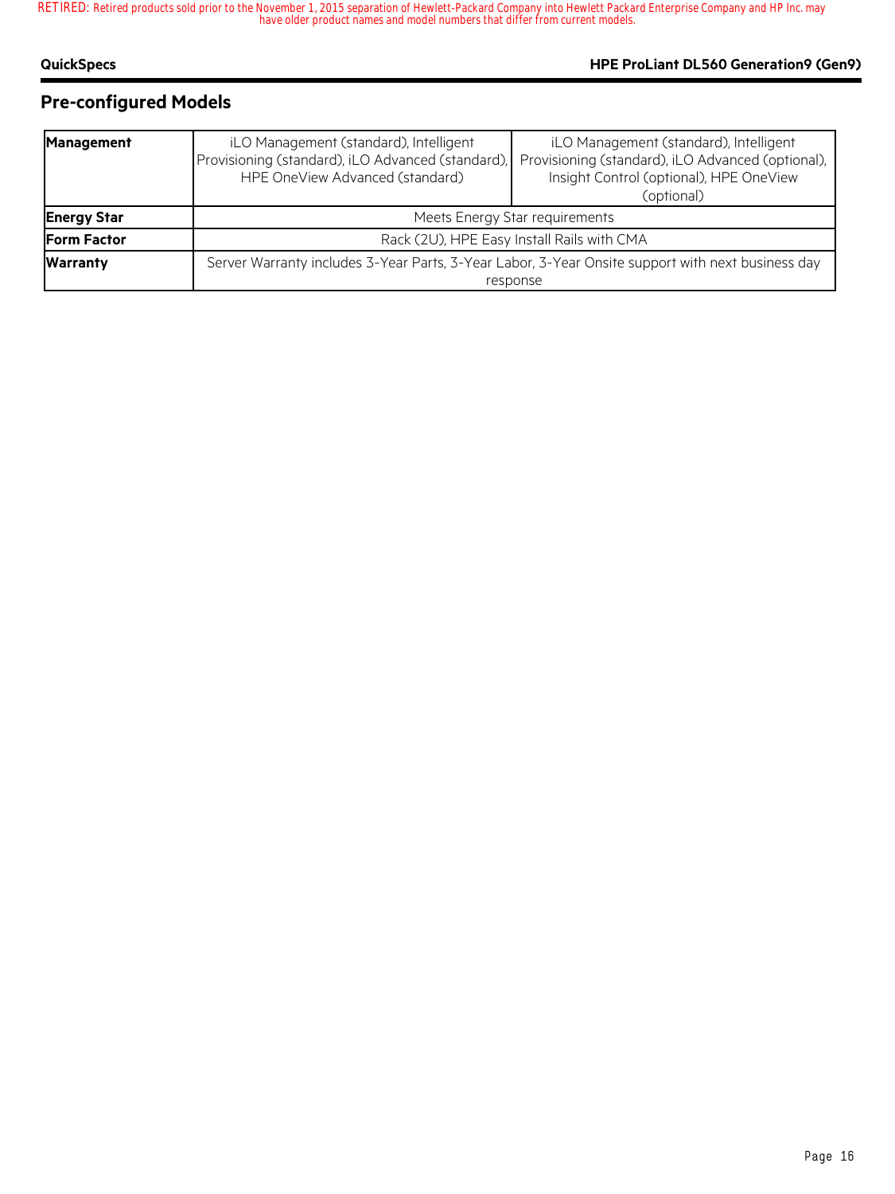RETIRED: Retired products sold prior to the November 1, 2015 separation of Hewlett-Packard Company into Hewlett Packard Enterprise Company and HP Inc. may have older product names and model numbers that differ from current models.

## Pre-configured Models

| | | |
|---|---|---|
| **Management** | iLO Management (standard), Intelligent Provisioning (standard), iLO Advanced (standard), HPE OneView Advanced (standard) | iLO Management (standard), Intelligent Provisioning (standard), iLO Advanced (optional), Insight Control (optional), HPE OneView (optional) |
| **Energy Star** | Meets Energy Star requirements | |
| **Form Factor** | Rack (2U), HPE Easy Install Rails with CMA | |
| **Warranty** | Server Warranty includes 3-Year Parts, 3-Year Labor, 3-Year Onsite support with next business day response | |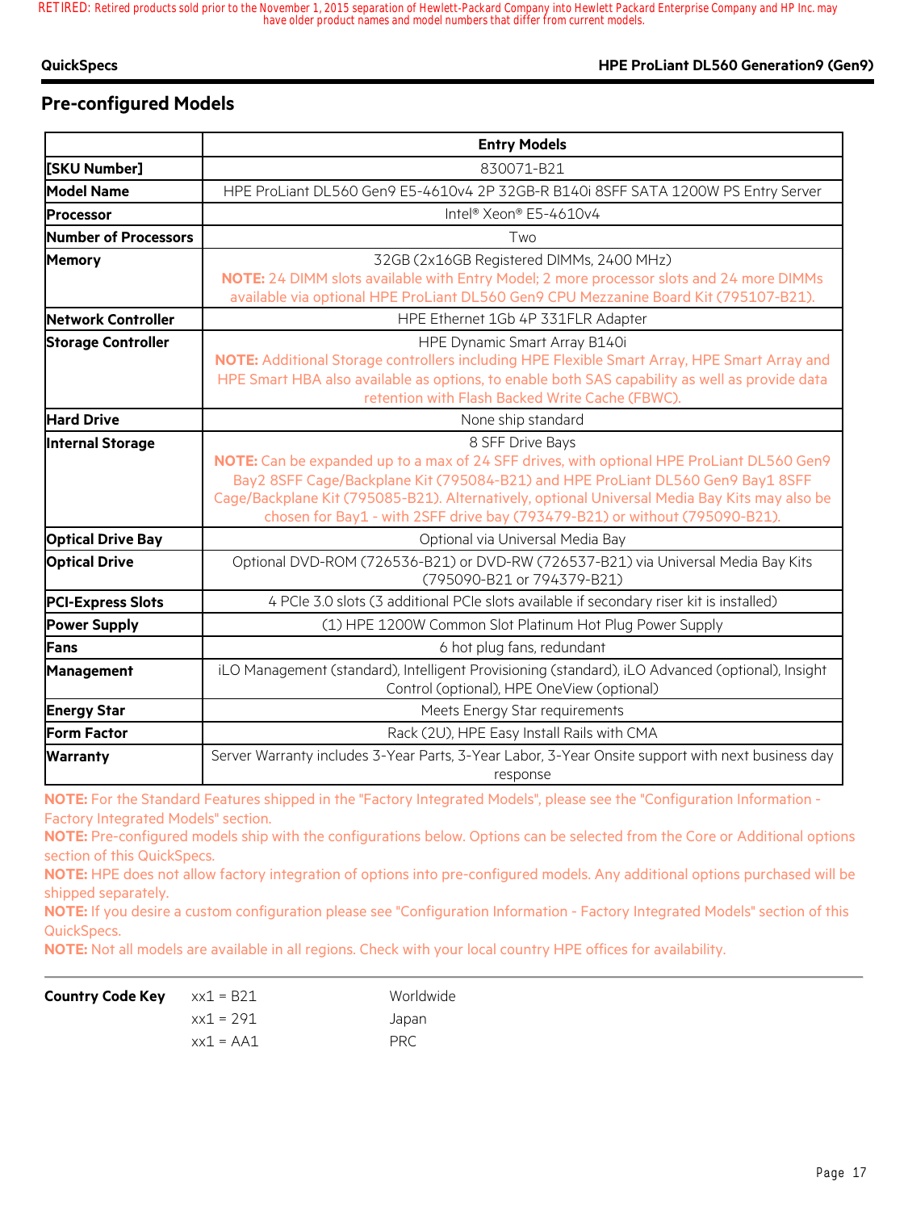## Pre-configured Models

| | Entry Models |
|---|---|
| [SKU Number] | 830071-B21 |
| Model Name | HPE ProLiant DL560 Gen9 E5-4610v4 2P 32GB-R B140i 8SFF SATA 1200W PS Entry Server |
| Processor | Intel® Xeon® E5-4610v4 |
| Number of Processors | Two |
| Memory | 32GB (2x16GB Registered DIMMs, 2400 MHz) **NOTE:** 24 DIMM slots available with Entry Model; 2 more processor slots and 24 more DIMMs available via optional HPE ProLiant DL560 Gen9 CPU Mezzanine Board Kit (795107-B21). |
| Network Controller | HPE Ethernet 1Gb 4P 331FLR Adapter |
| Storage Controller | HPE Dynamic Smart Array B140i **NOTE:** Additional Storage controllers including HPE Flexible Smart Array, HPE Smart Array and HPE Smart HBA also available as options, to enable both SAS capability as well as provide data retention with Flash Backed Write Cache (FBWC). |
| Hard Drive | None ship standard |
| Internal Storage | 8 SFF Drive Bays **NOTE:** Can be expanded up to a max of 24 SFF drives, with optional HPE ProLiant DL560 Gen9 Bay2 8SFF Cage/Backplane Kit (795084-B21) and HPE ProLiant DL560 Gen9 Bay1 8SFF Cage/Backplane Kit (795085-B21). Alternatively, optional Universal Media Bay Kits may also be chosen for Bay1 - with 2SFF drive bay (793479-B21) or without (795090-B21). |
| Optical Drive Bay | Optional via Universal Media Bay |
| Optical Drive | Optional DVD-ROM (726536-B21) or DVD-RW (726537-B21) via Universal Media Bay Kits (795090-B21 or 794379-B21) |
| PCI-Express Slots | 4 PCIe 3.0 slots (3 additional PCIe slots available if secondary riser kit is installed) |
| Power Supply | (1) HPE 1200W Common Slot Platinum Hot Plug Power Supply |
| Fans | 6 hot plug fans, redundant |
| Management | iLO Management (standard), Intelligent Provisioning (standard), iLO Advanced (optional), Insight Control (optional), HPE OneView (optional) |
| Energy Star | Meets Energy Star requirements |
| Form Factor | Rack (2U), HPE Easy Install Rails with CMA |
| Warranty | Server Warranty includes 3-Year Parts, 3-Year Labor, 3-Year Onsite support with next business day response |

**NOTE:** For the Standard Features shipped in the "Factory Integrated Models", please see the "Configuration Information - Factory Integrated Models" section.

**NOTE:** Pre-configured models ship with the configurations below. Options can be selected from the Core or Additional options section of this QuickSpecs.

**NOTE:** HPE does not allow factory integration of options into pre-configured models. Any additional options purchased will be shipped separately.

**NOTE:** If you desire a custom configuration please see "Configuration Information - Factory Integrated Models" section of this QuickSpecs.

**NOTE:** Not all models are available in all regions. Check with your local country HPE offices for availability.

| Country Code Key | | |
|---|---|---|
| | xx1 = B21 | Worldwide |
| | xx1 = 291 | Japan |
| | xx1 = AA1 | PRC |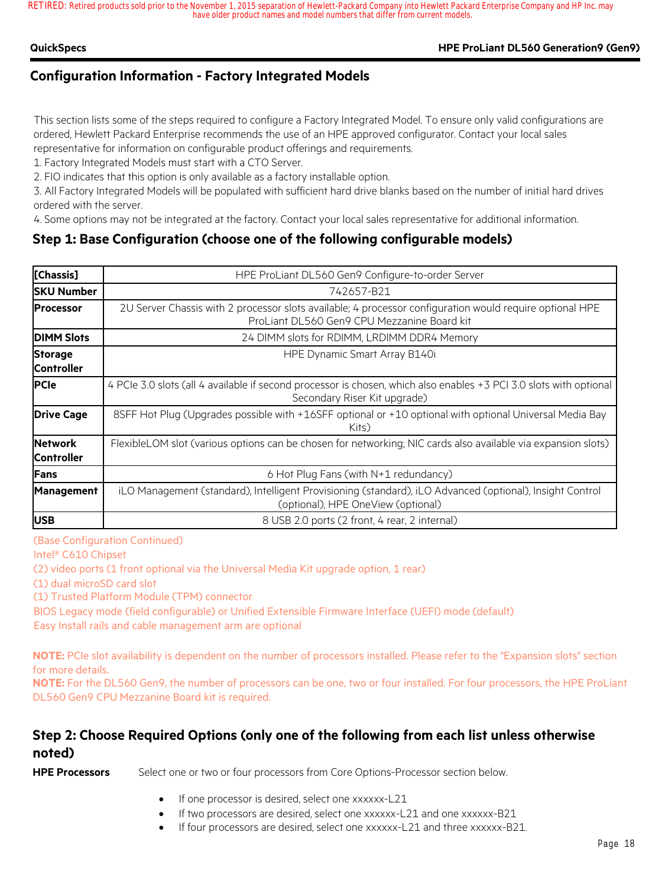RETIRED: Retired products sold prior to the November 1, 2015 separation of Hewlett-Packard Company into Hewlett Packard Enterprise Company and HP Inc. may have older product names and model numbers that differ from current models.

## Configuration Information - Factory Integrated Models

This section lists some of the steps required to configure a Factory Integrated Model. To ensure only valid configurations are ordered, Hewlett Packard Enterprise recommends the use of an HPE approved configurator. Contact your local sales representative for information on configurable product offerings and requirements.

1. Factory Integrated Models must start with a CTO Server.
2. FIO indicates that this option is only available as a factory installable option.
3. All Factory Integrated Models will be populated with sufficient hard drive blanks based on the number of initial hard drives ordered with the server.
4. Some options may not be integrated at the factory. Contact your local sales representative for additional information.

### Step 1: Base Configuration (choose one of the following configurable models)

| [Chassis] | HPE ProLiant DL560 Gen9 Configure-to-order Server |
|---|---|
| SKU Number | 742657-B21 |
| Processor | 2U Server Chassis with 2 processor slots available; 4 processor configuration would require optional HPE ProLiant DL560 Gen9 CPU Mezzanine Board kit |
| DIMM Slots | 24 DIMM slots for RDIMM, LRDIMM DDR4 Memory |
| Storage Controller | HPE Dynamic Smart Array B140i |
| PCIe | 4 PCIe 3.0 slots (all 4 available if second processor is chosen, which also enables +3 PCI 3.0 slots with optional Secondary Riser Kit upgrade) |
| Drive Cage | 8SFF Hot Plug (Upgrades possible with +16SFF optional or +10 optional with optional Universal Media Bay Kits) |
| Network Controller | FlexibleLOM slot (various options can be chosen for networking; NIC cards also available via expansion slots) |
| Fans | 6 Hot Plug Fans (with N+1 redundancy) |
| Management | iLO Management (standard), Intelligent Provisioning (standard), iLO Advanced (optional), Insight Control (optional), HPE OneView (optional) |
| USB | 8 USB 2.0 ports (2 front, 4 rear, 2 internal) |

(Base Configuration Continued)
Intel® C610 Chipset
(2) video ports (1 front optional via the Universal Media Kit upgrade option, 1 rear)
(1) dual microSD card slot
(1) Trusted Platform Module (TPM) connector
BIOS Legacy mode (field configurable) or Unified Extensible Firmware Interface (UEFI) mode (default)
Easy Install rails and cable management arm are optional

**NOTE:** PCIe slot availability is dependent on the number of processors installed. Please refer to the "Expansion slots" section for more details.
**NOTE:** For the DL560 Gen9, the number of processors can be one, two or four installed. For four processors, the HPE ProLiant DL560 Gen9 CPU Mezzanine Board kit is required.

### Step 2: Choose Required Options (only one of the following from each list unless otherwise noted)

**HPE Processors** Select one or two or four processors from Core Options-Processor section below.

- If one processor is desired, select one xxxxxx-L21
- If two processors are desired, select one xxxxxx-L21 and one xxxxxx-B21
- If four processors are desired, select one xxxxxx-L21 and three xxxxxx-B21.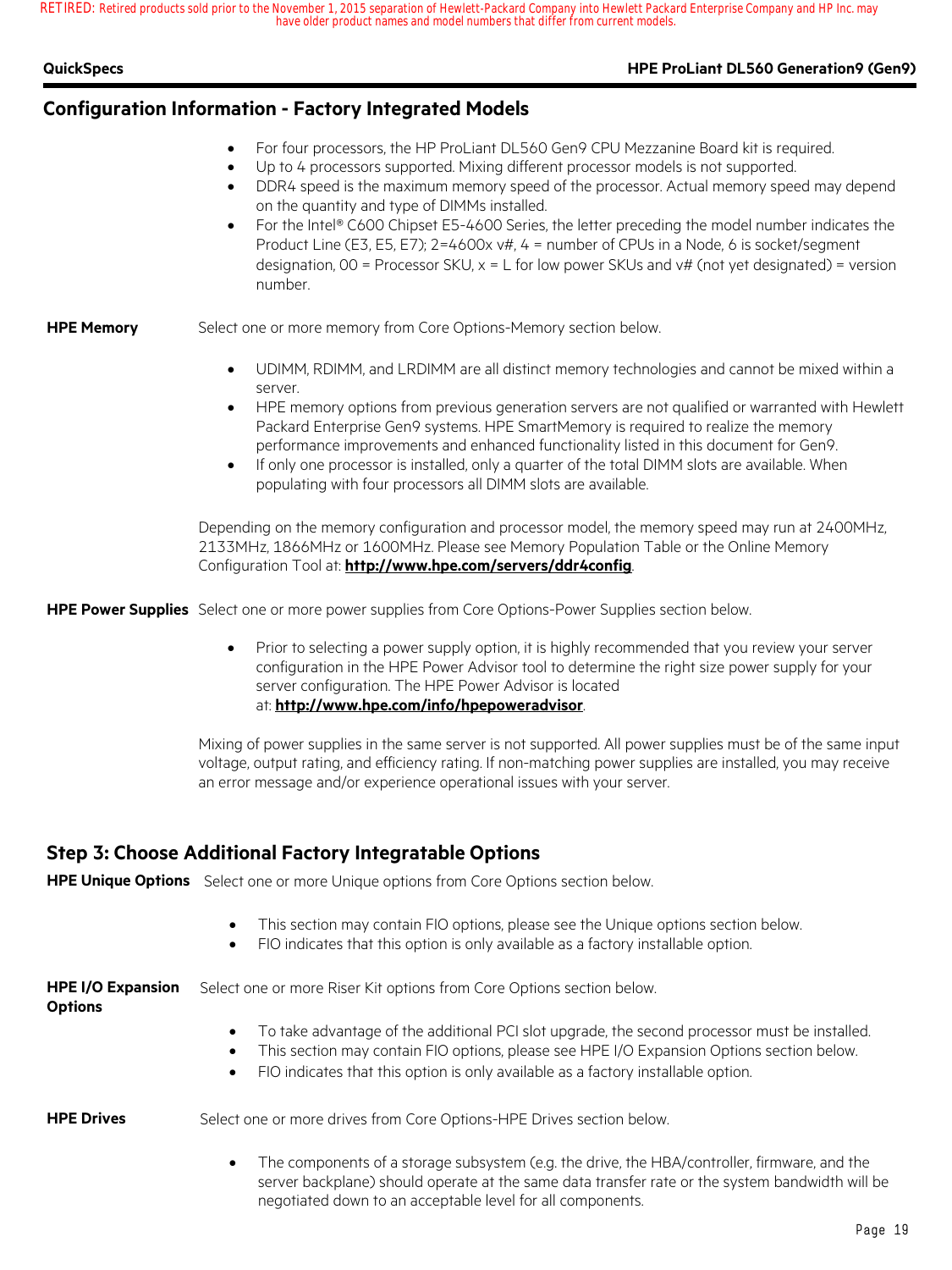## Configuration Information - Factory Integrated Models

- For four processors, the HP ProLiant DL560 Gen9 CPU Mezzanine Board kit is required.
- Up to 4 processors supported. Mixing different processor models is not supported.
- DDR4 speed is the maximum memory speed of the processor. Actual memory speed may depend on the quantity and type of DIMMs installed.
- For the Intel® C600 Chipset E5-4600 Series, the letter preceding the model number indicates the Product Line (E3, E5, E7); 2=4600x v#, 4 = number of CPUs in a Node, 6 is socket/segment designation, 00 = Processor SKU, x = L for low power SKUs and v# (not yet designated) = version number.

**HPE Memory** Select one or more memory from Core Options-Memory section below.

- UDIMM, RDIMM, and LRDIMM are all distinct memory technologies and cannot be mixed within a server.
- HPE memory options from previous generation servers are not qualified or warranted with Hewlett Packard Enterprise Gen9 systems. HPE SmartMemory is required to realize the memory performance improvements and enhanced functionality listed in this document for Gen9.
- If only one processor is installed, only a quarter of the total DIMM slots are available. When populating with four processors all DIMM slots are available.

Depending on the memory configuration and processor model, the memory speed may run at 2400MHz, 2133MHz, 1866MHz or 1600MHz. Please see Memory Population Table or the Online Memory Configuration Tool at: **http://www.hpe.com/servers/ddr4config**.

**HPE Power Supplies** Select one or more power supplies from Core Options-Power Supplies section below.

- Prior to selecting a power supply option, it is highly recommended that you review your server configuration in the HPE Power Advisor tool to determine the right size power supply for your server configuration. The HPE Power Advisor is located at: **http://www.hpe.com/info/hpepoweradvisor**.

Mixing of power supplies in the same server is not supported. All power supplies must be of the same input voltage, output rating, and efficiency rating. If non-matching power supplies are installed, you may receive an error message and/or experience operational issues with your server.

## Step 3: Choose Additional Factory Integratable Options

**HPE Unique Options** Select one or more Unique options from Core Options section below.

- This section may contain FIO options, please see the Unique options section below.
- FIO indicates that this option is only available as a factory installable option.

**HPE I/O Expansion Options** Select one or more Riser Kit options from Core Options section below.

- To take advantage of the additional PCI slot upgrade, the second processor must be installed.
- This section may contain FIO options, please see HPE I/O Expansion Options section below.
- FIO indicates that this option is only available as a factory installable option.

**HPE Drives** Select one or more drives from Core Options-HPE Drives section below.

- The components of a storage subsystem (e.g. the drive, the HBA/controller, firmware, and the server backplane) should operate at the same data transfer rate or the system bandwidth will be negotiated down to an acceptable level for all components.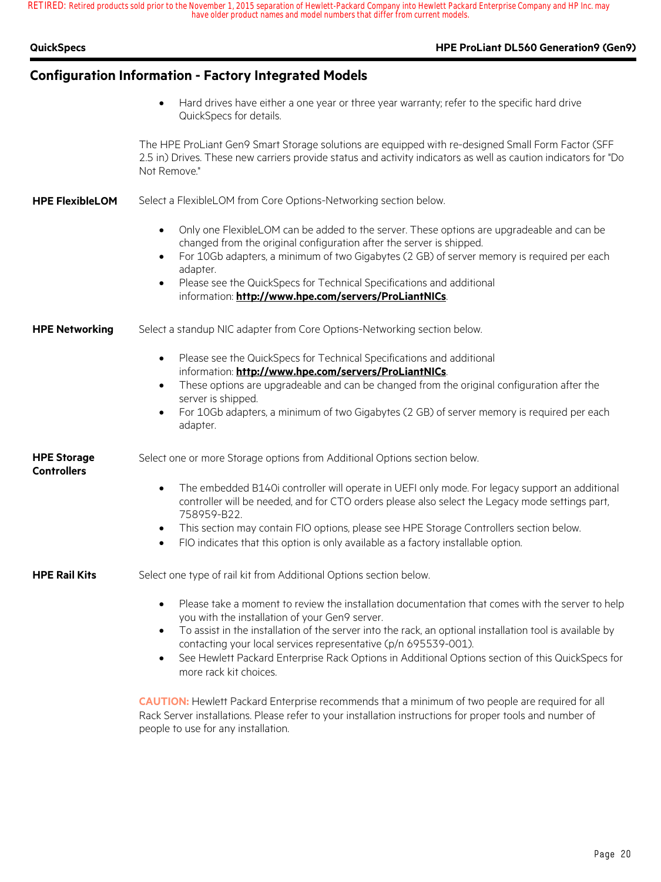## Configuration Information - Factory Integrated Models

- Hard drives have either a one year or three year warranty; refer to the specific hard drive QuickSpecs for details.

The HPE ProLiant Gen9 Smart Storage solutions are equipped with re-designed Small Form Factor (SFF 2.5 in) Drives. These new carriers provide status and activity indicators as well as caution indicators for "Do Not Remove."

**HPE FlexibleLOM**

Select a FlexibleLOM from Core Options-Networking section below.

- Only one FlexibleLOM can be added to the server. These options are upgradeable and can be changed from the original configuration after the server is shipped.
- For 10Gb adapters, a minimum of two Gigabytes (2 GB) of server memory is required per each adapter.
- Please see the QuickSpecs for Technical Specifications and additional information: **http://www.hpe.com/servers/ProLiantNICs**.

**HPE Networking**

Select a standup NIC adapter from Core Options-Networking section below.

- Please see the QuickSpecs for Technical Specifications and additional information: **http://www.hpe.com/servers/ProLiantNICs**.
- These options are upgradeable and can be changed from the original configuration after the server is shipped.
- For 10Gb adapters, a minimum of two Gigabytes (2 GB) of server memory is required per each adapter.

**HPE Storage Controllers**

Select one or more Storage options from Additional Options section below.

- The embedded B140i controller will operate in UEFI only mode. For legacy support an additional controller will be needed, and for CTO orders please also select the Legacy mode settings part, 758959-B22.
- This section may contain FIO options, please see HPE Storage Controllers section below.
- FIO indicates that this option is only available as a factory installable option.

**HPE Rail Kits**

Select one type of rail kit from Additional Options section below.

- Please take a moment to review the installation documentation that comes with the server to help you with the installation of your Gen9 server.
- To assist in the installation of the server into the rack, an optional installation tool is available by contacting your local services representative (p/n 695539-001).
- See Hewlett Packard Enterprise Rack Options in Additional Options section of this QuickSpecs for more rack kit choices.

**CAUTION:** Hewlett Packard Enterprise recommends that a minimum of two people are required for all Rack Server installations. Please refer to your installation instructions for proper tools and number of people to use for any installation.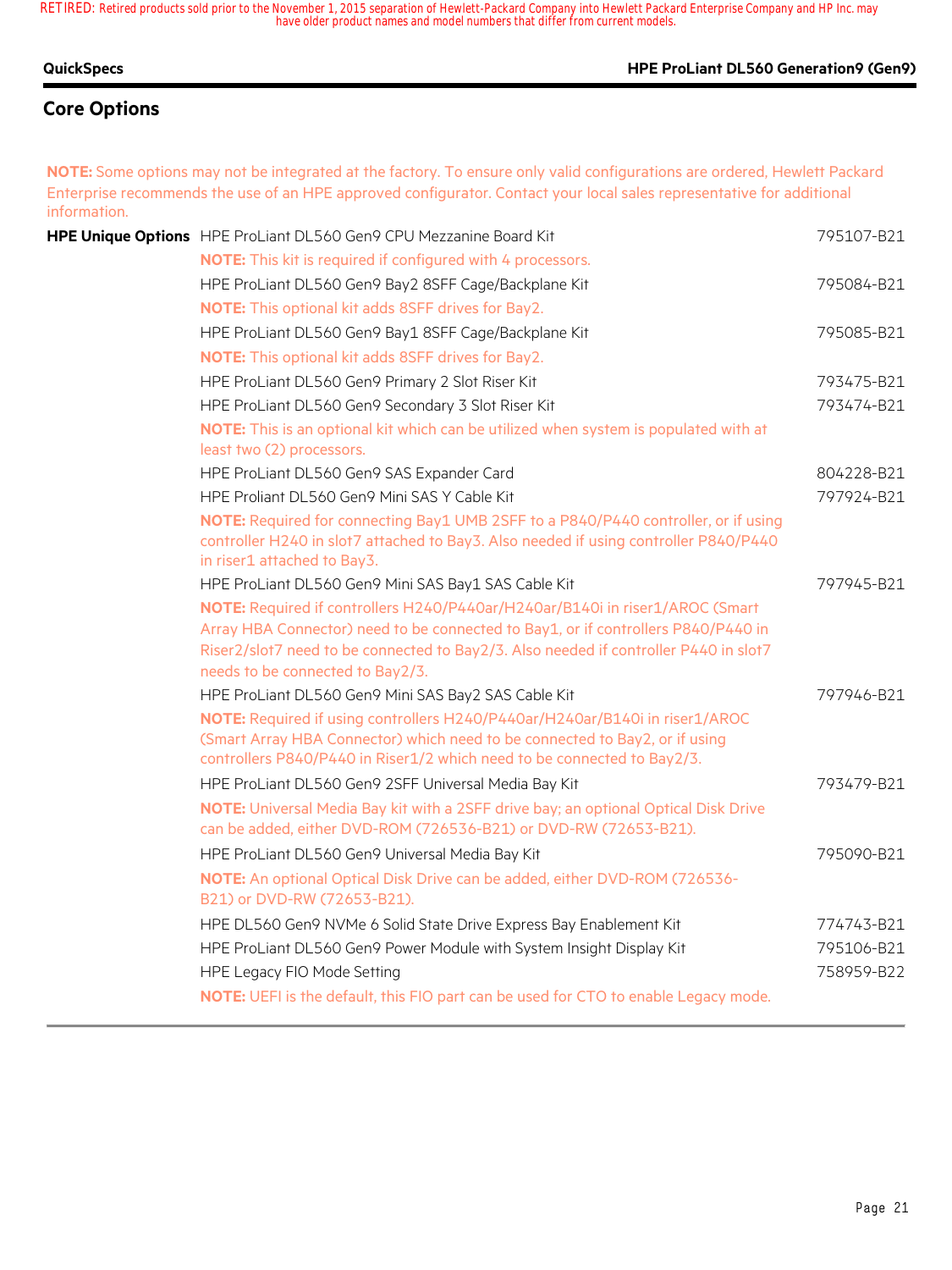RETIRED: Retired products sold prior to the November 1, 2015 separation of Hewlett-Packard Company into Hewlett Packard Enterprise Company and HP Inc. may have older product names and model numbers that differ from current models.

## Core Options

**NOTE:** Some options may not be integrated at the factory. To ensure only valid configurations are ordered, Hewlett Packard Enterprise recommends the use of an HPE approved configurator. Contact your local sales representative for additional information.

| | | |
|---|---|---|
| **HPE Unique Options** | HPE ProLiant DL560 Gen9 CPU Mezzanine Board Kit | 795107-B21 |
| | **NOTE:** This kit is required if configured with 4 processors. | |
| | HPE ProLiant DL560 Gen9 Bay2 8SFF Cage/Backplane Kit | 795084-B21 |
| | **NOTE:** This optional kit adds 8SFF drives for Bay2. | |
| | HPE ProLiant DL560 Gen9 Bay1 8SFF Cage/Backplane Kit | 795085-B21 |
| | **NOTE:** This optional kit adds 8SFF drives for Bay2. | |
| | HPE ProLiant DL560 Gen9 Primary 2 Slot Riser Kit | 793475-B21 |
| | HPE ProLiant DL560 Gen9 Secondary 3 Slot Riser Kit | 793474-B21 |
| | **NOTE:** This is an optional kit which can be utilized when system is populated with at least two (2) processors. | |
| | HPE ProLiant DL560 Gen9 SAS Expander Card | 804228-B21 |
| | HPE Proliant DL560 Gen9 Mini SAS Y Cable Kit | 797924-B21 |
| | **NOTE:** Required for connecting Bay1 UMB 2SFF to a P840/P440 controller, or if using controller H240 in slot7 attached to Bay3. Also needed if using controller P840/P440 in riser1 attached to Bay3. | |
| | HPE ProLiant DL560 Gen9 Mini SAS Bay1 SAS Cable Kit | 797945-B21 |
| | **NOTE:** Required if controllers H240/P440ar/H240ar/B140i in riser1/AROC (Smart Array HBA Connector) need to be connected to Bay1, or if controllers P840/P440 in Riser2/slot7 need to be connected to Bay2/3. Also needed if controller P440 in slot7 needs to be connected to Bay2/3. | |
| | HPE ProLiant DL560 Gen9 Mini SAS Bay2 SAS Cable Kit | 797946-B21 |
| | **NOTE:** Required if using controllers H240/P440ar/H240ar/B140i in riser1/AROC (Smart Array HBA Connector) which need to be connected to Bay2, or if using controllers P840/P440 in Riser1/2 which need to be connected to Bay2/3. | |
| | HPE ProLiant DL560 Gen9 2SFF Universal Media Bay Kit | 793479-B21 |
| | **NOTE:** Universal Media Bay kit with a 2SFF drive bay; an optional Optical Disk Drive can be added, either DVD-ROM (726536-B21) or DVD-RW (72653-B21). | |
| | HPE ProLiant DL560 Gen9 Universal Media Bay Kit | 795090-B21 |
| | **NOTE:** An optional Optical Disk Drive can be added, either DVD-ROM (726536-B21) or DVD-RW (72653-B21). | |
| | HPE DL560 Gen9 NVMe 6 Solid State Drive Express Bay Enablement Kit | 774743-B21 |
| | HPE ProLiant DL560 Gen9 Power Module with System Insight Display Kit | 795106-B21 |
| | HPE Legacy FIO Mode Setting | 758959-B22 |
| | **NOTE:** UEFI is the default, this FIO part can be used for CTO to enable Legacy mode. | |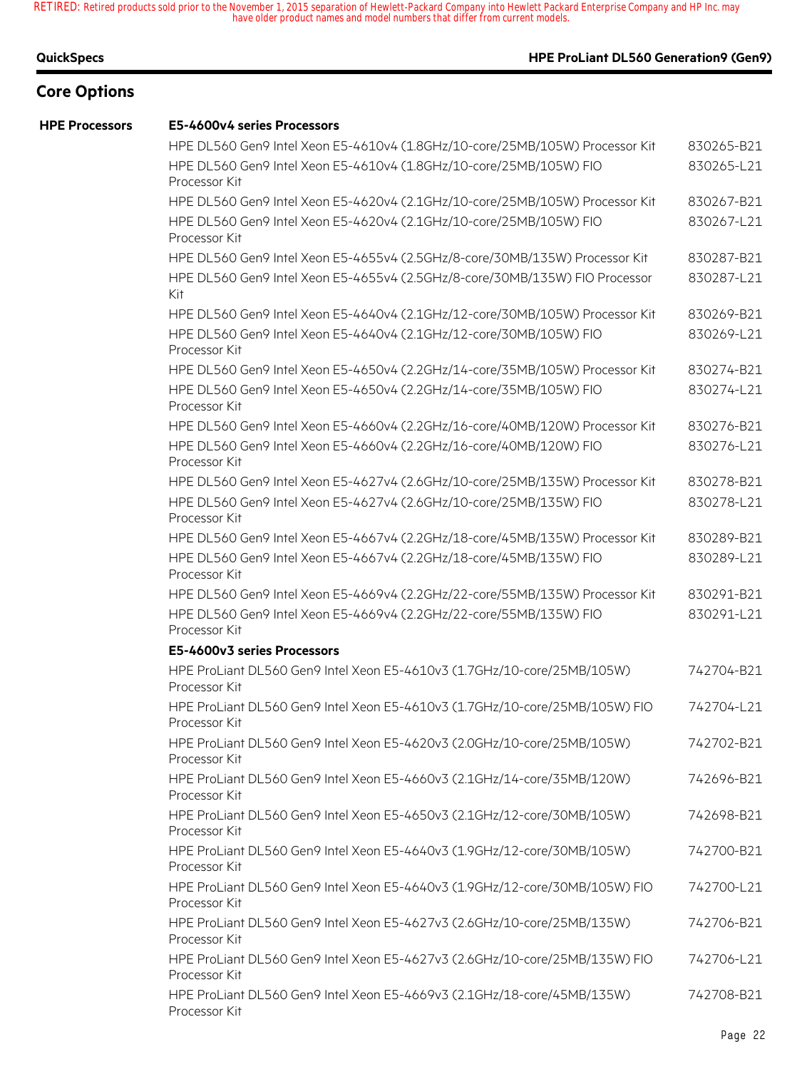## Core Options

| HPE Processors | | |
|---|---|---|
| | **E5-4600v4 series Processors** | |
| | HPE DL560 Gen9 Intel Xeon E5-4610v4 (1.8GHz/10-core/25MB/105W) Processor Kit | 830265-B21 |
| | HPE DL560 Gen9 Intel Xeon E5-4610v4 (1.8GHz/10-core/25MB/105W) FIO Processor Kit | 830265-L21 |
| | HPE DL560 Gen9 Intel Xeon E5-4620v4 (2.1GHz/10-core/25MB/105W) Processor Kit | 830267-B21 |
| | HPE DL560 Gen9 Intel Xeon E5-4620v4 (2.1GHz/10-core/25MB/105W) FIO Processor Kit | 830267-L21 |
| | HPE DL560 Gen9 Intel Xeon E5-4655v4 (2.5GHz/8-core/30MB/135W) Processor Kit | 830287-B21 |
| | HPE DL560 Gen9 Intel Xeon E5-4655v4 (2.5GHz/8-core/30MB/135W) FIO Processor Kit | 830287-L21 |
| | HPE DL560 Gen9 Intel Xeon E5-4640v4 (2.1GHz/12-core/30MB/105W) Processor Kit | 830269-B21 |
| | HPE DL560 Gen9 Intel Xeon E5-4640v4 (2.1GHz/12-core/30MB/105W) FIO Processor Kit | 830269-L21 |
| | HPE DL560 Gen9 Intel Xeon E5-4650v4 (2.2GHz/14-core/35MB/105W) Processor Kit | 830274-B21 |
| | HPE DL560 Gen9 Intel Xeon E5-4650v4 (2.2GHz/14-core/35MB/105W) FIO Processor Kit | 830274-L21 |
| | HPE DL560 Gen9 Intel Xeon E5-4660v4 (2.2GHz/16-core/40MB/120W) Processor Kit | 830276-B21 |
| | HPE DL560 Gen9 Intel Xeon E5-4660v4 (2.2GHz/16-core/40MB/120W) FIO Processor Kit | 830276-L21 |
| | HPE DL560 Gen9 Intel Xeon E5-4627v4 (2.6GHz/10-core/25MB/135W) Processor Kit | 830278-B21 |
| | HPE DL560 Gen9 Intel Xeon E5-4627v4 (2.6GHz/10-core/25MB/135W) FIO Processor Kit | 830278-L21 |
| | HPE DL560 Gen9 Intel Xeon E5-4667v4 (2.2GHz/18-core/45MB/135W) Processor Kit | 830289-B21 |
| | HPE DL560 Gen9 Intel Xeon E5-4667v4 (2.2GHz/18-core/45MB/135W) FIO Processor Kit | 830289-L21 |
| | HPE DL560 Gen9 Intel Xeon E5-4669v4 (2.2GHz/22-core/55MB/135W) Processor Kit | 830291-B21 |
| | HPE DL560 Gen9 Intel Xeon E5-4669v4 (2.2GHz/22-core/55MB/135W) FIO Processor Kit | 830291-L21 |
| | **E5-4600v3 series Processors** | |
| | HPE ProLiant DL560 Gen9 Intel Xeon E5-4610v3 (1.7GHz/10-core/25MB/105W) Processor Kit | 742704-B21 |
| | HPE ProLiant DL560 Gen9 Intel Xeon E5-4610v3 (1.7GHz/10-core/25MB/105W) FIO Processor Kit | 742704-L21 |
| | HPE ProLiant DL560 Gen9 Intel Xeon E5-4620v3 (2.0GHz/10-core/25MB/105W) Processor Kit | 742702-B21 |
| | HPE ProLiant DL560 Gen9 Intel Xeon E5-4660v3 (2.1GHz/14-core/35MB/120W) Processor Kit | 742696-B21 |
| | HPE ProLiant DL560 Gen9 Intel Xeon E5-4650v3 (2.1GHz/12-core/30MB/105W) Processor Kit | 742698-B21 |
| | HPE ProLiant DL560 Gen9 Intel Xeon E5-4640v3 (1.9GHz/12-core/30MB/105W) Processor Kit | 742700-B21 |
| | HPE ProLiant DL560 Gen9 Intel Xeon E5-4640v3 (1.9GHz/12-core/30MB/105W) FIO Processor Kit | 742700-L21 |
| | HPE ProLiant DL560 Gen9 Intel Xeon E5-4627v3 (2.6GHz/10-core/25MB/135W) Processor Kit | 742706-B21 |
| | HPE ProLiant DL560 Gen9 Intel Xeon E5-4627v3 (2.6GHz/10-core/25MB/135W) FIO Processor Kit | 742706-L21 |
| | HPE ProLiant DL560 Gen9 Intel Xeon E5-4669v3 (2.1GHz/18-core/45MB/135W) Processor Kit | 742708-B21 |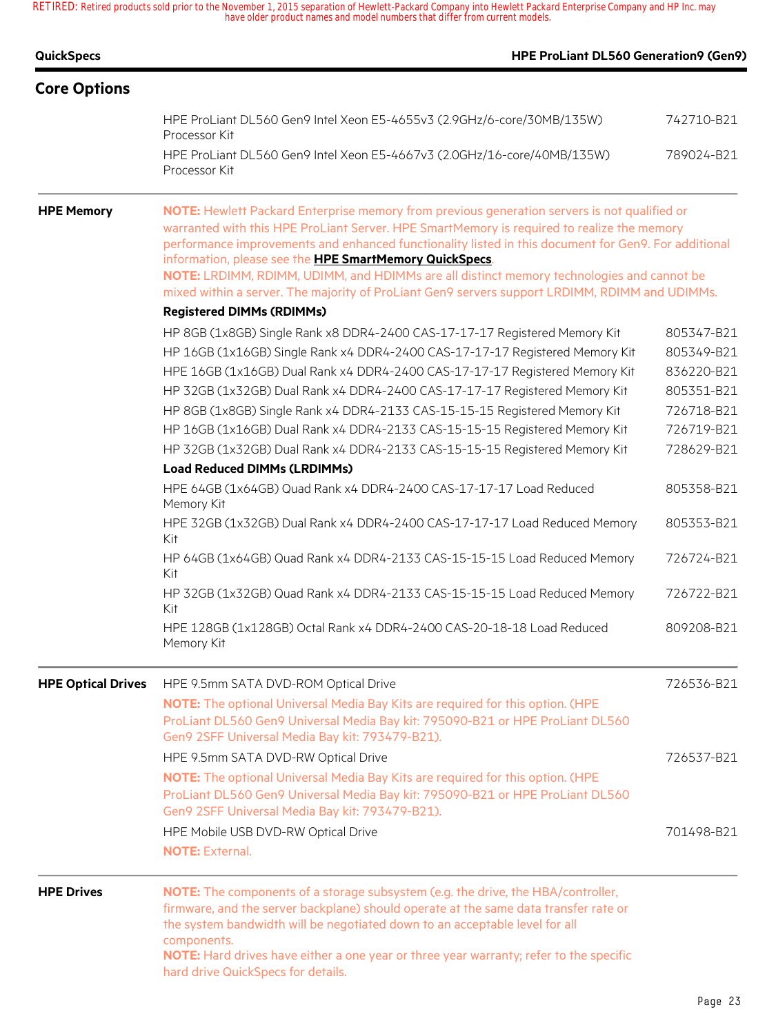## Core Options

| | | |
|---|---|---|
| | HPE ProLiant DL560 Gen9 Intel Xeon E5-4655v3 (2.9GHz/6-core/30MB/135W) Processor Kit | 742710-B21 |
| | HPE ProLiant DL560 Gen9 Intel Xeon E5-4667v3 (2.0GHz/16-core/40MB/135W) Processor Kit | 789024-B21 |
| **HPE Memory** | **NOTE:** Hewlett Packard Enterprise memory from previous generation servers is not qualified or warranted with this HPE ProLiant Server. HPE SmartMemory is required to realize the memory performance improvements and enhanced functionality listed in this document for Gen9. For additional information, please see the **HPE SmartMemory QuickSpecs**.<br>**NOTE:** LRDIMM, RDIMM, UDIMM, and HDIMMs are all distinct memory technologies and cannot be mixed within a server. The majority of ProLiant Gen9 servers support LRDIMM, RDIMM and UDIMMs. | |
| | **Registered DIMMs (RDIMMs)** | |
| | HP 8GB (1x8GB) Single Rank x8 DDR4-2400 CAS-17-17-17 Registered Memory Kit | 805347-B21 |
| | HP 16GB (1x16GB) Single Rank x4 DDR4-2400 CAS-17-17-17 Registered Memory Kit | 805349-B21 |
| | HPE 16GB (1x16GB) Dual Rank x4 DDR4-2400 CAS-17-17-17 Registered Memory Kit | 836220-B21 |
| | HP 32GB (1x32GB) Dual Rank x4 DDR4-2400 CAS-17-17-17 Registered Memory Kit | 805351-B21 |
| | HP 8GB (1x8GB) Single Rank x4 DDR4-2133 CAS-15-15-15 Registered Memory Kit | 726718-B21 |
| | HP 16GB (1x16GB) Dual Rank x4 DDR4-2133 CAS-15-15-15 Registered Memory Kit | 726719-B21 |
| | HP 32GB (1x32GB) Dual Rank x4 DDR4-2133 CAS-15-15-15 Registered Memory Kit | 728629-B21 |
| | **Load Reduced DIMMs (LRDIMMs)** | |
| | HPE 64GB (1x64GB) Quad Rank x4 DDR4-2400 CAS-17-17-17 Load Reduced Memory Kit | 805358-B21 |
| | HPE 32GB (1x32GB) Dual Rank x4 DDR4-2400 CAS-17-17-17 Load Reduced Memory Kit | 805353-B21 |
| | HP 64GB (1x64GB) Quad Rank x4 DDR4-2133 CAS-15-15-15 Load Reduced Memory Kit | 726724-B21 |
| | HP 32GB (1x32GB) Quad Rank x4 DDR4-2133 CAS-15-15-15 Load Reduced Memory Kit | 726722-B21 |
| | HPE 128GB (1x128GB) Octal Rank x4 DDR4-2400 CAS-20-18-18 Load Reduced Memory Kit | 809208-B21 |
| **HPE Optical Drives** | HPE 9.5mm SATA DVD-ROM Optical Drive<br>**NOTE:** The optional Universal Media Bay Kits are required for this option. (HPE ProLiant DL560 Gen9 Universal Media Bay kit: 795090-B21 or HPE ProLiant DL560 Gen9 2SFF Universal Media Bay kit: 793479-B21). | 726536-B21 |
| | HPE 9.5mm SATA DVD-RW Optical Drive<br>**NOTE:** The optional Universal Media Bay Kits are required for this option. (HPE ProLiant DL560 Gen9 Universal Media Bay kit: 795090-B21 or HPE ProLiant DL560 Gen9 2SFF Universal Media Bay kit: 793479-B21). | 726537-B21 |
| | HPE Mobile USB DVD-RW Optical Drive<br>**NOTE:** External. | 701498-B21 |
| **HPE Drives** | **NOTE:** The components of a storage subsystem (e.g. the drive, the HBA/controller, firmware, and the server backplane) should operate at the same data transfer rate or the system bandwidth will be negotiated down to an acceptable level for all components.<br>**NOTE:** Hard drives have either a one year or three year warranty; refer to the specific hard drive QuickSpecs for details. | |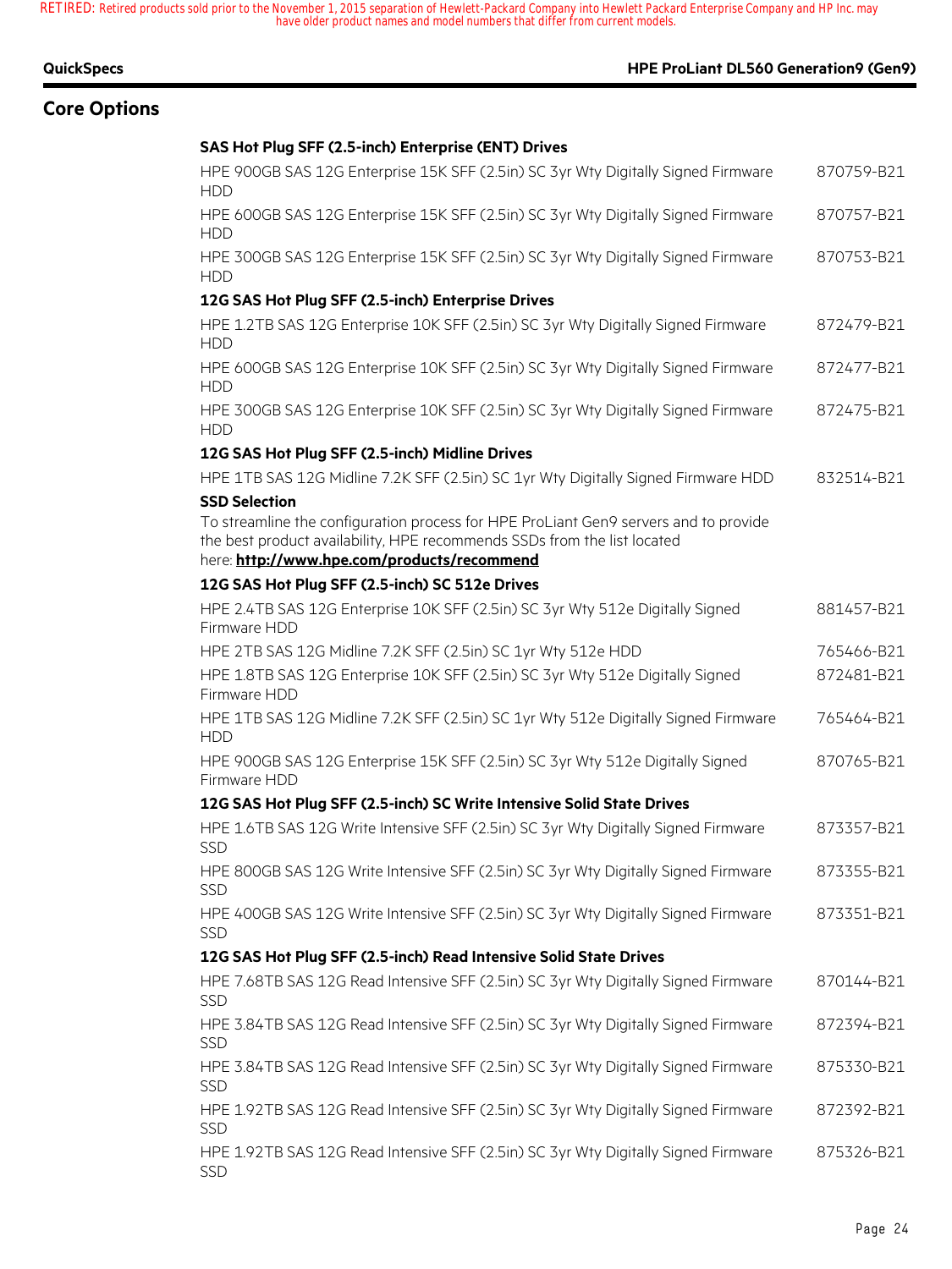## Core Options

**SAS Hot Plug SFF (2.5-inch) Enterprise (ENT) Drives**

| | |
|---|---|
| HPE 900GB SAS 12G Enterprise 15K SFF (2.5in) SC 3yr Wty Digitally Signed Firmware HDD | 870759-B21 |
| HPE 600GB SAS 12G Enterprise 15K SFF (2.5in) SC 3yr Wty Digitally Signed Firmware HDD | 870757-B21 |
| HPE 300GB SAS 12G Enterprise 15K SFF (2.5in) SC 3yr Wty Digitally Signed Firmware HDD | 870753-B21 |

**12G SAS Hot Plug SFF (2.5-inch) Enterprise Drives**

| | |
|---|---|
| HPE 1.2TB SAS 12G Enterprise 10K SFF (2.5in) SC 3yr Wty Digitally Signed Firmware HDD | 872479-B21 |
| HPE 600GB SAS 12G Enterprise 10K SFF (2.5in) SC 3yr Wty Digitally Signed Firmware HDD | 872477-B21 |
| HPE 300GB SAS 12G Enterprise 10K SFF (2.5in) SC 3yr Wty Digitally Signed Firmware HDD | 872475-B21 |

**12G SAS Hot Plug SFF (2.5-inch) Midline Drives**

| | |
|---|---|
| HPE 1TB SAS 12G Midline 7.2K SFF (2.5in) SC 1yr Wty Digitally Signed Firmware HDD | 832514-B21 |

**SSD Selection**

To streamline the configuration process for HPE ProLiant Gen9 servers and to provide the best product availability, HPE recommends SSDs from the list located here: **http://www.hpe.com/products/recommend**

**12G SAS Hot Plug SFF (2.5-inch) SC 512e Drives**

| | |
|---|---|
| HPE 2.4TB SAS 12G Enterprise 10K SFF (2.5in) SC 3yr Wty 512e Digitally Signed Firmware HDD | 881457-B21 |
| HPE 2TB SAS 12G Midline 7.2K SFF (2.5in) SC 1yr Wty 512e HDD | 765466-B21 |
| HPE 1.8TB SAS 12G Enterprise 10K SFF (2.5in) SC 3yr Wty 512e Digitally Signed Firmware HDD | 872481-B21 |
| HPE 1TB SAS 12G Midline 7.2K SFF (2.5in) SC 1yr Wty 512e Digitally Signed Firmware HDD | 765464-B21 |
| HPE 900GB SAS 12G Enterprise 15K SFF (2.5in) SC 3yr Wty 512e Digitally Signed Firmware HDD | 870765-B21 |

**12G SAS Hot Plug SFF (2.5-inch) SC Write Intensive Solid State Drives**

| | |
|---|---|
| HPE 1.6TB SAS 12G Write Intensive SFF (2.5in) SC 3yr Wty Digitally Signed Firmware SSD | 873357-B21 |
| HPE 800GB SAS 12G Write Intensive SFF (2.5in) SC 3yr Wty Digitally Signed Firmware SSD | 873355-B21 |
| HPE 400GB SAS 12G Write Intensive SFF (2.5in) SC 3yr Wty Digitally Signed Firmware SSD | 873351-B21 |

**12G SAS Hot Plug SFF (2.5-inch) Read Intensive Solid State Drives**

| | |
|---|---|
| HPE 7.68TB SAS 12G Read Intensive SFF (2.5in) SC 3yr Wty Digitally Signed Firmware SSD | 870144-B21 |
| HPE 3.84TB SAS 12G Read Intensive SFF (2.5in) SC 3yr Wty Digitally Signed Firmware SSD | 872394-B21 |
| HPE 3.84TB SAS 12G Read Intensive SFF (2.5in) SC 3yr Wty Digitally Signed Firmware SSD | 875330-B21 |
| HPE 1.92TB SAS 12G Read Intensive SFF (2.5in) SC 3yr Wty Digitally Signed Firmware SSD | 872392-B21 |
| HPE 1.92TB SAS 12G Read Intensive SFF (2.5in) SC 3yr Wty Digitally Signed Firmware SSD | 875326-B21 |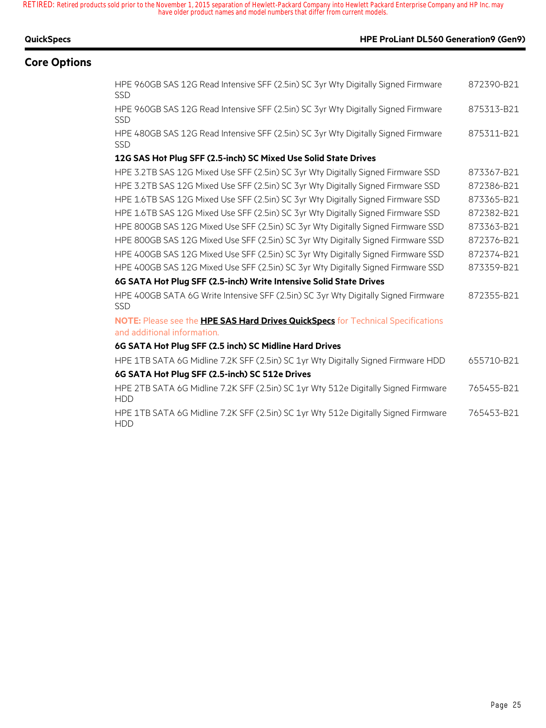## Core Options

| | |
|---|---|
| HPE 960GB SAS 12G Read Intensive SFF (2.5in) SC 3yr Wty Digitally Signed Firmware SSD | 872390-B21 |
| HPE 960GB SAS 12G Read Intensive SFF (2.5in) SC 3yr Wty Digitally Signed Firmware SSD | 875313-B21 |
| HPE 480GB SAS 12G Read Intensive SFF (2.5in) SC 3yr Wty Digitally Signed Firmware SSD | 875311-B21 |
| **12G SAS Hot Plug SFF (2.5-inch) SC Mixed Use Solid State Drives** | |
| HPE 3.2TB SAS 12G Mixed Use SFF (2.5in) SC 3yr Wty Digitally Signed Firmware SSD | 873367-B21 |
| HPE 3.2TB SAS 12G Mixed Use SFF (2.5in) SC 3yr Wty Digitally Signed Firmware SSD | 872386-B21 |
| HPE 1.6TB SAS 12G Mixed Use SFF (2.5in) SC 3yr Wty Digitally Signed Firmware SSD | 873365-B21 |
| HPE 1.6TB SAS 12G Mixed Use SFF (2.5in) SC 3yr Wty Digitally Signed Firmware SSD | 872382-B21 |
| HPE 800GB SAS 12G Mixed Use SFF (2.5in) SC 3yr Wty Digitally Signed Firmware SSD | 873363-B21 |
| HPE 800GB SAS 12G Mixed Use SFF (2.5in) SC 3yr Wty Digitally Signed Firmware SSD | 872376-B21 |
| HPE 400GB SAS 12G Mixed Use SFF (2.5in) SC 3yr Wty Digitally Signed Firmware SSD | 872374-B21 |
| HPE 400GB SAS 12G Mixed Use SFF (2.5in) SC 3yr Wty Digitally Signed Firmware SSD | 873359-B21 |
| **6G SATA Hot Plug SFF (2.5-inch) Write Intensive Solid State Drives** | |
| HPE 400GB SATA 6G Write Intensive SFF (2.5in) SC 3yr Wty Digitally Signed Firmware SSD | 872355-B21 |
| **NOTE:** Please see the **HPE SAS Hard Drives QuickSpecs** for Technical Specifications and additional information. | |
| **6G SATA Hot Plug SFF (2.5 inch) SC Midline Hard Drives** | |
| HPE 1TB SATA 6G Midline 7.2K SFF (2.5in) SC 1yr Wty Digitally Signed Firmware HDD | 655710-B21 |
| **6G SATA Hot Plug SFF (2.5-inch) SC 512e Drives** | |
| HPE 2TB SATA 6G Midline 7.2K SFF (2.5in) SC 1yr Wty 512e Digitally Signed Firmware HDD | 765455-B21 |
| HPE 1TB SATA 6G Midline 7.2K SFF (2.5in) SC 1yr Wty 512e Digitally Signed Firmware HDD | 765453-B21 |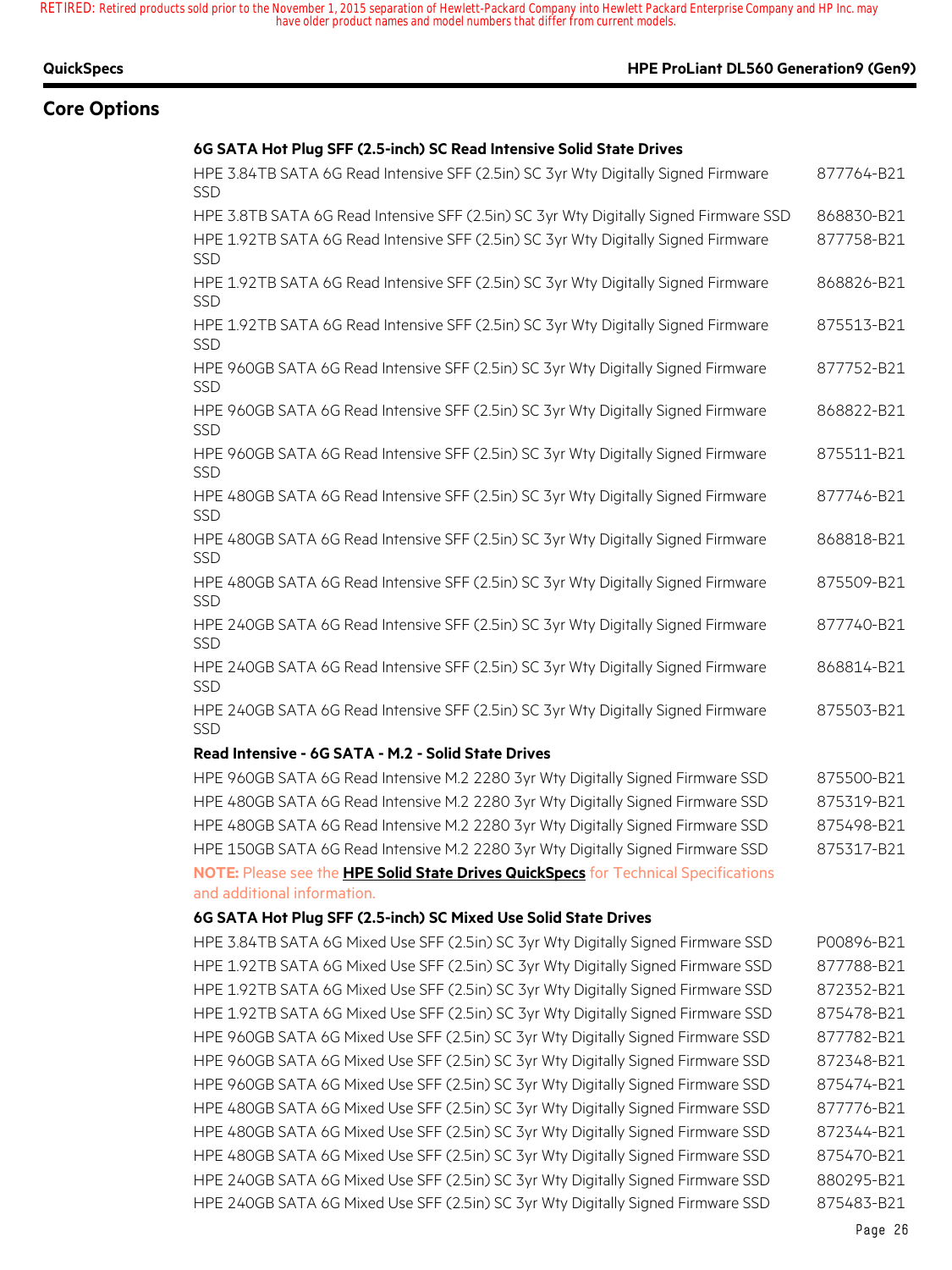## Core Options

**6G SATA Hot Plug SFF (2.5-inch) SC Read Intensive Solid State Drives**

| | |
|---|---|
| HPE 3.84TB SATA 6G Read Intensive SFF (2.5in) SC 3yr Wty Digitally Signed Firmware SSD | 877764-B21 |
| HPE 3.8TB SATA 6G Read Intensive SFF (2.5in) SC 3yr Wty Digitally Signed Firmware SSD | 868830-B21 |
| HPE 1.92TB SATA 6G Read Intensive SFF (2.5in) SC 3yr Wty Digitally Signed Firmware SSD | 877758-B21 |
| HPE 1.92TB SATA 6G Read Intensive SFF (2.5in) SC 3yr Wty Digitally Signed Firmware SSD | 868826-B21 |
| HPE 1.92TB SATA 6G Read Intensive SFF (2.5in) SC 3yr Wty Digitally Signed Firmware SSD | 875513-B21 |
| HPE 960GB SATA 6G Read Intensive SFF (2.5in) SC 3yr Wty Digitally Signed Firmware SSD | 877752-B21 |
| HPE 960GB SATA 6G Read Intensive SFF (2.5in) SC 3yr Wty Digitally Signed Firmware SSD | 868822-B21 |
| HPE 960GB SATA 6G Read Intensive SFF (2.5in) SC 3yr Wty Digitally Signed Firmware SSD | 875511-B21 |
| HPE 480GB SATA 6G Read Intensive SFF (2.5in) SC 3yr Wty Digitally Signed Firmware SSD | 877746-B21 |
| HPE 480GB SATA 6G Read Intensive SFF (2.5in) SC 3yr Wty Digitally Signed Firmware SSD | 868818-B21 |
| HPE 480GB SATA 6G Read Intensive SFF (2.5in) SC 3yr Wty Digitally Signed Firmware SSD | 875509-B21 |
| HPE 240GB SATA 6G Read Intensive SFF (2.5in) SC 3yr Wty Digitally Signed Firmware SSD | 877740-B21 |
| HPE 240GB SATA 6G Read Intensive SFF (2.5in) SC 3yr Wty Digitally Signed Firmware SSD | 868814-B21 |
| HPE 240GB SATA 6G Read Intensive SFF (2.5in) SC 3yr Wty Digitally Signed Firmware SSD | 875503-B21 |

**Read Intensive - 6G SATA - M.2 - Solid State Drives**

| | |
|---|---|
| HPE 960GB SATA 6G Read Intensive M.2 2280 3yr Wty Digitally Signed Firmware SSD | 875500-B21 |
| HPE 480GB SATA 6G Read Intensive M.2 2280 3yr Wty Digitally Signed Firmware SSD | 875319-B21 |
| HPE 480GB SATA 6G Read Intensive M.2 2280 3yr Wty Digitally Signed Firmware SSD | 875498-B21 |
| HPE 150GB SATA 6G Read Intensive M.2 2280 3yr Wty Digitally Signed Firmware SSD | 875317-B21 |

**NOTE:** Please see the **HPE Solid State Drives QuickSpecs** for Technical Specifications and additional information.

**6G SATA Hot Plug SFF (2.5-inch) SC Mixed Use Solid State Drives**

| | |
|---|---|
| HPE 3.84TB SATA 6G Mixed Use SFF (2.5in) SC 3yr Wty Digitally Signed Firmware SSD | P00896-B21 |
| HPE 1.92TB SATA 6G Mixed Use SFF (2.5in) SC 3yr Wty Digitally Signed Firmware SSD | 877788-B21 |
| HPE 1.92TB SATA 6G Mixed Use SFF (2.5in) SC 3yr Wty Digitally Signed Firmware SSD | 872352-B21 |
| HPE 1.92TB SATA 6G Mixed Use SFF (2.5in) SC 3yr Wty Digitally Signed Firmware SSD | 875478-B21 |
| HPE 960GB SATA 6G Mixed Use SFF (2.5in) SC 3yr Wty Digitally Signed Firmware SSD | 877782-B21 |
| HPE 960GB SATA 6G Mixed Use SFF (2.5in) SC 3yr Wty Digitally Signed Firmware SSD | 872348-B21 |
| HPE 960GB SATA 6G Mixed Use SFF (2.5in) SC 3yr Wty Digitally Signed Firmware SSD | 875474-B21 |
| HPE 480GB SATA 6G Mixed Use SFF (2.5in) SC 3yr Wty Digitally Signed Firmware SSD | 877776-B21 |
| HPE 480GB SATA 6G Mixed Use SFF (2.5in) SC 3yr Wty Digitally Signed Firmware SSD | 872344-B21 |
| HPE 480GB SATA 6G Mixed Use SFF (2.5in) SC 3yr Wty Digitally Signed Firmware SSD | 875470-B21 |
| HPE 240GB SATA 6G Mixed Use SFF (2.5in) SC 3yr Wty Digitally Signed Firmware SSD | 880295-B21 |
| HPE 240GB SATA 6G Mixed Use SFF (2.5in) SC 3yr Wty Digitally Signed Firmware SSD | 875483-B21 |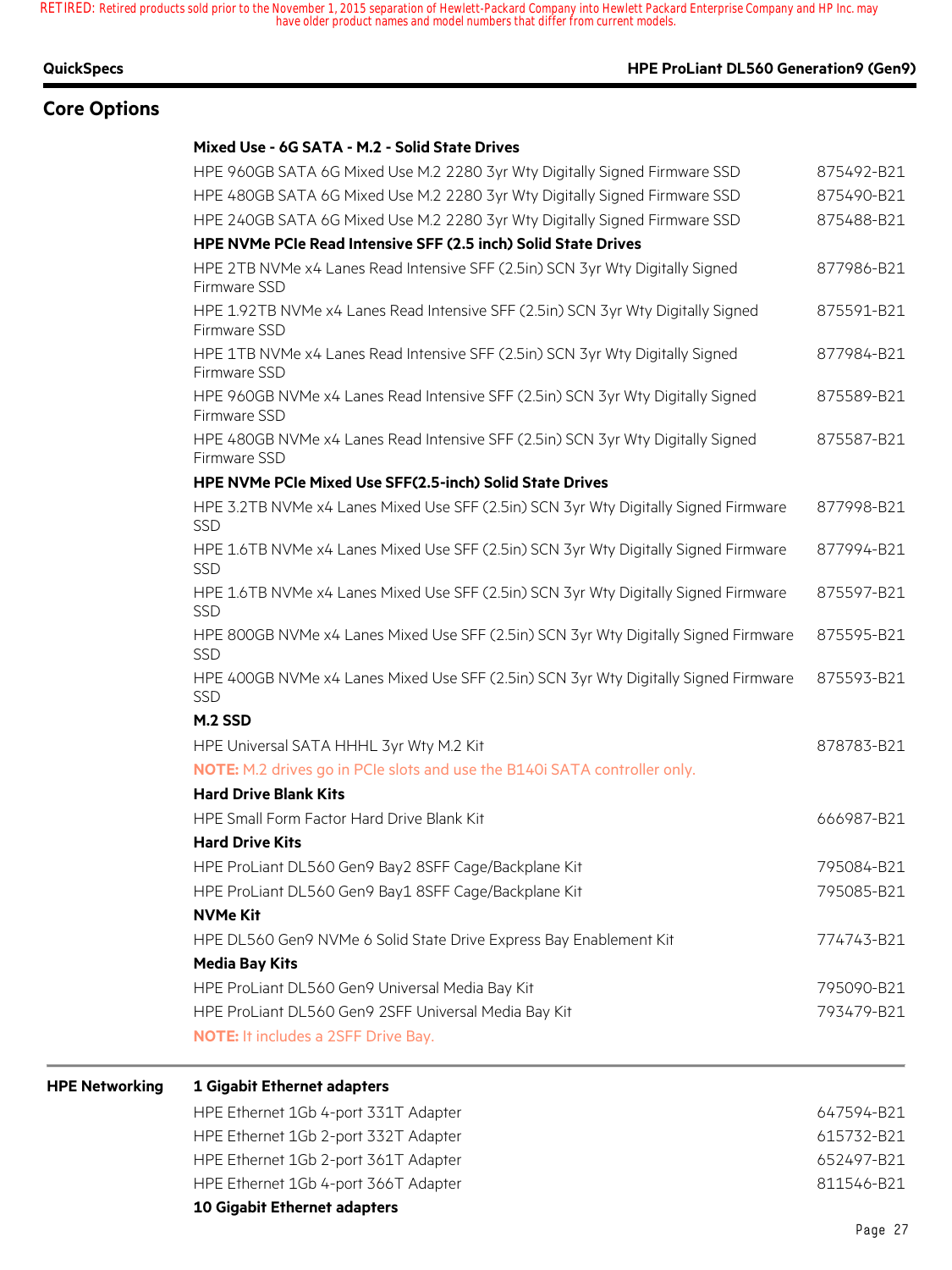## Core Options

**Mixed Use - 6G SATA - M.2 - Solid State Drives**

| | |
|---|---|
| HPE 960GB SATA 6G Mixed Use M.2 2280 3yr Wty Digitally Signed Firmware SSD | 875492-B21 |
| HPE 480GB SATA 6G Mixed Use M.2 2280 3yr Wty Digitally Signed Firmware SSD | 875490-B21 |
| HPE 240GB SATA 6G Mixed Use M.2 2280 3yr Wty Digitally Signed Firmware SSD | 875488-B21 |

**HPE NVMe PCIe Read Intensive SFF (2.5 inch) Solid State Drives**

| | |
|---|---|
| HPE 2TB NVMe x4 Lanes Read Intensive SFF (2.5in) SCN 3yr Wty Digitally Signed Firmware SSD | 877986-B21 |
| HPE 1.92TB NVMe x4 Lanes Read Intensive SFF (2.5in) SCN 3yr Wty Digitally Signed Firmware SSD | 875591-B21 |
| HPE 1TB NVMe x4 Lanes Read Intensive SFF (2.5in) SCN 3yr Wty Digitally Signed Firmware SSD | 877984-B21 |
| HPE 960GB NVMe x4 Lanes Read Intensive SFF (2.5in) SCN 3yr Wty Digitally Signed Firmware SSD | 875589-B21 |
| HPE 480GB NVMe x4 Lanes Read Intensive SFF (2.5in) SCN 3yr Wty Digitally Signed Firmware SSD | 875587-B21 |

**HPE NVMe PCIe Mixed Use SFF(2.5-inch) Solid State Drives**

| | |
|---|---|
| HPE 3.2TB NVMe x4 Lanes Mixed Use SFF (2.5in) SCN 3yr Wty Digitally Signed Firmware SSD | 877998-B21 |
| HPE 1.6TB NVMe x4 Lanes Mixed Use SFF (2.5in) SCN 3yr Wty Digitally Signed Firmware SSD | 877994-B21 |
| HPE 1.6TB NVMe x4 Lanes Mixed Use SFF (2.5in) SCN 3yr Wty Digitally Signed Firmware SSD | 875597-B21 |
| HPE 800GB NVMe x4 Lanes Mixed Use SFF (2.5in) SCN 3yr Wty Digitally Signed Firmware SSD | 875595-B21 |
| HPE 400GB NVMe x4 Lanes Mixed Use SFF (2.5in) SCN 3yr Wty Digitally Signed Firmware SSD | 875593-B21 |

**M.2 SSD**

| | |
|---|---|
| HPE Universal SATA HHHL 3yr Wty M.2 Kit | 878783-B21 |

**NOTE:** M.2 drives go in PCIe slots and use the B140i SATA controller only.

**Hard Drive Blank Kits**

| | |
|---|---|
| HPE Small Form Factor Hard Drive Blank Kit | 666987-B21 |

**Hard Drive Kits**

| | |
|---|---|
| HPE ProLiant DL560 Gen9 Bay2 8SFF Cage/Backplane Kit | 795084-B21 |
| HPE ProLiant DL560 Gen9 Bay1 8SFF Cage/Backplane Kit | 795085-B21 |

**NVMe Kit**

| | |
|---|---|
| HPE DL560 Gen9 NVMe 6 Solid State Drive Express Bay Enablement Kit | 774743-B21 |

**Media Bay Kits**

| | |
|---|---|
| HPE ProLiant DL560 Gen9 Universal Media Bay Kit | 795090-B21 |
| HPE ProLiant DL560 Gen9 2SFF Universal Media Bay Kit | 793479-B21 |

**NOTE:** It includes a 2SFF Drive Bay.

## HPE Networking

**1 Gigabit Ethernet adapters**

| | |
|---|---|
| HPE Ethernet 1Gb 4-port 331T Adapter | 647594-B21 |
| HPE Ethernet 1Gb 2-port 332T Adapter | 615732-B21 |
| HPE Ethernet 1Gb 2-port 361T Adapter | 652497-B21 |
| HPE Ethernet 1Gb 4-port 366T Adapter | 811546-B21 |

**10 Gigabit Ethernet adapters**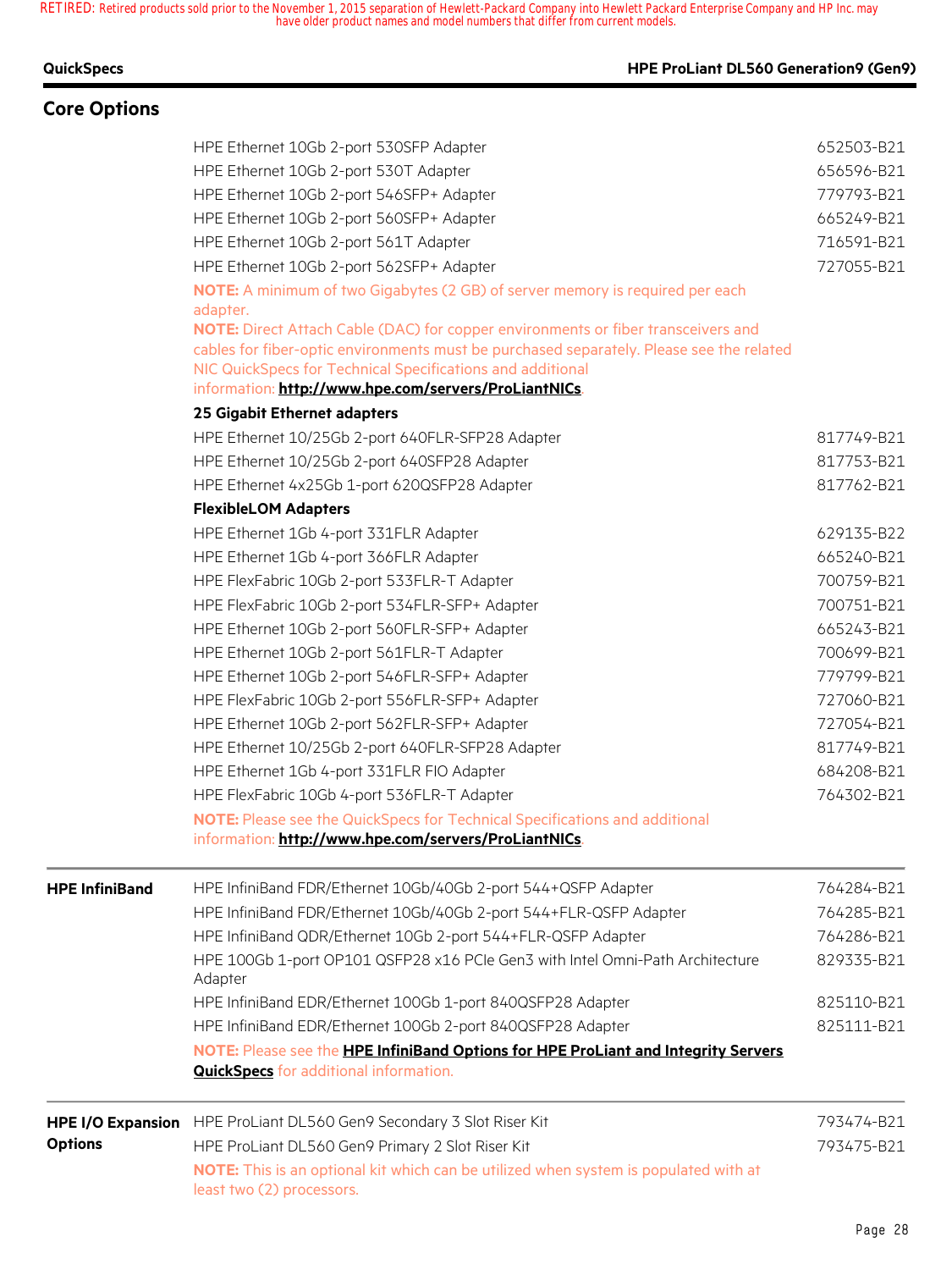## Core Options

| | | |
|---|---|---|
| | HPE Ethernet 10Gb 2-port 530SFP Adapter | 652503-B21 |
| | HPE Ethernet 10Gb 2-port 530T Adapter | 656596-B21 |
| | HPE Ethernet 10Gb 2-port 546SFP+ Adapter | 779793-B21 |
| | HPE Ethernet 10Gb 2-port 560SFP+ Adapter | 665249-B21 |
| | HPE Ethernet 10Gb 2-port 561T Adapter | 716591-B21 |
| | HPE Ethernet 10Gb 2-port 562SFP+ Adapter | 727055-B21 |
| | **NOTE:** A minimum of two Gigabytes (2 GB) of server memory is required per each adapter. **NOTE:** Direct Attach Cable (DAC) for copper environments or fiber transceivers and cables for fiber-optic environments must be purchased separately. Please see the related NIC QuickSpecs for Technical Specifications and additional information: **http://www.hpe.com/servers/ProLiantNICs**. | |
| | **25 Gigabit Ethernet adapters** | |
| | HPE Ethernet 10/25Gb 2-port 640FLR-SFP28 Adapter | 817749-B21 |
| | HPE Ethernet 10/25Gb 2-port 640SFP28 Adapter | 817753-B21 |
| | HPE Ethernet 4x25Gb 1-port 620QSFP28 Adapter | 817762-B21 |
| | **FlexibleLOM Adapters** | |
| | HPE Ethernet 1Gb 4-port 331FLR Adapter | 629135-B22 |
| | HPE Ethernet 1Gb 4-port 366FLR Adapter | 665240-B21 |
| | HPE FlexFabric 10Gb 2-port 533FLR-T Adapter | 700759-B21 |
| | HPE FlexFabric 10Gb 2-port 534FLR-SFP+ Adapter | 700751-B21 |
| | HPE Ethernet 10Gb 2-port 560FLR-SFP+ Adapter | 665243-B21 |
| | HPE Ethernet 10Gb 2-port 561FLR-T Adapter | 700699-B21 |
| | HPE Ethernet 10Gb 2-port 546FLR-SFP+ Adapter | 779799-B21 |
| | HPE FlexFabric 10Gb 2-port 556FLR-SFP+ Adapter | 727060-B21 |
| | HPE Ethernet 10Gb 2-port 562FLR-SFP+ Adapter | 727054-B21 |
| | HPE Ethernet 10/25Gb 2-port 640FLR-SFP28 Adapter | 817749-B21 |
| | HPE Ethernet 1Gb 4-port 331FLR FIO Adapter | 684208-B21 |
| | HPE FlexFabric 10Gb 4-port 536FLR-T Adapter | 764302-B21 |
| | **NOTE:** Please see the QuickSpecs for Technical Specifications and additional information: **http://www.hpe.com/servers/ProLiantNICs**. | |
| **HPE InfiniBand** | HPE InfiniBand FDR/Ethernet 10Gb/40Gb 2-port 544+QSFP Adapter | 764284-B21 |
| | HPE InfiniBand FDR/Ethernet 10Gb/40Gb 2-port 544+FLR-QSFP Adapter | 764285-B21 |
| | HPE InfiniBand QDR/Ethernet 10Gb 2-port 544+FLR-QSFP Adapter | 764286-B21 |
| | HPE 100Gb 1-port OP101 QSFP28 x16 PCIe Gen3 with Intel Omni-Path Architecture Adapter | 829335-B21 |
| | HPE InfiniBand EDR/Ethernet 100Gb 1-port 840QSFP28 Adapter | 825110-B21 |
| | HPE InfiniBand EDR/Ethernet 100Gb 2-port 840QSFP28 Adapter | 825111-B21 |
| | **NOTE:** Please see the **HPE InfiniBand Options for HPE ProLiant and Integrity Servers QuickSpecs** for additional information. | |
| **HPE I/O Expansion Options** | HPE ProLiant DL560 Gen9 Secondary 3 Slot Riser Kit | 793474-B21 |
| | HPE ProLiant DL560 Gen9 Primary 2 Slot Riser Kit | 793475-B21 |
| | **NOTE:** This is an optional kit which can be utilized when system is populated with at least two (2) processors. | |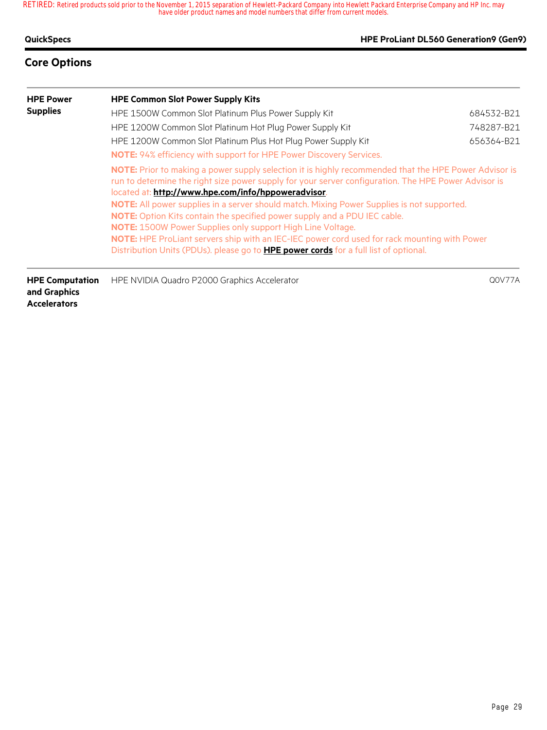RETIRED: Retired products sold prior to the November 1, 2015 separation of Hewlett-Packard Company into Hewlett Packard Enterprise Company and HP Inc. may have older product names and model numbers that differ from current models.

## Core Options

**HPE Power Supplies**

**HPE Common Slot Power Supply Kits**

| Description | Part Number |
|---|---|
| HPE 1500W Common Slot Platinum Plus Power Supply Kit | 684532-B21 |
| HPE 1200W Common Slot Platinum Hot Plug Power Supply Kit | 748287-B21 |
| HPE 1200W Common Slot Platinum Plus Hot Plug Power Supply Kit | 656364-B21 |

**NOTE:** 94% efficiency with support for HPE Power Discovery Services.

**NOTE:** Prior to making a power supply selection it is highly recommended that the HPE Power Advisor is run to determine the right size power supply for your server configuration. The HPE Power Advisor is located at: **http://www.hpe.com/info/hppoweradvisor**.

**NOTE:** All power supplies in a server should match. Mixing Power Supplies is not supported.

**NOTE:** Option Kits contain the specified power supply and a PDU IEC cable.

**NOTE:** 1500W Power Supplies only support High Line Voltage.

**NOTE:** HPE ProLiant servers ship with an IEC-IEC power cord used for rack mounting with Power Distribution Units (PDUs). please go to **HPE power cords** for a full list of optional.

**HPE Computation and Graphics Accelerators**

| Description | Part Number |
|---|---|
| HPE NVIDIA Quadro P2000 Graphics Accelerator | Q0V77A |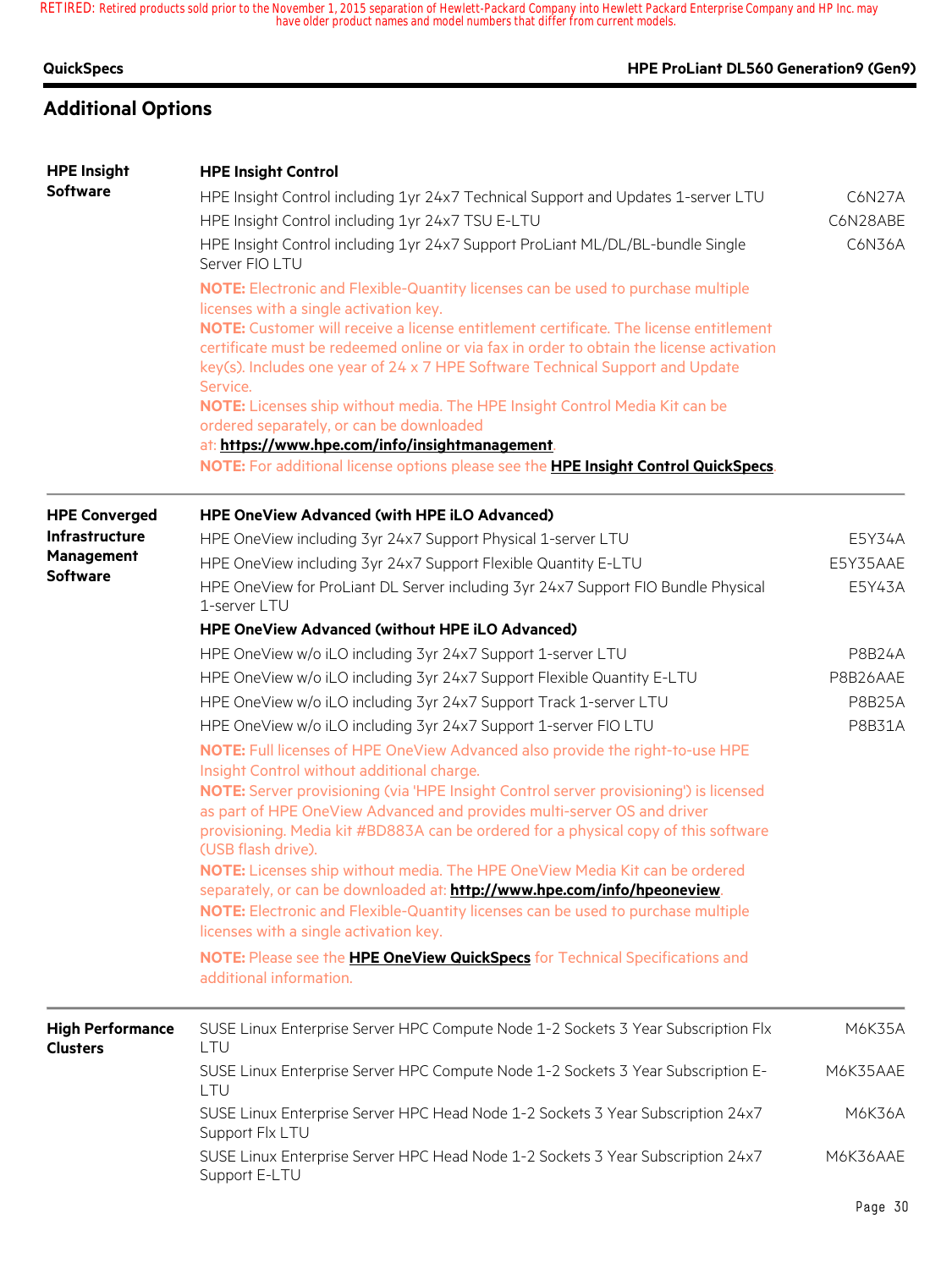## Additional Options

| | | |
|---|---|---|
| **HPE Insight Software** | **HPE Insight Control** | |
| | HPE Insight Control including 1yr 24x7 Technical Support and Updates 1-server LTU | C6N27A |
| | HPE Insight Control including 1yr 24x7 TSU E-LTU | C6N28ABE |
| | HPE Insight Control including 1yr 24x7 Support ProLiant ML/DL/BL-bundle Single Server FIO LTU | C6N36A |
| | **NOTE:** Electronic and Flexible-Quantity licenses can be used to purchase multiple licenses with a single activation key.<br>**NOTE:** Customer will receive a license entitlement certificate. The license entitlement certificate must be redeemed online or via fax in order to obtain the license activation key(s). Includes one year of 24 x 7 HPE Software Technical Support and Update Service.<br>**NOTE:** Licenses ship without media. The HPE Insight Control Media Kit can be ordered separately, or can be downloaded at: **https://www.hpe.com/info/insightmanagement**.<br>**NOTE:** For additional license options please see the **HPE Insight Control QuickSpecs**. | |
| **HPE Converged Infrastructure Management Software** | **HPE OneView Advanced (with HPE iLO Advanced)** | |
| | HPE OneView including 3yr 24x7 Support Physical 1-server LTU | E5Y34A |
| | HPE OneView including 3yr 24x7 Support Flexible Quantity E-LTU | E5Y35AAE |
| | HPE OneView for ProLiant DL Server including 3yr 24x7 Support FIO Bundle Physical 1-server LTU | E5Y43A |
| | **HPE OneView Advanced (without HPE iLO Advanced)** | |
| | HPE OneView w/o iLO including 3yr 24x7 Support 1-server LTU | P8B24A |
| | HPE OneView w/o iLO including 3yr 24x7 Support Flexible Quantity E-LTU | P8B26AAE |
| | HPE OneView w/o iLO including 3yr 24x7 Support Track 1-server LTU | P8B25A |
| | HPE OneView w/o iLO including 3yr 24x7 Support 1-server FIO LTU | P8B31A |
| | **NOTE:** Full licenses of HPE OneView Advanced also provide the right-to-use HPE Insight Control without additional charge.<br>**NOTE:** Server provisioning (via 'HPE Insight Control server provisioning') is licensed as part of HPE OneView Advanced and provides multi-server OS and driver provisioning. Media kit #BD883A can be ordered for a physical copy of this software (USB flash drive).<br>**NOTE:** Licenses ship without media. The HPE OneView Media Kit can be ordered separately, or can be downloaded at: **http://www.hpe.com/info/hpeoneview**.<br>**NOTE:** Electronic and Flexible-Quantity licenses can be used to purchase multiple licenses with a single activation key.<br>**NOTE:** Please see the **HPE OneView QuickSpecs** for Technical Specifications and additional information. | |
| **High Performance Clusters** | SUSE Linux Enterprise Server HPC Compute Node 1-2 Sockets 3 Year Subscription Flx LTU | M6K35A |
| | SUSE Linux Enterprise Server HPC Compute Node 1-2 Sockets 3 Year Subscription E-LTU | M6K35AAE |
| | SUSE Linux Enterprise Server HPC Head Node 1-2 Sockets 3 Year Subscription 24x7 Support Flx LTU | M6K36A |
| | SUSE Linux Enterprise Server HPC Head Node 1-2 Sockets 3 Year Subscription 24x7 Support E-LTU | M6K36AAE |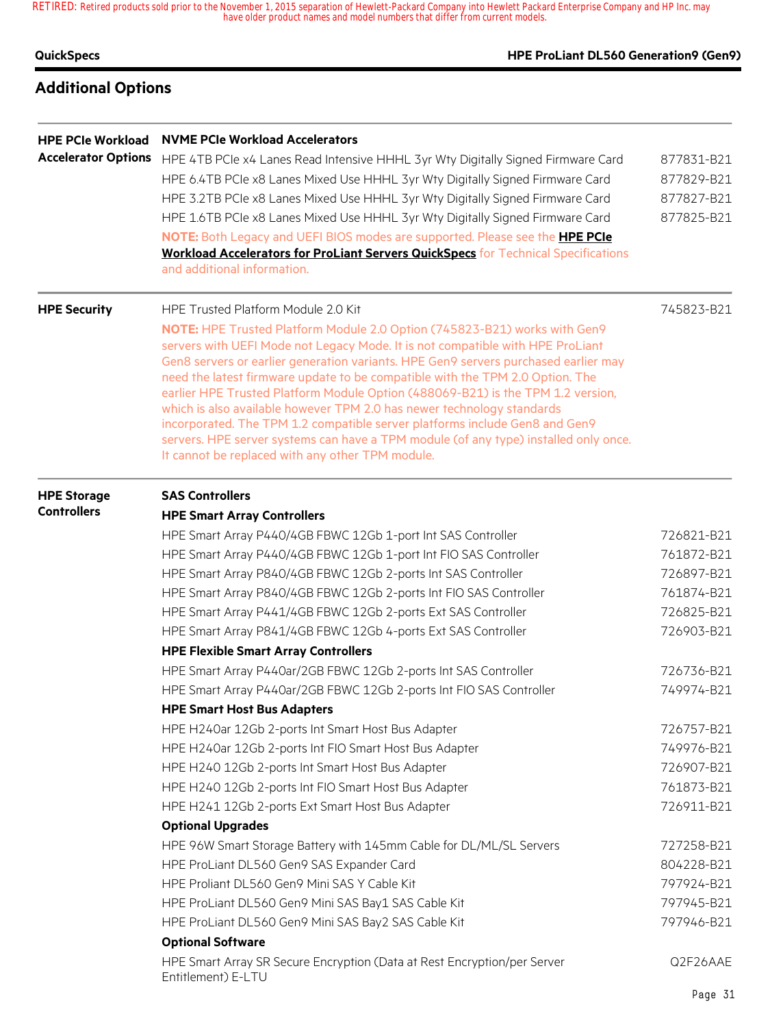## Additional Options

| | | |
|---|---|---|
| **HPE PCIe Workload Accelerator Options** | **NVME PCIe Workload Accelerators** | |
| | HPE 4TB PCIe x4 Lanes Read Intensive HHHL 3yr Wty Digitally Signed Firmware Card | 877831-B21 |
| | HPE 6.4TB PCIe x8 Lanes Mixed Use HHHL 3yr Wty Digitally Signed Firmware Card | 877829-B21 |
| | HPE 3.2TB PCIe x8 Lanes Mixed Use HHHL 3yr Wty Digitally Signed Firmware Card | 877827-B21 |
| | HPE 1.6TB PCIe x8 Lanes Mixed Use HHHL 3yr Wty Digitally Signed Firmware Card | 877825-B21 |
| | **NOTE:** Both Legacy and UEFI BIOS modes are supported. Please see the **HPE PCIe Workload Accelerators for ProLiant Servers QuickSpecs** for Technical Specifications and additional information. | |
| **HPE Security** | HPE Trusted Platform Module 2.0 Kit | 745823-B21 |
| | **NOTE:** HPE Trusted Platform Module 2.0 Option (745823-B21) works with Gen9 servers with UEFI Mode not Legacy Mode. It is not compatible with HPE ProLiant Gen8 servers or earlier generation variants. HPE Gen9 servers purchased earlier may need the latest firmware update to be compatible with the TPM 2.0 Option. The earlier HPE Trusted Platform Module Option (488069-B21) is the TPM 1.2 version, which is also available however TPM 2.0 has newer technology standards incorporated. The TPM 1.2 compatible server platforms include Gen8 and Gen9 servers. HPE server systems can have a TPM module (of any type) installed only once. It cannot be replaced with any other TPM module. | |
| **HPE Storage Controllers** | **SAS Controllers** | |
| | **HPE Smart Array Controllers** | |
| | HPE Smart Array P440/4GB FBWC 12Gb 1-port Int SAS Controller | 726821-B21 |
| | HPE Smart Array P440/4GB FBWC 12Gb 1-port Int FIO SAS Controller | 761872-B21 |
| | HPE Smart Array P840/4GB FBWC 12Gb 2-ports Int SAS Controller | 726897-B21 |
| | HPE Smart Array P840/4GB FBWC 12Gb 2-ports Int FIO SAS Controller | 761874-B21 |
| | HPE Smart Array P441/4GB FBWC 12Gb 2-ports Ext SAS Controller | 726825-B21 |
| | HPE Smart Array P841/4GB FBWC 12Gb 4-ports Ext SAS Controller | 726903-B21 |
| | **HPE Flexible Smart Array Controllers** | |
| | HPE Smart Array P440ar/2GB FBWC 12Gb 2-ports Int SAS Controller | 726736-B21 |
| | HPE Smart Array P440ar/2GB FBWC 12Gb 2-ports Int FIO SAS Controller | 749974-B21 |
| | **HPE Smart Host Bus Adapters** | |
| | HPE H240ar 12Gb 2-ports Int Smart Host Bus Adapter | 726757-B21 |
| | HPE H240ar 12Gb 2-ports Int FIO Smart Host Bus Adapter | 749976-B21 |
| | HPE H240 12Gb 2-ports Int Smart Host Bus Adapter | 726907-B21 |
| | HPE H240 12Gb 2-ports Int FIO Smart Host Bus Adapter | 761873-B21 |
| | HPE H241 12Gb 2-ports Ext Smart Host Bus Adapter | 726911-B21 |
| | **Optional Upgrades** | |
| | HPE 96W Smart Storage Battery with 145mm Cable for DL/ML/SL Servers | 727258-B21 |
| | HPE ProLiant DL560 Gen9 SAS Expander Card | 804228-B21 |
| | HPE Proliant DL560 Gen9 Mini SAS Y Cable Kit | 797924-B21 |
| | HPE ProLiant DL560 Gen9 Mini SAS Bay1 SAS Cable Kit | 797945-B21 |
| | HPE ProLiant DL560 Gen9 Mini SAS Bay2 SAS Cable Kit | 797946-B21 |
| | **Optional Software** | |
| | HPE Smart Array SR Secure Encryption (Data at Rest Encryption/per Server Entitlement) E-LTU | Q2F26AAE |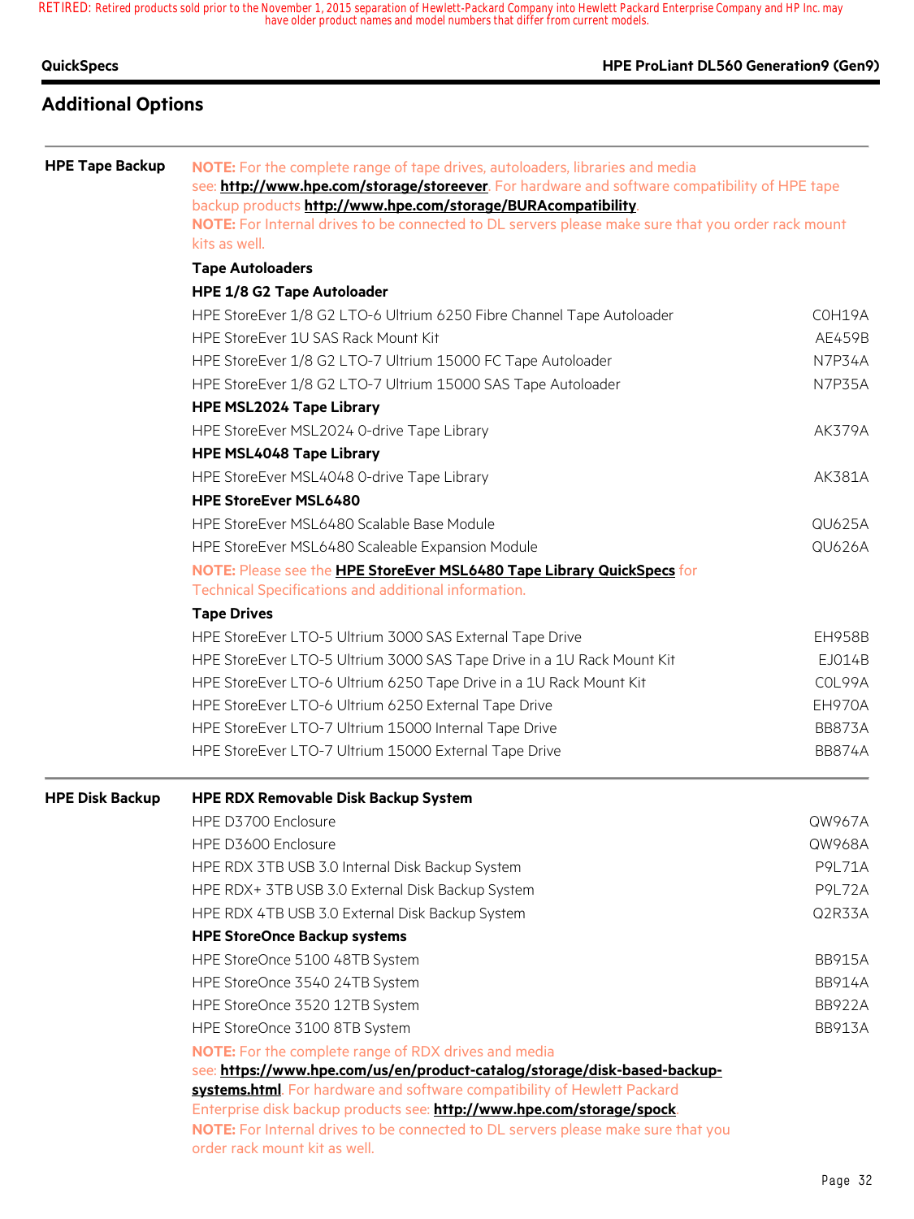## Additional Options

### HPE Tape Backup

**NOTE:** For the complete range of tape drives, autoloaders, libraries and media see: **http://www.hpe.com/storage/storeever**. For hardware and software compatibility of HPE tape backup products **http://www.hpe.com/storage/BURAcompatibility**.

**NOTE:** For Internal drives to be connected to DL servers please make sure that you order rack mount kits as well.

**Tape Autoloaders**

**HPE 1/8 G2 Tape Autoloader**

| | |
|---|---|
| HPE StoreEver 1/8 G2 LTO-6 Ultrium 6250 Fibre Channel Tape Autoloader | C0H19A |
| HPE StoreEver 1U SAS Rack Mount Kit | AE459B |
| HPE StoreEver 1/8 G2 LTO-7 Ultrium 15000 FC Tape Autoloader | N7P34A |
| HPE StoreEver 1/8 G2 LTO-7 Ultrium 15000 SAS Tape Autoloader | N7P35A |

**HPE MSL2024 Tape Library**

| | |
|---|---|
| HPE StoreEver MSL2024 0-drive Tape Library | AK379A |

**HPE MSL4048 Tape Library**

| | |
|---|---|
| HPE StoreEver MSL4048 0-drive Tape Library | AK381A |

**HPE StoreEver MSL6480**

| | |
|---|---|
| HPE StoreEver MSL6480 Scalable Base Module | QU625A |
| HPE StoreEver MSL6480 Scaleable Expansion Module | QU626A |

**NOTE:** Please see the **HPE StoreEver MSL6480 Tape Library QuickSpecs** for Technical Specifications and additional information.

**Tape Drives**

| | |
|---|---|
| HPE StoreEver LTO-5 Ultrium 3000 SAS External Tape Drive | EH958B |
| HPE StoreEver LTO-5 Ultrium 3000 SAS Tape Drive in a 1U Rack Mount Kit | EJ014B |
| HPE StoreEver LTO-6 Ultrium 6250 Tape Drive in a 1U Rack Mount Kit | C0L99A |
| HPE StoreEver LTO-6 Ultrium 6250 External Tape Drive | EH970A |
| HPE StoreEver LTO-7 Ultrium 15000 Internal Tape Drive | BB873A |
| HPE StoreEver LTO-7 Ultrium 15000 External Tape Drive | BB874A |

### HPE Disk Backup

**HPE RDX Removable Disk Backup System**

| | |
|---|---|
| HPE D3700 Enclosure | QW967A |
| HPE D3600 Enclosure | QW968A |
| HPE RDX 3TB USB 3.0 Internal Disk Backup System | P9L71A |
| HPE RDX+ 3TB USB 3.0 External Disk Backup System | P9L72A |
| HPE RDX 4TB USB 3.0 External Disk Backup System | Q2R33A |

**HPE StoreOnce Backup systems**

| | |
|---|---|
| HPE StoreOnce 5100 48TB System | BB915A |
| HPE StoreOnce 3540 24TB System | BB914A |
| HPE StoreOnce 3520 12TB System | BB922A |
| HPE StoreOnce 3100 8TB System | BB913A |

**NOTE:** For the complete range of RDX drives and media see: **https://www.hpe.com/us/en/product-catalog/storage/disk-based-backup-systems.html**. For hardware and software compatibility of Hewlett Packard Enterprise disk backup products see: **http://www.hpe.com/storage/spock**.

**NOTE:** For Internal drives to be connected to DL servers please make sure that you order rack mount kit as well.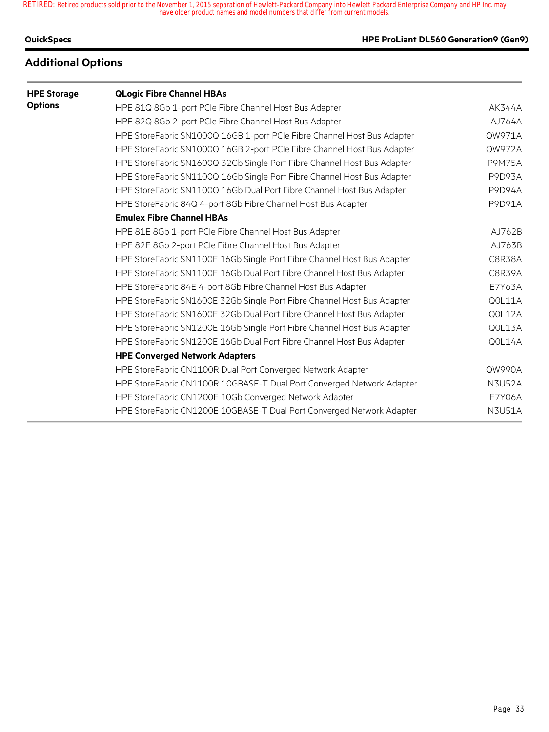## Additional Options

| | | |
|---|---|---|
| **HPE Storage Options** | **QLogic Fibre Channel HBAs** | |
| | HPE 81Q 8Gb 1-port PCIe Fibre Channel Host Bus Adapter | AK344A |
| | HPE 82Q 8Gb 2-port PCIe Fibre Channel Host Bus Adapter | AJ764A |
| | HPE StoreFabric SN1000Q 16GB 1-port PCIe Fibre Channel Host Bus Adapter | QW971A |
| | HPE StoreFabric SN1000Q 16GB 2-port PCIe Fibre Channel Host Bus Adapter | QW972A |
| | HPE StoreFabric SN1600Q 32Gb Single Port Fibre Channel Host Bus Adapter | P9M75A |
| | HPE StoreFabric SN1100Q 16Gb Single Port Fibre Channel Host Bus Adapter | P9D93A |
| | HPE StoreFabric SN1100Q 16Gb Dual Port Fibre Channel Host Bus Adapter | P9D94A |
| | HPE StoreFabric 84Q 4-port 8Gb Fibre Channel Host Bus Adapter | P9D91A |
| | **Emulex Fibre Channel HBAs** | |
| | HPE 81E 8Gb 1-port PCIe Fibre Channel Host Bus Adapter | AJ762B |
| | HPE 82E 8Gb 2-port PCIe Fibre Channel Host Bus Adapter | AJ763B |
| | HPE StoreFabric SN1100E 16Gb Single Port Fibre Channel Host Bus Adapter | C8R38A |
| | HPE StoreFabric SN1100E 16Gb Dual Port Fibre Channel Host Bus Adapter | C8R39A |
| | HPE StoreFabric 84E 4-port 8Gb Fibre Channel Host Bus Adapter | E7Y63A |
| | HPE StoreFabric SN1600E 32Gb Single Port Fibre Channel Host Bus Adapter | Q0L11A |
| | HPE StoreFabric SN1600E 32Gb Dual Port Fibre Channel Host Bus Adapter | Q0L12A |
| | HPE StoreFabric SN1200E 16Gb Single Port Fibre Channel Host Bus Adapter | Q0L13A |
| | HPE StoreFabric SN1200E 16Gb Dual Port Fibre Channel Host Bus Adapter | Q0L14A |
| | **HPE Converged Network Adapters** | |
| | HPE StoreFabric CN1100R Dual Port Converged Network Adapter | QW990A |
| | HPE StoreFabric CN1100R 10GBASE-T Dual Port Converged Network Adapter | N3U52A |
| | HPE StoreFabric CN1200E 10Gb Converged Network Adapter | E7Y06A |
| | HPE StoreFabric CN1200E 10GBASE-T Dual Port Converged Network Adapter | N3U51A |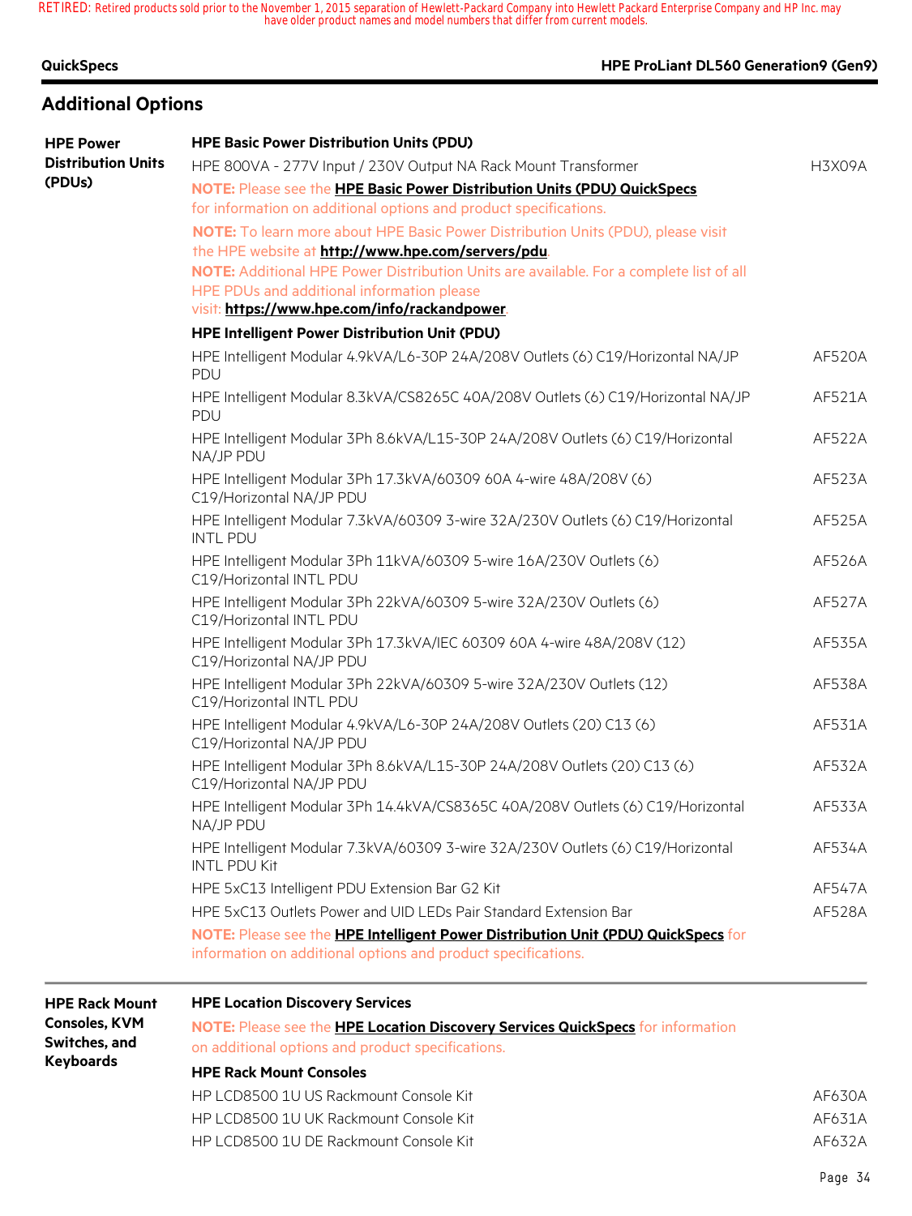## Additional Options

### HPE Power Distribution Units (PDUs)

**HPE Basic Power Distribution Units (PDU)**

| Description | Part Number |
|---|---|
| HPE 800VA - 277V Input / 230V Output NA Rack Mount Transformer | H3X09A |

**NOTE:** Please see the **HPE Basic Power Distribution Units (PDU) QuickSpecs** for information on additional options and product specifications.

**NOTE:** To learn more about HPE Basic Power Distribution Units (PDU), please visit the HPE website at **http://www.hpe.com/servers/pdu**.

**NOTE:** Additional HPE Power Distribution Units are available. For a complete list of all HPE PDUs and additional information please visit: **https://www.hpe.com/info/rackandpower**.

**HPE Intelligent Power Distribution Unit (PDU)**

| Description | Part Number |
|---|---|
| HPE Intelligent Modular 4.9kVA/L6-30P 24A/208V Outlets (6) C19/Horizontal NA/JP PDU | AF520A |
| HPE Intelligent Modular 8.3kVA/CS8265C 40A/208V Outlets (6) C19/Horizontal NA/JP PDU | AF521A |
| HPE Intelligent Modular 3Ph 8.6kVA/L15-30P 24A/208V Outlets (6) C19/Horizontal NA/JP PDU | AF522A |
| HPE Intelligent Modular 3Ph 17.3kVA/60309 60A 4-wire 48A/208V (6) C19/Horizontal NA/JP PDU | AF523A |
| HPE Intelligent Modular 7.3kVA/60309 3-wire 32A/230V Outlets (6) C19/Horizontal INTL PDU | AF525A |
| HPE Intelligent Modular 3Ph 11kVA/60309 5-wire 16A/230V Outlets (6) C19/Horizontal INTL PDU | AF526A |
| HPE Intelligent Modular 3Ph 22kVA/60309 5-wire 32A/230V Outlets (6) C19/Horizontal INTL PDU | AF527A |
| HPE Intelligent Modular 3Ph 17.3kVA/IEC 60309 60A 4-wire 48A/208V (12) C19/Horizontal NA/JP PDU | AF535A |
| HPE Intelligent Modular 3Ph 22kVA/60309 5-wire 32A/230V Outlets (12) C19/Horizontal INTL PDU | AF538A |
| HPE Intelligent Modular 4.9kVA/L6-30P 24A/208V Outlets (20) C13 (6) C19/Horizontal NA/JP PDU | AF531A |
| HPE Intelligent Modular 3Ph 8.6kVA/L15-30P 24A/208V Outlets (20) C13 (6) C19/Horizontal NA/JP PDU | AF532A |
| HPE Intelligent Modular 3Ph 14.4kVA/CS8365C 40A/208V Outlets (6) C19/Horizontal NA/JP PDU | AF533A |
| HPE Intelligent Modular 7.3kVA/60309 3-wire 32A/230V Outlets (6) C19/Horizontal INTL PDU Kit | AF534A |
| HPE 5xC13 Intelligent PDU Extension Bar G2 Kit | AF547A |
| HPE 5xC13 Outlets Power and UID LEDs Pair Standard Extension Bar | AF528A |

**NOTE:** Please see the **HPE Intelligent Power Distribution Unit (PDU) QuickSpecs** for information on additional options and product specifications.

### HPE Rack Mount Consoles, KVM Switches, and Keyboards

**HPE Location Discovery Services**

**NOTE:** Please see the **HPE Location Discovery Services QuickSpecs** for information on additional options and product specifications.

**HPE Rack Mount Consoles**

| Description | Part Number |
|---|---|
| HP LCD8500 1U US Rackmount Console Kit | AF630A |
| HP LCD8500 1U UK Rackmount Console Kit | AF631A |
| HP LCD8500 1U DE Rackmount Console Kit | AF632A |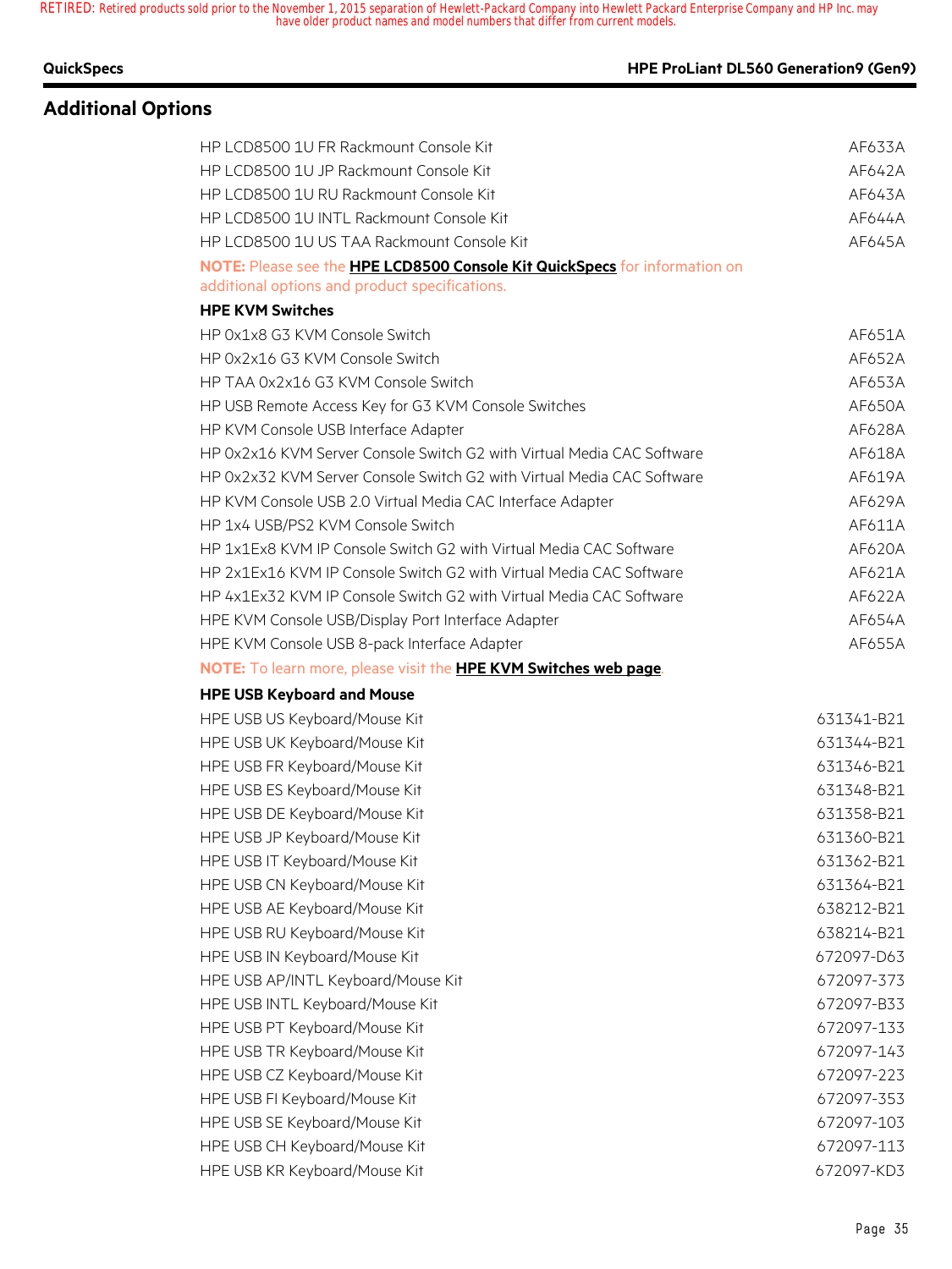## Additional Options

| | |
|---|---|
| HP LCD8500 1U FR Rackmount Console Kit | AF633A |
| HP LCD8500 1U JP Rackmount Console Kit | AF642A |
| HP LCD8500 1U RU Rackmount Console Kit | AF643A |
| HP LCD8500 1U INTL Rackmount Console Kit | AF644A |
| HP LCD8500 1U US TAA Rackmount Console Kit | AF645A |

**NOTE:** Please see the **HPE LCD8500 Console Kit QuickSpecs** for information on additional options and product specifications.

**HPE KVM Switches**

| | |
|---|---|
| HP 0x1x8 G3 KVM Console Switch | AF651A |
| HP 0x2x16 G3 KVM Console Switch | AF652A |
| HP TAA 0x2x16 G3 KVM Console Switch | AF653A |
| HP USB Remote Access Key for G3 KVM Console Switches | AF650A |
| HP KVM Console USB Interface Adapter | AF628A |
| HP 0x2x16 KVM Server Console Switch G2 with Virtual Media CAC Software | AF618A |
| HP 0x2x32 KVM Server Console Switch G2 with Virtual Media CAC Software | AF619A |
| HP KVM Console USB 2.0 Virtual Media CAC Interface Adapter | AF629A |
| HP 1x4 USB/PS2 KVM Console Switch | AF611A |
| HP 1x1Ex8 KVM IP Console Switch G2 with Virtual Media CAC Software | AF620A |
| HP 2x1Ex16 KVM IP Console Switch G2 with Virtual Media CAC Software | AF621A |
| HP 4x1Ex32 KVM IP Console Switch G2 with Virtual Media CAC Software | AF622A |
| HPE KVM Console USB/Display Port Interface Adapter | AF654A |
| HPE KVM Console USB 8-pack Interface Adapter | AF655A |

**NOTE:** To learn more, please visit the **HPE KVM Switches web page**.

**HPE USB Keyboard and Mouse**

| | |
|---|---|
| HPE USB US Keyboard/Mouse Kit | 631341-B21 |
| HPE USB UK Keyboard/Mouse Kit | 631344-B21 |
| HPE USB FR Keyboard/Mouse Kit | 631346-B21 |
| HPE USB ES Keyboard/Mouse Kit | 631348-B21 |
| HPE USB DE Keyboard/Mouse Kit | 631358-B21 |
| HPE USB JP Keyboard/Mouse Kit | 631360-B21 |
| HPE USB IT Keyboard/Mouse Kit | 631362-B21 |
| HPE USB CN Keyboard/Mouse Kit | 631364-B21 |
| HPE USB AE Keyboard/Mouse Kit | 638212-B21 |
| HPE USB RU Keyboard/Mouse Kit | 638214-B21 |
| HPE USB IN Keyboard/Mouse Kit | 672097-D63 |
| HPE USB AP/INTL Keyboard/Mouse Kit | 672097-373 |
| HPE USB INTL Keyboard/Mouse Kit | 672097-B33 |
| HPE USB PT Keyboard/Mouse Kit | 672097-133 |
| HPE USB TR Keyboard/Mouse Kit | 672097-143 |
| HPE USB CZ Keyboard/Mouse Kit | 672097-223 |
| HPE USB FI Keyboard/Mouse Kit | 672097-353 |
| HPE USB SE Keyboard/Mouse Kit | 672097-103 |
| HPE USB CH Keyboard/Mouse Kit | 672097-113 |
| HPE USB KR Keyboard/Mouse Kit | 672097-KD3 |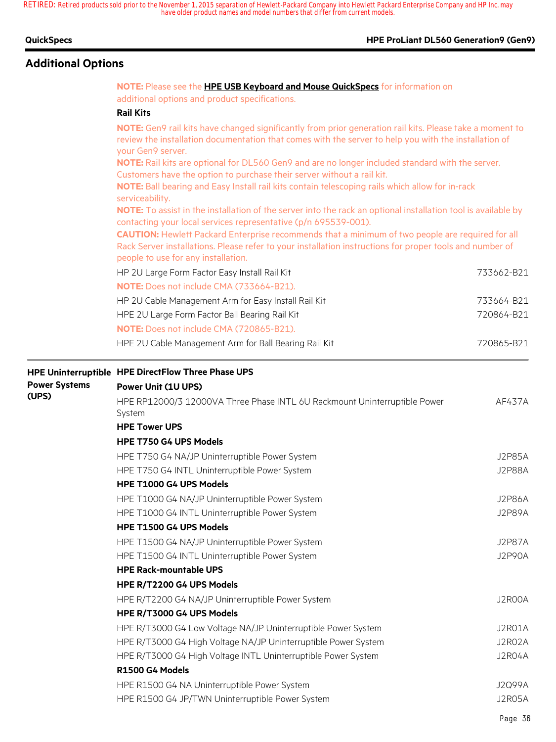RETIRED: Retired products sold prior to the November 1, 2015 separation of Hewlett-Packard Company into Hewlett Packard Enterprise Company and HP Inc. may have older product names and model numbers that differ from current models.

## Additional Options

**NOTE:** Please see the **HPE USB Keyboard and Mouse QuickSpecs** for information on additional options and product specifications.

**Rail Kits**

**NOTE:** Gen9 rail kits have changed significantly from prior generation rail kits. Please take a moment to review the installation documentation that comes with the server to help you with the installation of your Gen9 server.

**NOTE:** Rail kits are optional for DL560 Gen9 and are no longer included standard with the server. Customers have the option to purchase their server without a rail kit.

**NOTE:** Ball bearing and Easy Install rail kits contain telescoping rails which allow for in-rack serviceability.

**NOTE:** To assist in the installation of the server into the rack an optional installation tool is available by contacting your local services representative (p/n 695539-001).

**CAUTION:** Hewlett Packard Enterprise recommends that a minimum of two people are required for all Rack Server installations. Please refer to your installation instructions for proper tools and number of people to use for any installation.

| | |
|---|---|
| HP 2U Large Form Factor Easy Install Rail Kit | 733662-B21 |
| **NOTE:** Does not include CMA (733664-B21). | |
| HP 2U Cable Management Arm for Easy Install Rail Kit | 733664-B21 |
| HPE 2U Large Form Factor Ball Bearing Rail Kit | 720864-B21 |
| **NOTE:** Does not include CMA (720865-B21). | |
| HPE 2U Cable Management Arm for Ball Bearing Rail Kit | 720865-B21 |

### HPE Uninterruptible Power Systems (UPS)

**HPE DirectFlow Three Phase UPS**

**Power Unit (1U UPS)**

| | |
|---|---|
| HPE RP12000/3 12000VA Three Phase INTL 6U Rackmount Uninterruptible Power System | AF437A |

**HPE Tower UPS**

**HPE T750 G4 UPS Models**

| | |
|---|---|
| HPE T750 G4 NA/JP Uninterruptible Power System | J2P85A |
| HPE T750 G4 INTL Uninterruptible Power System | J2P88A |

**HPE T1000 G4 UPS Models**

| | |
|---|---|
| HPE T1000 G4 NA/JP Uninterruptible Power System | J2P86A |
| HPE T1000 G4 INTL Uninterruptible Power System | J2P89A |

**HPE T1500 G4 UPS Models**

| | |
|---|---|
| HPE T1500 G4 NA/JP Uninterruptible Power System | J2P87A |
| HPE T1500 G4 INTL Uninterruptible Power System | J2P90A |

**HPE Rack-mountable UPS**

**HPE R/T2200 G4 UPS Models**

| | |
|---|---|
| HPE R/T2200 G4 NA/JP Uninterruptible Power System | J2R00A |

**HPE R/T3000 G4 UPS Models**

| | |
|---|---|
| HPE R/T3000 G4 Low Voltage NA/JP Uninterruptible Power System | J2R01A |
| HPE R/T3000 G4 High Voltage NA/JP Uninterruptible Power System | J2R02A |
| HPE R/T3000 G4 High Voltage INTL Uninterruptible Power System | J2R04A |

**R1500 G4 Models**

| | |
|---|---|
| HPE R1500 G4 NA Uninterruptible Power System | J2Q99A |
| HPE R1500 G4 JP/TWN Uninterruptible Power System | J2R05A |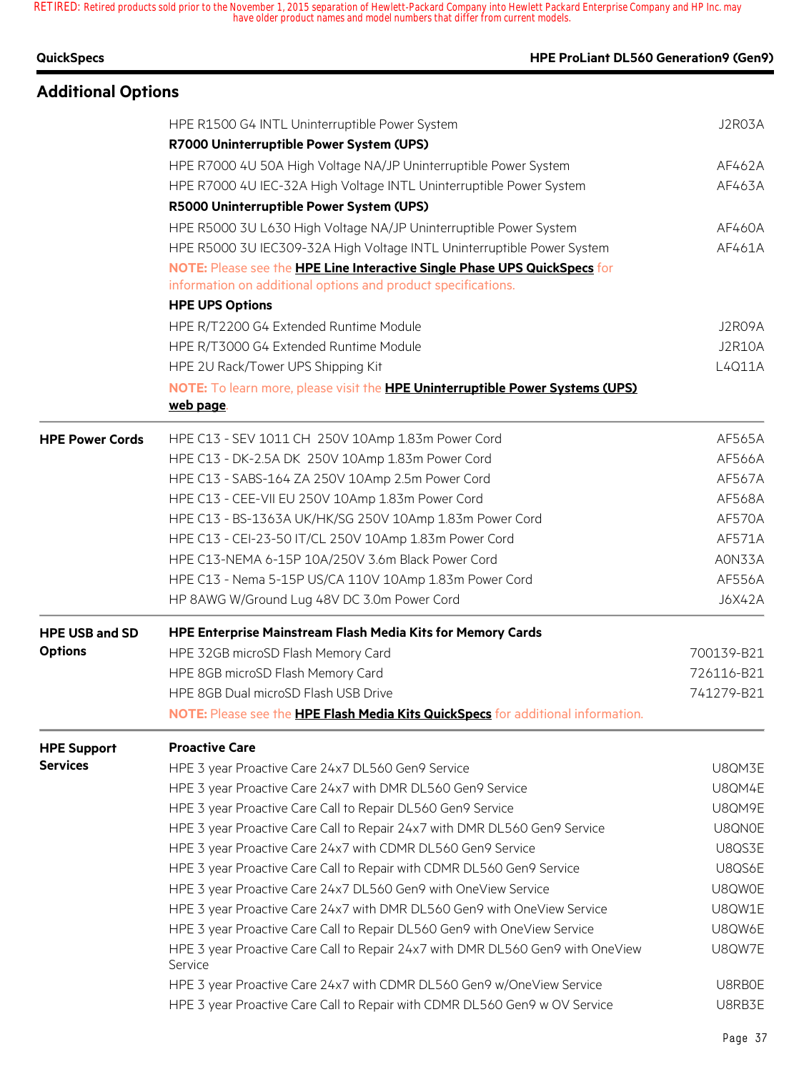## Additional Options

| | | |
|---|---|---|
| | HPE R1500 G4 INTL Uninterruptible Power System | J2R03A |
| | **R7000 Uninterruptible Power System (UPS)** | |
| | HPE R7000 4U 50A High Voltage NA/JP Uninterruptible Power System | AF462A |
| | HPE R7000 4U IEC-32A High Voltage INTL Uninterruptible Power System | AF463A |
| | **R5000 Uninterruptible Power System (UPS)** | |
| | HPE R5000 3U L630 High Voltage NA/JP Uninterruptible Power System | AF460A |
| | HPE R5000 3U IEC309-32A High Voltage INTL Uninterruptible Power System | AF461A |
| | **NOTE:** Please see the **HPE Line Interactive Single Phase UPS QuickSpecs** for information on additional options and product specifications. | |
| | **HPE UPS Options** | |
| | HPE R/T2200 G4 Extended Runtime Module | J2R09A |
| | HPE R/T3000 G4 Extended Runtime Module | J2R10A |
| | HPE 2U Rack/Tower UPS Shipping Kit | L4Q11A |
| | **NOTE:** To learn more, please visit the **HPE Uninterruptible Power Systems (UPS) web page**. | |
| **HPE Power Cords** | HPE C13 - SEV 1011 CH 250V 10Amp 1.83m Power Cord | AF565A |
| | HPE C13 - DK-2.5A DK 250V 10Amp 1.83m Power Cord | AF566A |
| | HPE C13 - SABS-164 ZA 250V 10Amp 2.5m Power Cord | AF567A |
| | HPE C13 - CEE-VII EU 250V 10Amp 1.83m Power Cord | AF568A |
| | HPE C13 - BS-1363A UK/HK/SG 250V 10Amp 1.83m Power Cord | AF570A |
| | HPE C13 - CEI-23-50 IT/CL 250V 10Amp 1.83m Power Cord | AF571A |
| | HPE C13-NEMA 6-15P 10A/250V 3.6m Black Power Cord | A0N33A |
| | HPE C13 - Nema 5-15P US/CA 110V 10Amp 1.83m Power Cord | AF556A |
| | HP 8AWG W/Ground Lug 48V DC 3.0m Power Cord | J6X42A |
| **HPE USB and SD Options** | **HPE Enterprise Mainstream Flash Media Kits for Memory Cards** | |
| | HPE 32GB microSD Flash Memory Card | 700139-B21 |
| | HPE 8GB microSD Flash Memory Card | 726116-B21 |
| | HPE 8GB Dual microSD Flash USB Drive | 741279-B21 |
| | **NOTE:** Please see the **HPE Flash Media Kits QuickSpecs** for additional information. | |
| **HPE Support Services** | **Proactive Care** | |
| | HPE 3 year Proactive Care 24x7 DL560 Gen9 Service | U8QM3E |
| | HPE 3 year Proactive Care 24x7 with DMR DL560 Gen9 Service | U8QM4E |
| | HPE 3 year Proactive Care Call to Repair DL560 Gen9 Service | U8QM9E |
| | HPE 3 year Proactive Care Call to Repair 24x7 with DMR DL560 Gen9 Service | U8QN0E |
| | HPE 3 year Proactive Care 24x7 with CDMR DL560 Gen9 Service | U8QS3E |
| | HPE 3 year Proactive Care Call to Repair with CDMR DL560 Gen9 Service | U8QS6E |
| | HPE 3 year Proactive Care 24x7 DL560 Gen9 with OneView Service | U8QW0E |
| | HPE 3 year Proactive Care 24x7 with DMR DL560 Gen9 with OneView Service | U8QW1E |
| | HPE 3 year Proactive Care Call to Repair DL560 Gen9 with OneView Service | U8QW6E |
| | HPE 3 year Proactive Care Call to Repair 24x7 with DMR DL560 Gen9 with OneView Service | U8QW7E |
| | HPE 3 year Proactive Care 24x7 with CDMR DL560 Gen9 w/OneView Service | U8RB0E |
| | HPE 3 year Proactive Care Call to Repair with CDMR DL560 Gen9 w OV Service | U8RB3E |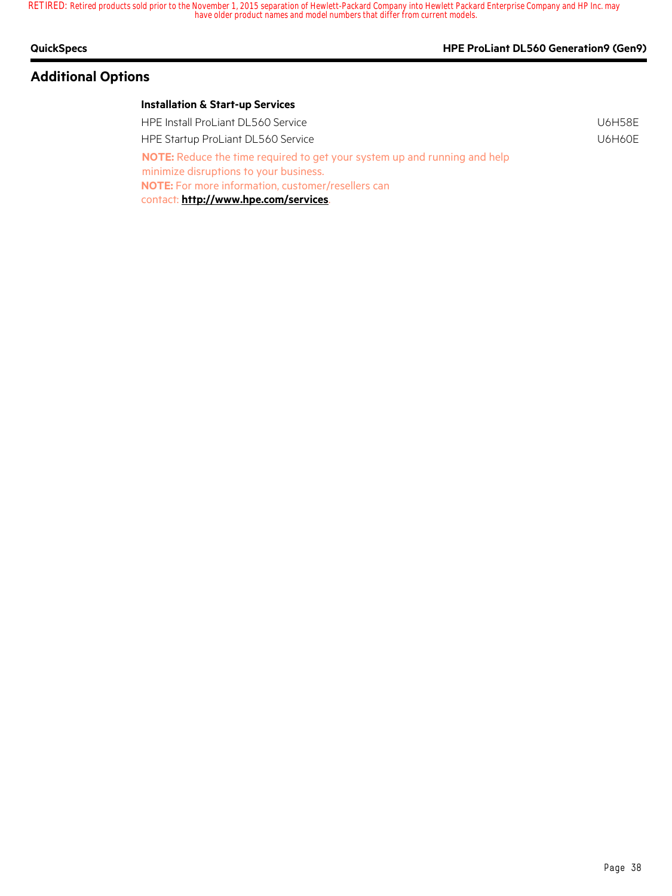## Additional Options

### Installation & Start-up Services

| | |
|---|---|
| HPE Install ProLiant DL560 Service | U6H58E |
| HPE Startup ProLiant DL560 Service | U6H60E |

**NOTE:** Reduce the time required to get your system up and running and help minimize disruptions to your business.

**NOTE:** For more information, customer/resellers can contact: **http://www.hpe.com/services**.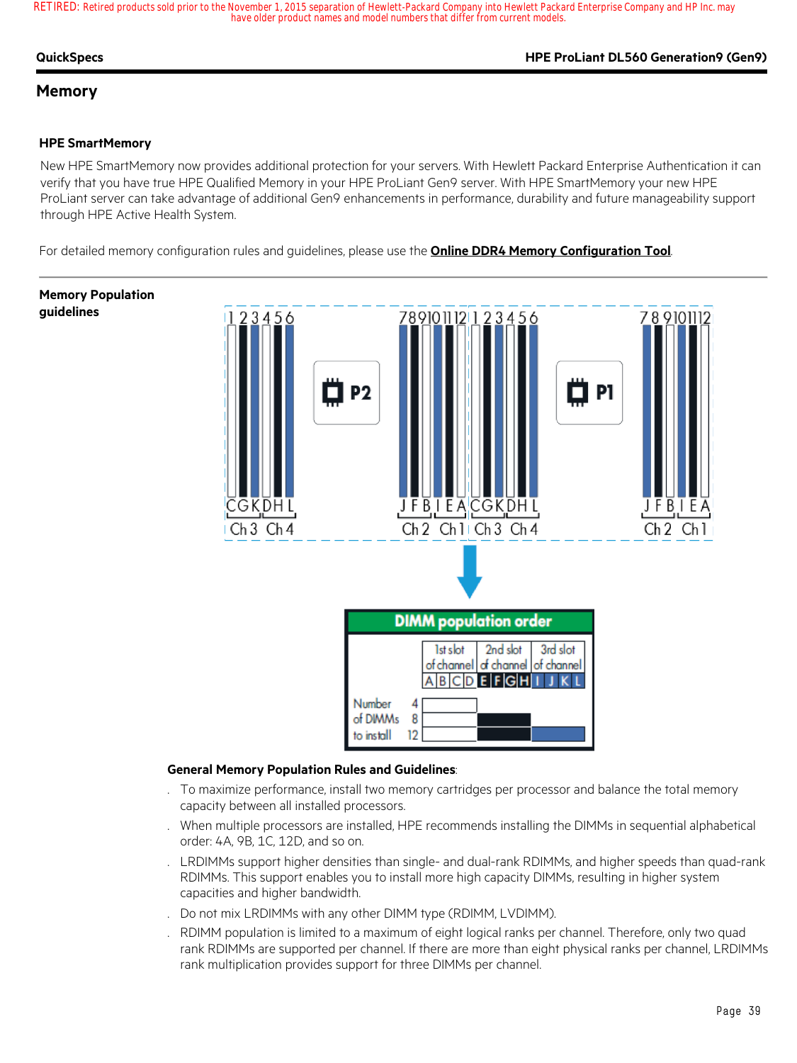RETIRED: Retired products sold prior to the November 1, 2015 separation of Hewlett-Packard Company into Hewlett Packard Enterprise Company and HP Inc. may have older product names and model numbers that differ from current models.

# Memory

### HPE SmartMemory

New HPE SmartMemory now provides additional protection for your servers. With Hewlett Packard Enterprise Authentication it can verify that you have true HPE Qualified Memory in your HPE ProLiant Gen9 server. With HPE SmartMemory your new HPE ProLiant server can take advantage of additional Gen9 enhancements in performance, durability and future manageability support through HPE Active Health System.

For detailed memory configuration rules and guidelines, please use the **Online DDR4 Memory Configuration Tool**.

### Memory Population guidelines

| P2 slot | 1 | 2 | 3 | 4 | 5 | 6 | 7 | 8 | 9 | 10 | 11 | 12 |
|---|---|---|---|---|---|---|---|---|---|---|---|---|
| DIMM | C | G | K | D | H | L | J | F | B | I | E | A |
| Channel | Ch 3 | | | Ch 4 | | | Ch 2 | | | Ch 1 | | |

| P1 slot | 1 | 2 | 3 | 4 | 5 | 6 | 7 | 8 | 9 | 10 | 11 | 12 |
|---|---|---|---|---|---|---|---|---|---|---|---|---|
| DIMM | C | G | K | D | H | L | J | F | B | I | E | A |
| Channel | Ch 3 | | | Ch 4 | | | Ch 2 | | | Ch 1 | | |

**DIMM population order**

| Number of DIMMs to install | 1st slot of channel (A B C D) | 2nd slot of channel (E F G H) | 3rd slot of channel (I J K L) |
|---|---|---|---|
| 4 | X | | |
| 8 | X | X | |
| 12 | X | X | X |

**General Memory Population Rules and Guidelines**:

- To maximize performance, install two memory cartridges per processor and balance the total memory capacity between all installed processors.
- When multiple processors are installed, HPE recommends installing the DIMMs in sequential alphabetical order: 4A, 9B, 1C, 12D, and so on.
- LRDIMMs support higher densities than single- and dual-rank RDIMMs, and higher speeds than quad-rank RDIMMs. This support enables you to install more high capacity DIMMs, resulting in higher system capacities and higher bandwidth.
- Do not mix LRDIMMs with any other DIMM type (RDIMM, LVDIMM).
- RDIMM population is limited to a maximum of eight logical ranks per channel. Therefore, only two quad rank RDIMMs are supported per channel. If there are more than eight physical ranks per channel, LRDIMMs rank multiplication provides support for three DIMMs per channel.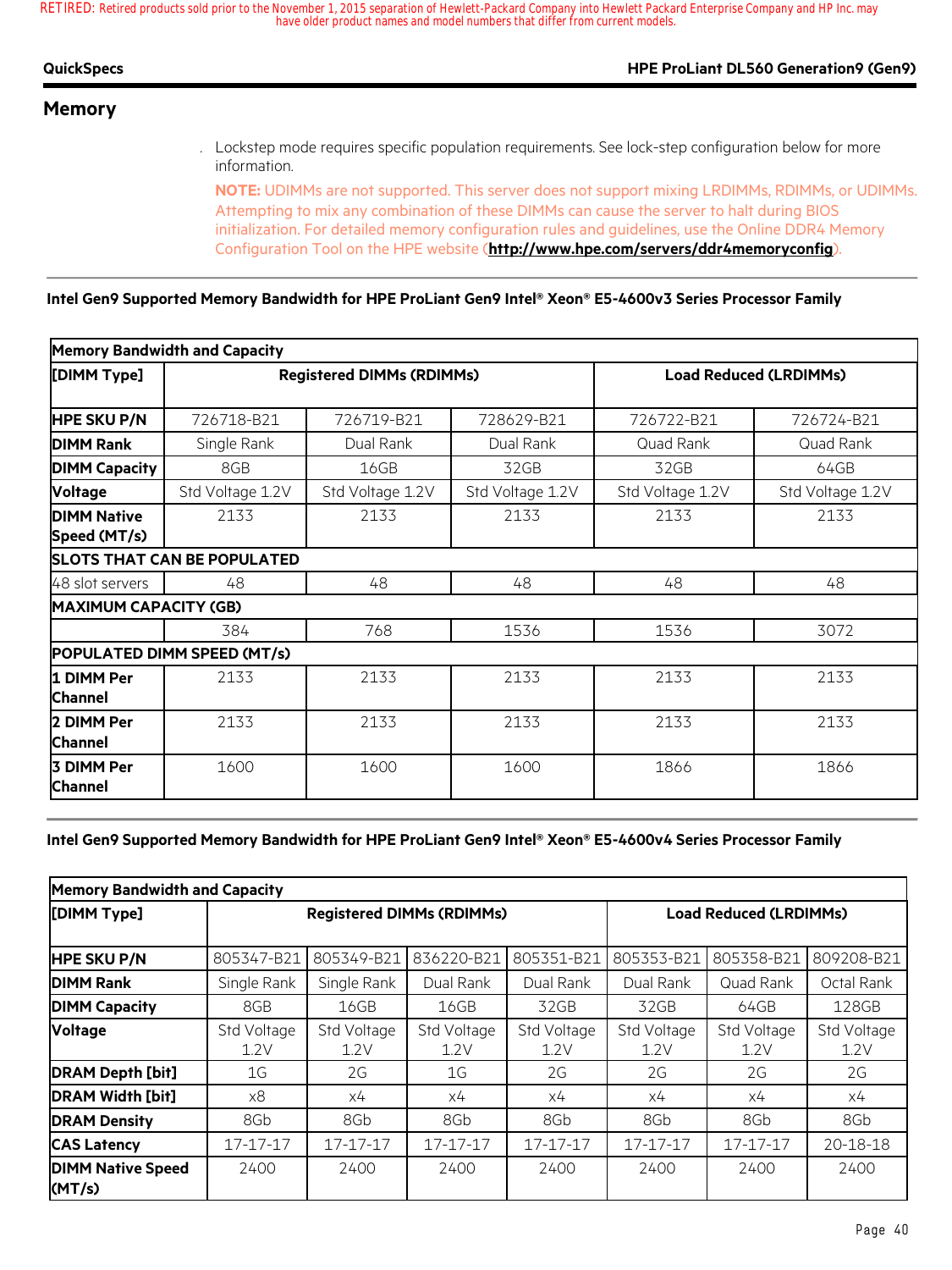## Memory

- Lockstep mode requires specific population requirements. See lock-step configuration below for more information.

  **NOTE:** UDIMMs are not supported. This server does not support mixing LRDIMMs, RDIMMs, or UDIMMs. Attempting to mix any combination of these DIMMs can cause the server to halt during BIOS initialization. For detailed memory configuration rules and guidelines, use the Online DDR4 Memory Configuration Tool on the HPE website (**http://www.hpe.com/servers/ddr4memoryconfig**).

### Intel Gen9 Supported Memory Bandwidth for HPE ProLiant Gen9 Intel® Xeon® E5-4600v3 Series Processor Family

| Memory Bandwidth and Capacity | | | | | |
|---|---|---|---|---|---|
| **[DIMM Type]** | **Registered DIMMs (RDIMMs)** | | | **Load Reduced (LRDIMMs)** | |
| **HPE SKU P/N** | 726718-B21 | 726719-B21 | 728629-B21 | 726722-B21 | 726724-B21 |
| **DIMM Rank** | Single Rank | Dual Rank | Dual Rank | Quad Rank | Quad Rank |
| **DIMM Capacity** | 8GB | 16GB | 32GB | 32GB | 64GB |
| **Voltage** | Std Voltage 1.2V | Std Voltage 1.2V | Std Voltage 1.2V | Std Voltage 1.2V | Std Voltage 1.2V |
| **DIMM Native Speed (MT/s)** | 2133 | 2133 | 2133 | 2133 | 2133 |
| **SLOTS THAT CAN BE POPULATED** | | | | | |
| 48 slot servers | 48 | 48 | 48 | 48 | 48 |
| **MAXIMUM CAPACITY (GB)** | | | | | |
| | 384 | 768 | 1536 | 1536 | 3072 |
| **POPULATED DIMM SPEED (MT/s)** | | | | | |
| **1 DIMM Per Channel** | 2133 | 2133 | 2133 | 2133 | 2133 |
| **2 DIMM Per Channel** | 2133 | 2133 | 2133 | 2133 | 2133 |
| **3 DIMM Per Channel** | 1600 | 1600 | 1600 | 1866 | 1866 |

### Intel Gen9 Supported Memory Bandwidth for HPE ProLiant Gen9 Intel® Xeon® E5-4600v4 Series Processor Family

| Memory Bandwidth and Capacity | | | | | | | |
|---|---|---|---|---|---|---|---|
| **[DIMM Type]** | **Registered DIMMs (RDIMMs)** | | | | **Load Reduced (LRDIMMs)** | | |
| **HPE SKU P/N** | 805347-B21 | 805349-B21 | 836220-B21 | 805351-B21 | 805353-B21 | 805358-B21 | 809208-B21 |
| **DIMM Rank** | Single Rank | Single Rank | Dual Rank | Dual Rank | Dual Rank | Quad Rank | Octal Rank |
| **DIMM Capacity** | 8GB | 16GB | 16GB | 32GB | 32GB | 64GB | 128GB |
| **Voltage** | Std Voltage 1.2V | Std Voltage 1.2V | Std Voltage 1.2V | Std Voltage 1.2V | Std Voltage 1.2V | Std Voltage 1.2V | Std Voltage 1.2V |
| **DRAM Depth [bit]** | 1G | 2G | 1G | 2G | 2G | 2G | 2G |
| **DRAM Width [bit]** | x8 | x4 | x4 | x4 | x4 | x4 | x4 |
| **DRAM Density** | 8Gb | 8Gb | 8Gb | 8Gb | 8Gb | 8Gb | 8Gb |
| **CAS Latency** | 17-17-17 | 17-17-17 | 17-17-17 | 17-17-17 | 17-17-17 | 17-17-17 | 20-18-18 |
| **DIMM Native Speed (MT/s)** | 2400 | 2400 | 2400 | 2400 | 2400 | 2400 | 2400 |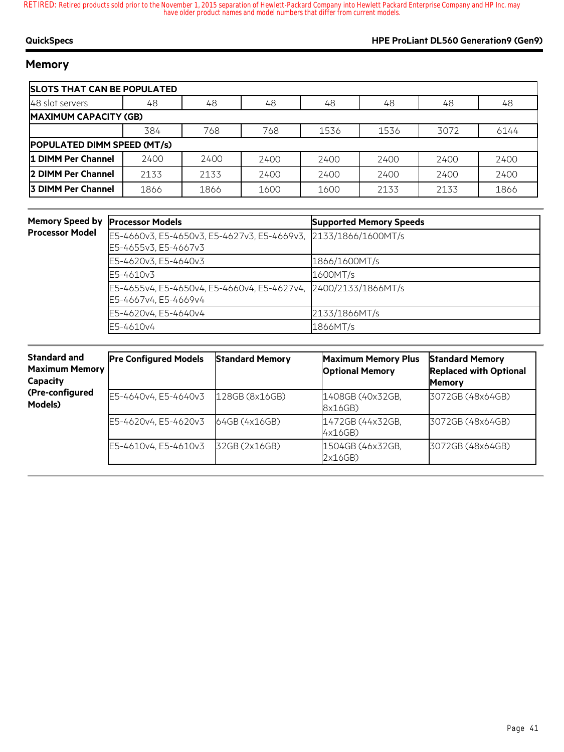## Memory

| SLOTS THAT CAN BE POPULATED | | | | | | | |
|---|---|---|---|---|---|---|---|
| 48 slot servers | 48 | 48 | 48 | 48 | 48 | 48 | 48 |
| **MAXIMUM CAPACITY (GB)** | | | | | | | |
| | 384 | 768 | 768 | 1536 | 1536 | 3072 | 6144 |
| **POPULATED DIMM SPEED (MT/s)** | | | | | | | |
| **1 DIMM Per Channel** | 2400 | 2400 | 2400 | 2400 | 2400 | 2400 | 2400 |
| **2 DIMM Per Channel** | 2133 | 2133 | 2400 | 2400 | 2400 | 2400 | 2400 |
| **3 DIMM Per Channel** | 1866 | 1866 | 1600 | 1600 | 2133 | 2133 | 1866 |

**Memory Speed by Processor Model**

| Processor Models | Supported Memory Speeds |
|---|---|
| E5-4660v3, E5-4650v3, E5-4627v3, E5-4669v3, E5-4655v3, E5-4667v3 | 2133/1866/1600MT/s |
| E5-4620v3, E5-4640v3 | 1866/1600MT/s |
| E5-4610v3 | 1600MT/s |
| E5-4655v4, E5-4650v4, E5-4660v4, E5-4627v4, E5-4667v4, E5-4669v4 | 2400/2133/1866MT/s |
| E5-4620v4, E5-4640v4 | 2133/1866MT/s |
| E5-4610v4 | 1866MT/s |

**Standard and Maximum Memory Capacity (Pre-configured Models)**

| Pre Configured Models | Standard Memory | Maximum Memory Plus Optional Memory | Standard Memory Replaced with Optional Memory |
|---|---|---|---|
| E5-4640v4, E5-4640v3 | 128GB (8x16GB) | 1408GB (40x32GB, 8x16GB) | 3072GB (48x64GB) |
| E5-4620v4, E5-4620v3 | 64GB (4x16GB) | 1472GB (44x32GB, 4x16GB) | 3072GB (48x64GB) |
| E5-4610v4, E5-4610v3 | 32GB (2x16GB) | 1504GB (46x32GB, 2x16GB) | 3072GB (48x64GB) |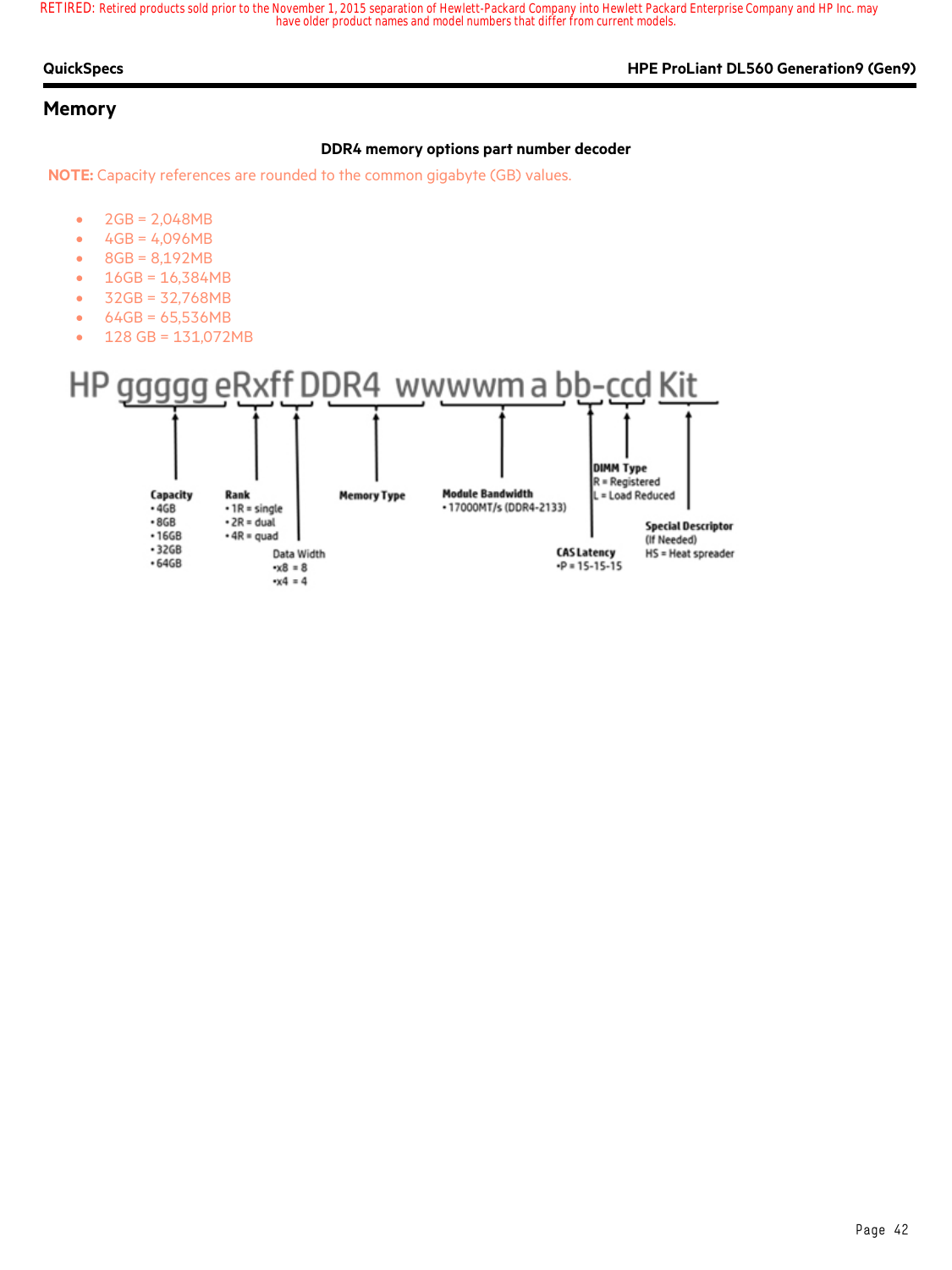RETIRED: Retired products sold prior to the November 1, 2015 separation of Hewlett-Packard Company into Hewlett Packard Enterprise Company and HP Inc. may have older product names and model numbers that differ from current models.

## Memory

### DDR4 memory options part number decoder

**NOTE:** Capacity references are rounded to the common gigabyte (GB) values.

- 2GB = 2,048MB
- 4GB = 4,096MB
- 8GB = 8,192MB
- 16GB = 16,384MB
- 32GB = 32,768MB
- 64GB = 65,536MB
- 128 GB = 131,072MB

HP ggggg eRxff DDR4 wwwwm a bb-ccd Kit

**Capacity**
- 4GB
- 8GB
- 16GB
- 32GB
- 64GB

**Rank**
- 1R = single
- 2R = dual
- 4R = quad

Data Width
- x8 = 8
- x4 = 4

**Memory Type**

**Module Bandwidth**
- 17000MT/s (DDR4-2133)

**CAS Latency**
- P = 15-15-15

**DIMM Type**
R = Registered
L = Load Reduced

**Special Descriptor**
(If Needed)
HS = Heat spreader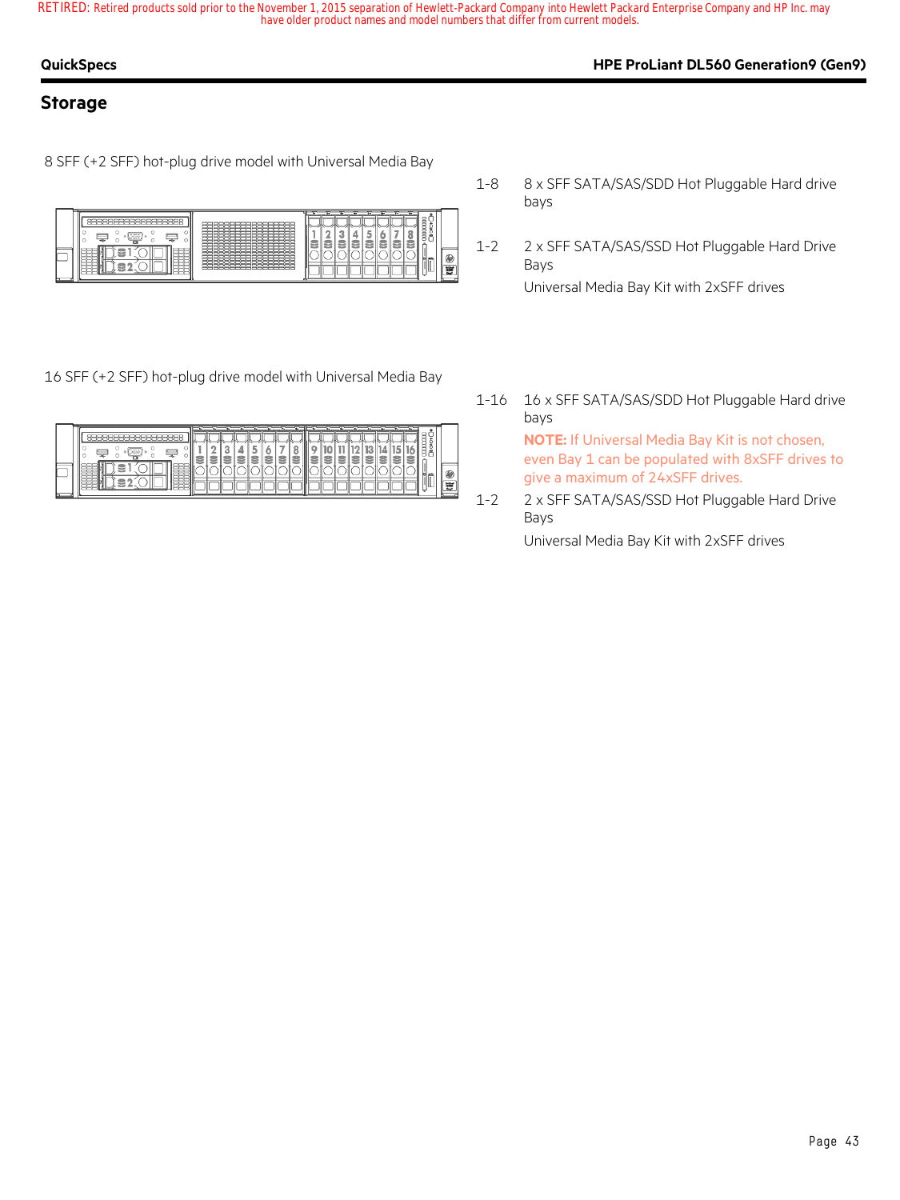RETIRED: Retired products sold prior to the November 1, 2015 separation of Hewlett-Packard Company into Hewlett Packard Enterprise Company and HP Inc. may have older product names and model numbers that differ from current models.

## Storage

8 SFF (+2 SFF) hot-plug drive model with Universal Media Bay

| | |
|---|---|
| 1-8 | 8 x SFF SATA/SAS/SDD Hot Pluggable Hard drive bays |
| 1-2 | 2 x SFF SATA/SAS/SSD Hot Pluggable Hard Drive Bays<br>Universal Media Bay Kit with 2xSFF drives |

16 SFF (+2 SFF) hot-plug drive model with Universal Media Bay

| | |
|---|---|
| 1-16 | 16 x SFF SATA/SAS/SDD Hot Pluggable Hard drive bays<br>**NOTE:** If Universal Media Bay Kit is not chosen, even Bay 1 can be populated with 8xSFF drives to give a maximum of 24xSFF drives. |
| 1-2 | 2 x SFF SATA/SAS/SSD Hot Pluggable Hard Drive Bays<br>Universal Media Bay Kit with 2xSFF drives |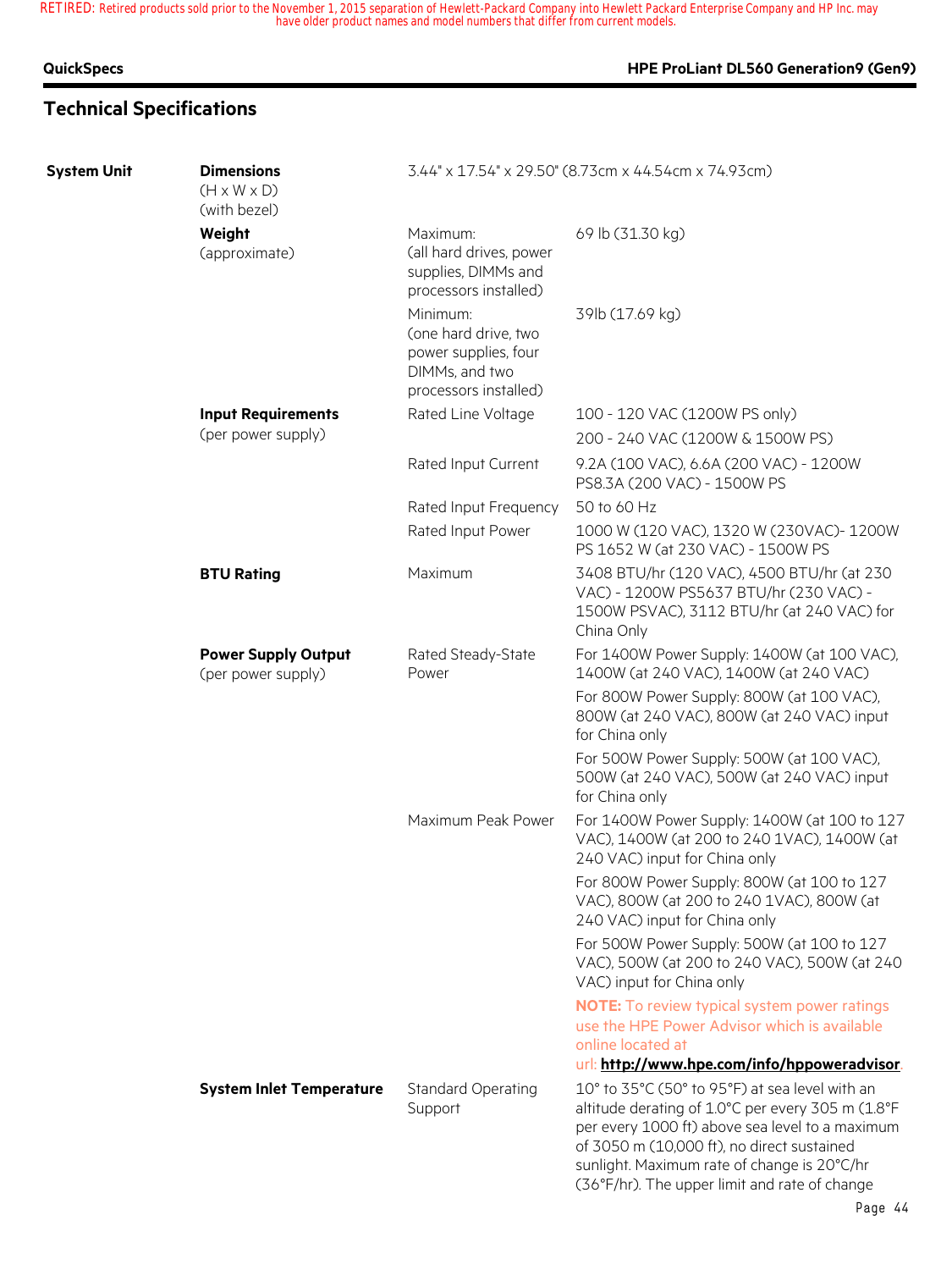RETIRED: Retired products sold prior to the November 1, 2015 separation of Hewlett-Packard Company into Hewlett Packard Enterprise Company and HP Inc. may have older product names and model numbers that differ from current models.

## Technical Specifications

| | | | |
|---|---|---|---|
| **System Unit** | **Dimensions** (H x W x D) (with bezel) | 3.44" x 17.54" x 29.50" (8.73cm x 44.54cm x 74.93cm) | |
| | **Weight** (approximate) | Maximum: (all hard drives, power supplies, DIMMs and processors installed) | 69 lb (31.30 kg) |
| | | Minimum: (one hard drive, two power supplies, four DIMMs, and two processors installed) | 39lb (17.69 kg) |
| | **Input Requirements** (per power supply) | Rated Line Voltage | 100 - 120 VAC (1200W PS only) |
| | | | 200 - 240 VAC (1200W & 1500W PS) |
| | | Rated Input Current | 9.2A (100 VAC), 6.6A (200 VAC) - 1200W PS8.3A (200 VAC) - 1500W PS |
| | | Rated Input Frequency | 50 to 60 Hz |
| | | Rated Input Power | 1000 W (120 VAC), 1320 W (230VAC)- 1200W PS 1652 W (at 230 VAC) - 1500W PS |
| | **BTU Rating** | Maximum | 3408 BTU/hr (120 VAC), 4500 BTU/hr (at 230 VAC) - 1200W PS5637 BTU/hr (230 VAC) - 1500W PSVAC), 3112 BTU/hr (at 240 VAC) for China Only |
| | **Power Supply Output** (per power supply) | Rated Steady-State Power | For 1400W Power Supply: 1400W (at 100 VAC), 1400W (at 240 VAC), 1400W (at 240 VAC) |
| | | | For 800W Power Supply: 800W (at 100 VAC), 800W (at 240 VAC), 800W (at 240 VAC) input for China only |
| | | | For 500W Power Supply: 500W (at 100 VAC), 500W (at 240 VAC), 500W (at 240 VAC) input for China only |
| | | Maximum Peak Power | For 1400W Power Supply: 1400W (at 100 to 127 VAC), 1400W (at 200 to 240 1VAC), 1400W (at 240 VAC) input for China only |
| | | | For 800W Power Supply: 800W (at 100 to 127 VAC), 800W (at 200 to 240 1VAC), 800W (at 240 VAC) input for China only |
| | | | For 500W Power Supply: 500W (at 100 to 127 VAC), 500W (at 200 to 240 VAC), 500W (at 240 VAC) input for China only |
| | | | **NOTE:** To review typical system power ratings use the HPE Power Advisor which is available online located at url: **http://www.hpe.com/info/hppoweradvisor**. |
| | **System Inlet Temperature** | Standard Operating Support | 10° to 35°C (50° to 95°F) at sea level with an altitude derating of 1.0°C per every 305 m (1.8°F per every 1000 ft) above sea level to a maximum of 3050 m (10,000 ft), no direct sustained sunlight. Maximum rate of change is 20°C/hr (36°F/hr). The upper limit and rate of change |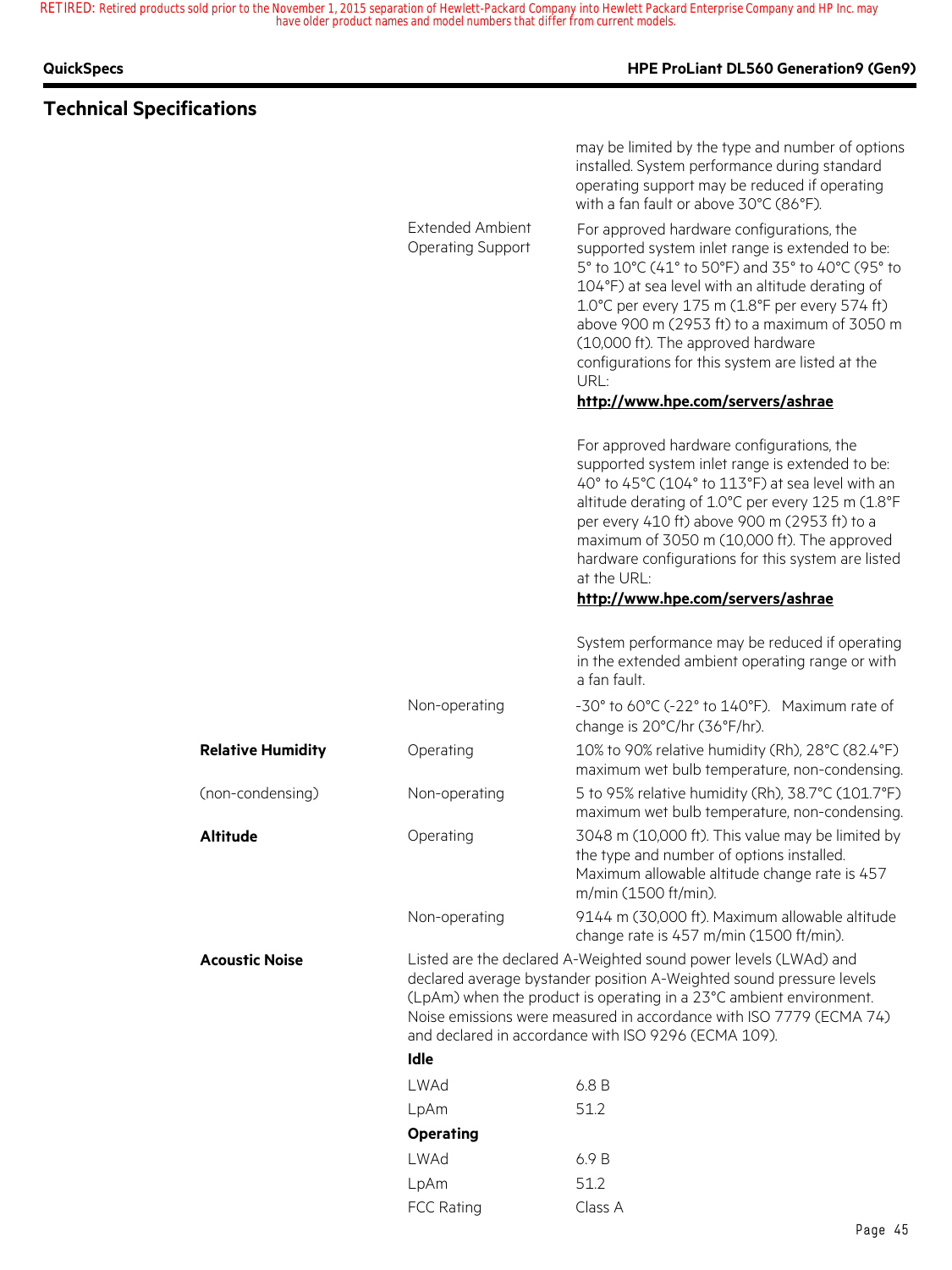## Technical Specifications

| | | |
|---|---|---|
| | | may be limited by the type and number of options installed. System performance during standard operating support may be reduced if operating with a fan fault or above 30°C (86°F). |
| | Extended Ambient Operating Support | For approved hardware configurations, the supported system inlet range is extended to be: 5° to 10°C (41° to 50°F) and 35° to 40°C (95° to 104°F) at sea level with an altitude derating of 1.0°C per every 175 m (1.8°F per every 574 ft) above 900 m (2953 ft) to a maximum of 3050 m (10,000 ft). The approved hardware configurations for this system are listed at the URL: **http://www.hpe.com/servers/ashrae**<br><br>For approved hardware configurations, the supported system inlet range is extended to be: 40° to 45°C (104° to 113°F) at sea level with an altitude derating of 1.0°C per every 125 m (1.8°F per every 410 ft) above 900 m (2953 ft) to a maximum of 3050 m (10,000 ft). The approved hardware configurations for this system are listed at the URL: **http://www.hpe.com/servers/ashrae**<br><br>System performance may be reduced if operating in the extended ambient operating range or with a fan fault. |
| | Non-operating | -30° to 60°C (-22° to 140°F). Maximum rate of change is 20°C/hr (36°F/hr). |
| **Relative Humidity** | Operating | 10% to 90% relative humidity (Rh), 28°C (82.4°F) maximum wet bulb temperature, non-condensing. |
| (non-condensing) | Non-operating | 5 to 95% relative humidity (Rh), 38.7°C (101.7°F) maximum wet bulb temperature, non-condensing. |
| **Altitude** | Operating | 3048 m (10,000 ft). This value may be limited by the type and number of options installed. Maximum allowable altitude change rate is 457 m/min (1500 ft/min). |
| | Non-operating | 9144 m (30,000 ft). Maximum allowable altitude change rate is 457 m/min (1500 ft/min). |

**Acoustic Noise**

Listed are the declared A-Weighted sound power levels (LWAd) and declared average bystander position A-Weighted sound pressure levels (LpAm) when the product is operating in a 23°C ambient environment. Noise emissions were measured in accordance with ISO 7779 (ECMA 74) and declared in accordance with ISO 9296 (ECMA 109).

**Idle**

| | |
|---|---|
| LWAd | 6.8 B |
| LpAm | 51.2 |

**Operating**

| | |
|---|---|
| LWAd | 6.9 B |
| LpAm | 51.2 |
| FCC Rating | Class A |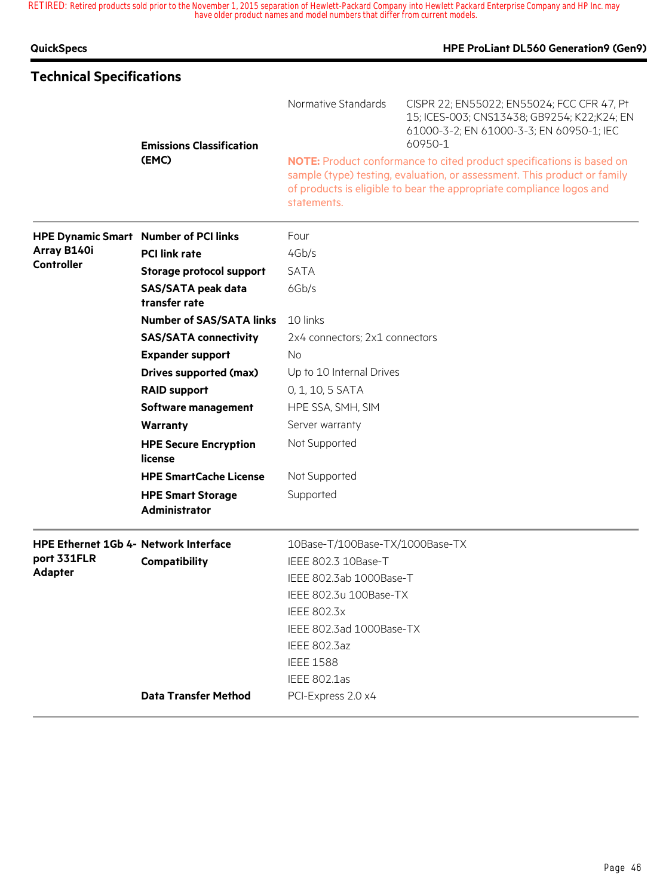## Technical Specifications

| | | | |
|---|---|---|---|
| | **Emissions Classification (EMC)** | Normative Standards | CISPR 22; EN55022; EN55024; FCC CFR 47, Pt 15; ICES-003; CNS13438; GB9254; K22;K24; EN 61000-3-2; EN 61000-3-3; EN 60950-1; IEC 60950-1 |
| | | **NOTE:** Product conformance to cited product specifications is based on sample (type) testing, evaluation, or assessment. This product or family of products is eligible to bear the appropriate compliance logos and statements. | |

| | | |
|---|---|---|
| **HPE Dynamic Smart Array B140i Controller** | **Number of PCI links** | Four |
| | **PCI link rate** | 4Gb/s |
| | **Storage protocol support** | SATA |
| | **SAS/SATA peak data transfer rate** | 6Gb/s |
| | **Number of SAS/SATA links** | 10 links |
| | **SAS/SATA connectivity** | 2x4 connectors; 2x1 connectors |
| | **Expander support** | No |
| | **Drives supported (max)** | Up to 10 Internal Drives |
| | **RAID support** | 0, 1, 10, 5 SATA |
| | **Software management** | HPE SSA, SMH, SIM |
| | **Warranty** | Server warranty |
| | **HPE Secure Encryption license** | Not Supported |
| | **HPE SmartCache License** | Not Supported |
| | **HPE Smart Storage Administrator** | Supported |

| | | |
|---|---|---|
| **HPE Ethernet 1Gb 4-port 331FLR Adapter** | **Network Interface** | 10Base-T/100Base-TX/1000Base-TX |
| | **Compatibility** | IEEE 802.3 10Base-T<br>IEEE 802.3ab 1000Base-T<br>IEEE 802.3u 100Base-TX<br>IEEE 802.3x<br>IEEE 802.3ad 1000Base-TX<br>IEEE 802.3az<br>IEEE 1588<br>IEEE 802.1as |
| | **Data Transfer Method** | PCI-Express 2.0 x4 |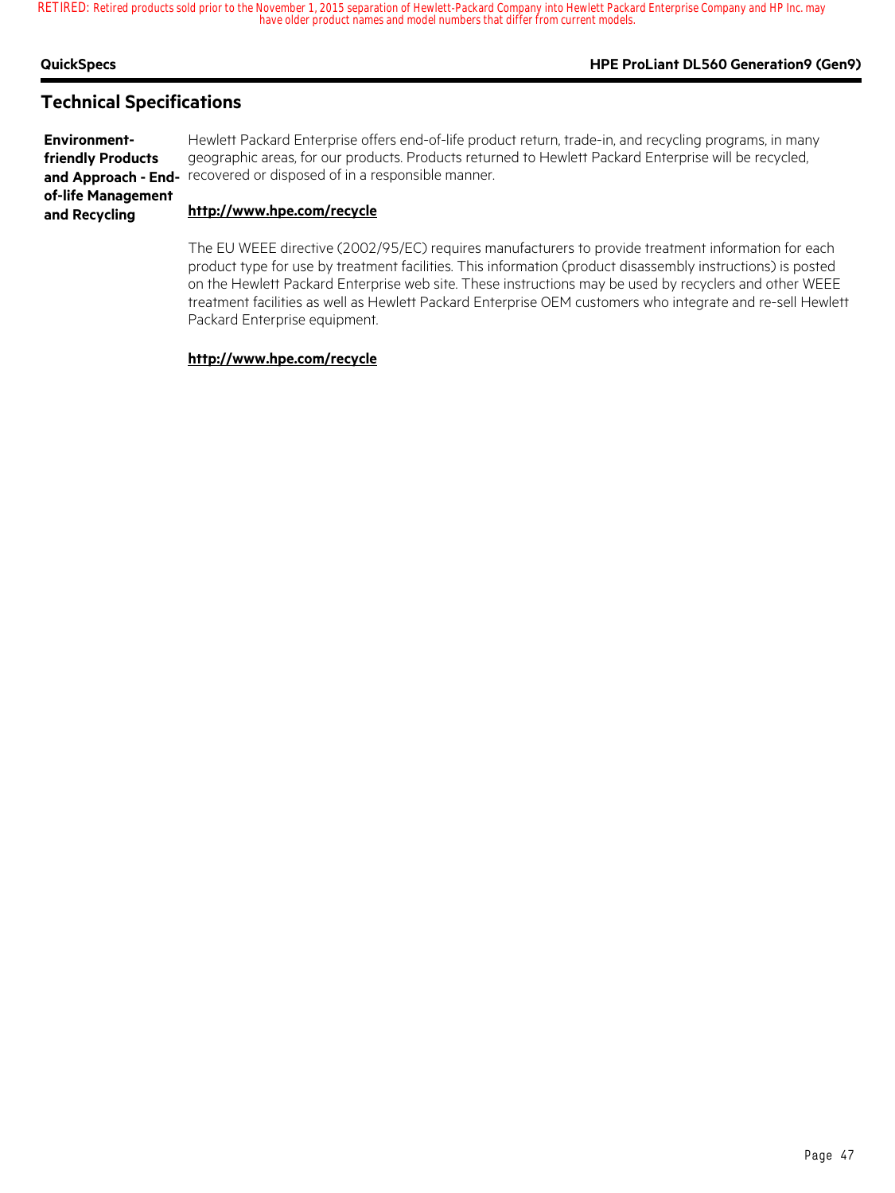## Technical Specifications

**Environment-friendly Products and Approach - End-of-life Management and Recycling**

Hewlett Packard Enterprise offers end-of-life product return, trade-in, and recycling programs, in many geographic areas, for our products. Products returned to Hewlett Packard Enterprise will be recycled, recovered or disposed of in a responsible manner.

**http://www.hpe.com/recycle**

The EU WEEE directive (2002/95/EC) requires manufacturers to provide treatment information for each product type for use by treatment facilities. This information (product disassembly instructions) is posted on the Hewlett Packard Enterprise web site. These instructions may be used by recyclers and other WEEE treatment facilities as well as Hewlett Packard Enterprise OEM customers who integrate and re-sell Hewlett Packard Enterprise equipment.

**http://www.hpe.com/recycle**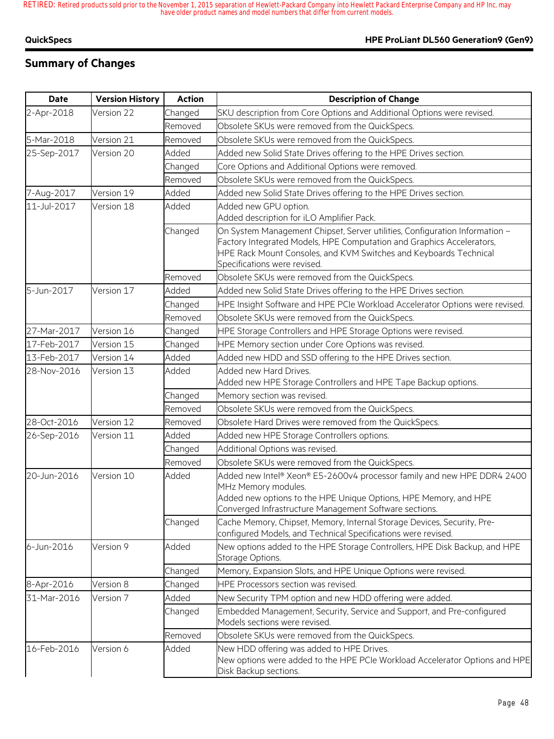## Summary of Changes

| Date | Version History | Action | Description of Change |
|---|---|---|---|
| 2-Apr-2018 | Version 22 | Changed | SKU description from Core Options and Additional Options were revised. |
| | | Removed | Obsolete SKUs were removed from the QuickSpecs. |
| 5-Mar-2018 | Version 21 | Removed | Obsolete SKUs were removed from the QuickSpecs. |
| 25-Sep-2017 | Version 20 | Added | Added new Solid State Drives offering to the HPE Drives section. |
| | | Changed | Core Options and Additional Options were removed. |
| | | Removed | Obsolete SKUs were removed from the QuickSpecs. |
| 7-Aug-2017 | Version 19 | Added | Added new Solid State Drives offering to the HPE Drives section. |
| 11-Jul-2017 | Version 18 | Added | Added new GPU option.<br>Added description for iLO Amplifier Pack. |
| | | Changed | On System Management Chipset, Server utilities, Configuration Information – Factory Integrated Models, HPE Computation and Graphics Accelerators, HPE Rack Mount Consoles, and KVM Switches and Keyboards Technical Specifications were revised. |
| | | Removed | Obsolete SKUs were removed from the QuickSpecs. |
| 5-Jun-2017 | Version 17 | Added | Added new Solid State Drives offering to the HPE Drives section. |
| | | Changed | HPE Insight Software and HPE PCIe Workload Accelerator Options were revised. |
| | | Removed | Obsolete SKUs were removed from the QuickSpecs. |
| 27-Mar-2017 | Version 16 | Changed | HPE Storage Controllers and HPE Storage Options were revised. |
| 17-Feb-2017 | Version 15 | Changed | HPE Memory section under Core Options was revised. |
| 13-Feb-2017 | Version 14 | Added | Added new HDD and SSD offering to the HPE Drives section. |
| 28-Nov-2016 | Version 13 | Added | Added new Hard Drives.<br>Added new HPE Storage Controllers and HPE Tape Backup options. |
| | | Changed | Memory section was revised. |
| | | Removed | Obsolete SKUs were removed from the QuickSpecs. |
| 28-Oct-2016 | Version 12 | Removed | Obsolete Hard Drives were removed from the QuickSpecs. |
| 26-Sep-2016 | Version 11 | Added | Added new HPE Storage Controllers options. |
| | | Changed | Additional Options was revised. |
| | | Removed | Obsolete SKUs were removed from the QuickSpecs. |
| 20-Jun-2016 | Version 10 | Added | Added new Intel® Xeon® E5-2600v4 processor family and new HPE DDR4 2400 MHz Memory modules.<br>Added new options to the HPE Unique Options, HPE Memory, and HPE Converged Infrastructure Management Software sections. |
| | | Changed | Cache Memory, Chipset, Memory, Internal Storage Devices, Security, Pre-configured Models, and Technical Specifications were revised. |
| 6-Jun-2016 | Version 9 | Added | New options added to the HPE Storage Controllers, HPE Disk Backup, and HPE Storage Options. |
| | | Changed | Memory, Expansion Slots, and HPE Unique Options were revised. |
| 8-Apr-2016 | Version 8 | Changed | HPE Processors section was revised. |
| 31-Mar-2016 | Version 7 | Added | New Security TPM option and new HDD offering were added. |
| | | Changed | Embedded Management, Security, Service and Support, and Pre-configured Models sections were revised. |
| | | Removed | Obsolete SKUs were removed from the QuickSpecs. |
| 16-Feb-2016 | Version 6 | Added | New HDD offering was added to HPE Drives.<br>New options were added to the HPE PCIe Workload Accelerator Options and HPE Disk Backup sections. |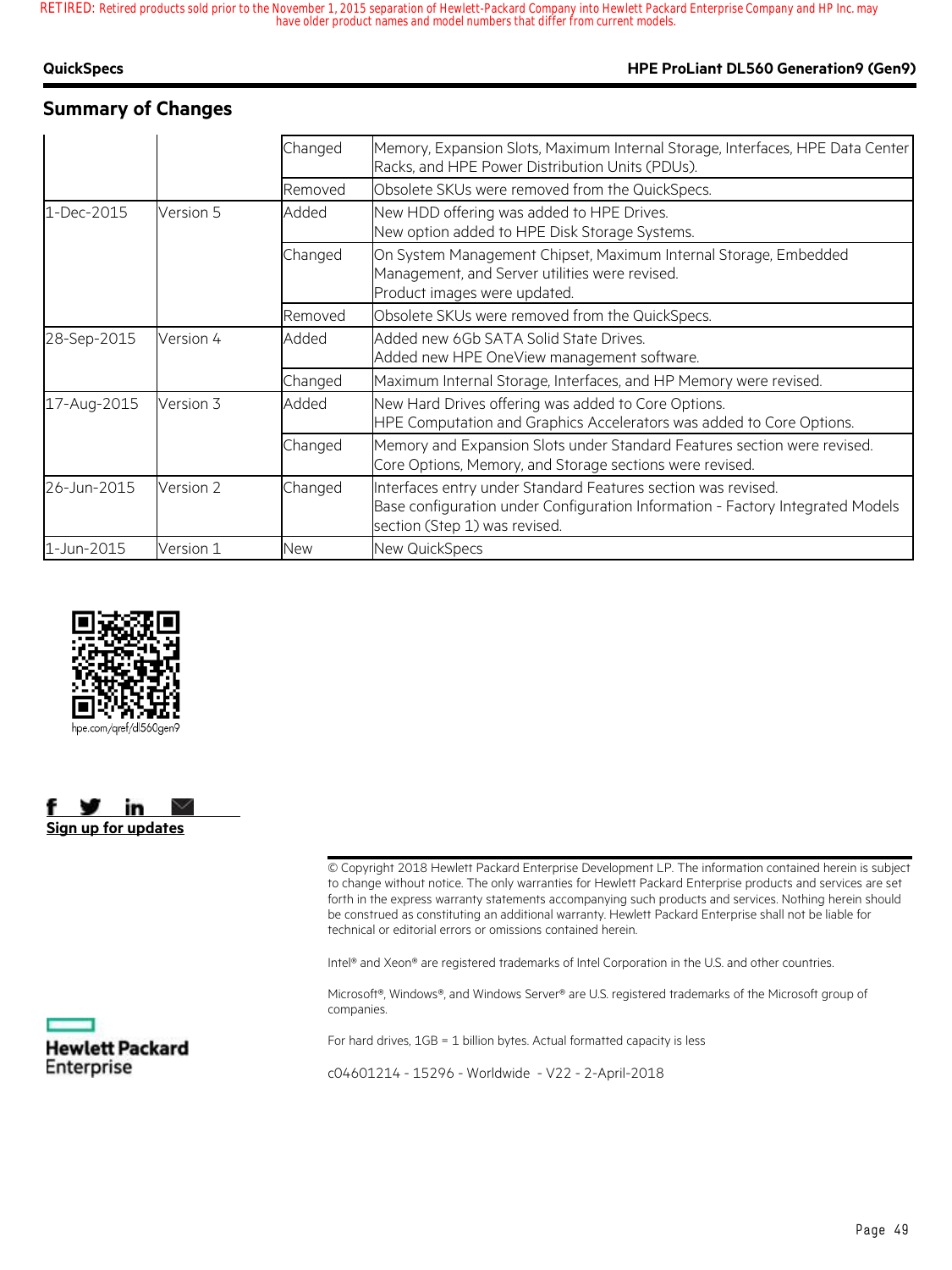## Summary of Changes

| | | | |
|---|---|---|---|
| | | Changed | Memory, Expansion Slots, Maximum Internal Storage, Interfaces, HPE Data Center Racks, and HPE Power Distribution Units (PDUs). |
| | | Removed | Obsolete SKUs were removed from the QuickSpecs. |
| 1-Dec-2015 | Version 5 | Added | New HDD offering was added to HPE Drives.<br>New option added to HPE Disk Storage Systems. |
| | | Changed | On System Management Chipset, Maximum Internal Storage, Embedded Management, and Server utilities were revised.<br>Product images were updated. |
| | | Removed | Obsolete SKUs were removed from the QuickSpecs. |
| 28-Sep-2015 | Version 4 | Added | Added new 6Gb SATA Solid State Drives.<br>Added new HPE OneView management software. |
| | | Changed | Maximum Internal Storage, Interfaces, and HP Memory were revised. |
| 17-Aug-2015 | Version 3 | Added | New Hard Drives offering was added to Core Options.<br>HPE Computation and Graphics Accelerators was added to Core Options. |
| | | Changed | Memory and Expansion Slots under Standard Features section were revised.<br>Core Options, Memory, and Storage sections were revised. |
| 26-Jun-2015 | Version 2 | Changed | Interfaces entry under Standard Features section was revised.<br>Base configuration under Configuration Information - Factory Integrated Models section (Step 1) was revised. |
| 1-Jun-2015 | Version 1 | New | New QuickSpecs |

hpe.com/qref/dl560gen9

**Sign up for updates**

© Copyright 2018 Hewlett Packard Enterprise Development LP. The information contained herein is subject to change without notice. The only warranties for Hewlett Packard Enterprise products and services are set forth in the express warranty statements accompanying such products and services. Nothing herein should be construed as constituting an additional warranty. Hewlett Packard Enterprise shall not be liable for technical or editorial errors or omissions contained herein.

Intel® and Xeon® are registered trademarks of Intel Corporation in the U.S. and other countries.

Microsoft®, Windows®, and Windows Server® are U.S. registered trademarks of the Microsoft group of companies.

For hard drives, 1GB = 1 billion bytes. Actual formatted capacity is less

c04601214 - 15296 - Worldwide - V22 - 2-April-2018